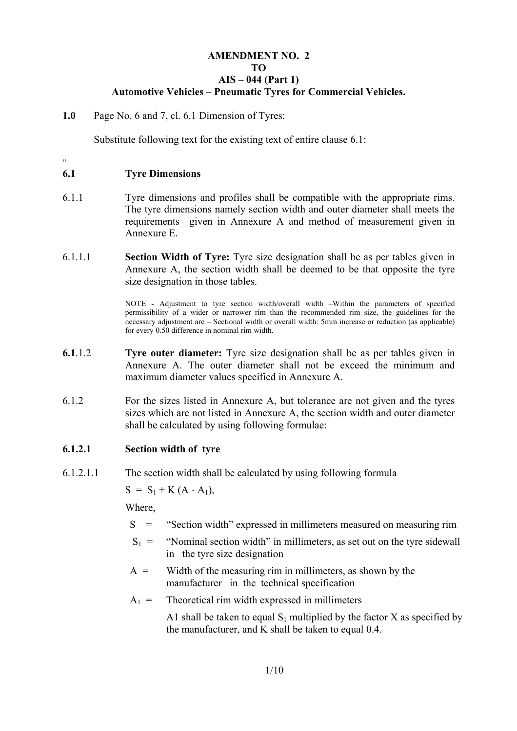**AMENDMENT NO. 2**
**TO**
**AIS – 044 (Part 1)**
**Automotive Vehicles – Pneumatic Tyres for Commercial Vehicles.**

**1.0** Page No. 6 and 7, cl. 6.1 Dimension of Tyres:

Substitute following text for the existing text of entire clause 6.1:

"

**6.1 Tyre Dimensions**

6.1.1 Tyre dimensions and profiles shall be compatible with the appropriate rims. The tyre dimensions namely section width and outer diameter shall meets the requirements given in Annexure A and method of measurement given in Annexure E.

6.1.1.1 **Section Width of Tyre:** Tyre size designation shall be as per tables given in Annexure A, the section width shall be deemed to be that opposite the tyre size designation in those tables.

NOTE - Adjustment to tyre section width/overall width –Within the parameters of specified permissibility of a wider or narrower rim than the recommended rim size, the guidelines for the necessary adjustment are – Sectional width or overall width: 5mm increase or reduction (as applicable) for every 0.50 difference in nominal rim width.

**6.1**.1.2 **Tyre outer diameter:** Tyre size designation shall be as per tables given in Annexure A. The outer diameter shall not be exceed the minimum and maximum diameter values specified in Annexure A.

6.1.2 For the sizes listed in Annexure A, but tolerance are not given and the tyres sizes which are not listed in Annexure A, the section width and outer diameter shall be calculated by using following formulae:

**6.1.2.1 Section width of tyre**

6.1.2.1.1 The section width shall be calculated by using following formula

$S = S_1 + K (A - A_1)$,

Where,

$S$ = "Section width" expressed in millimeters measured on measuring rim

$S_1$ = "Nominal section width" in millimeters, as set out on the tyre sidewall in the tyre size designation

$A$ = Width of the measuring rim in millimeters, as shown by the manufacturer in the technical specification

$A_1$ = Theoretical rim width expressed in millimeters

A1 shall be taken to equal $S_1$ multiplied by the factor X as specified by the manufacturer, and K shall be taken to equal 0.4.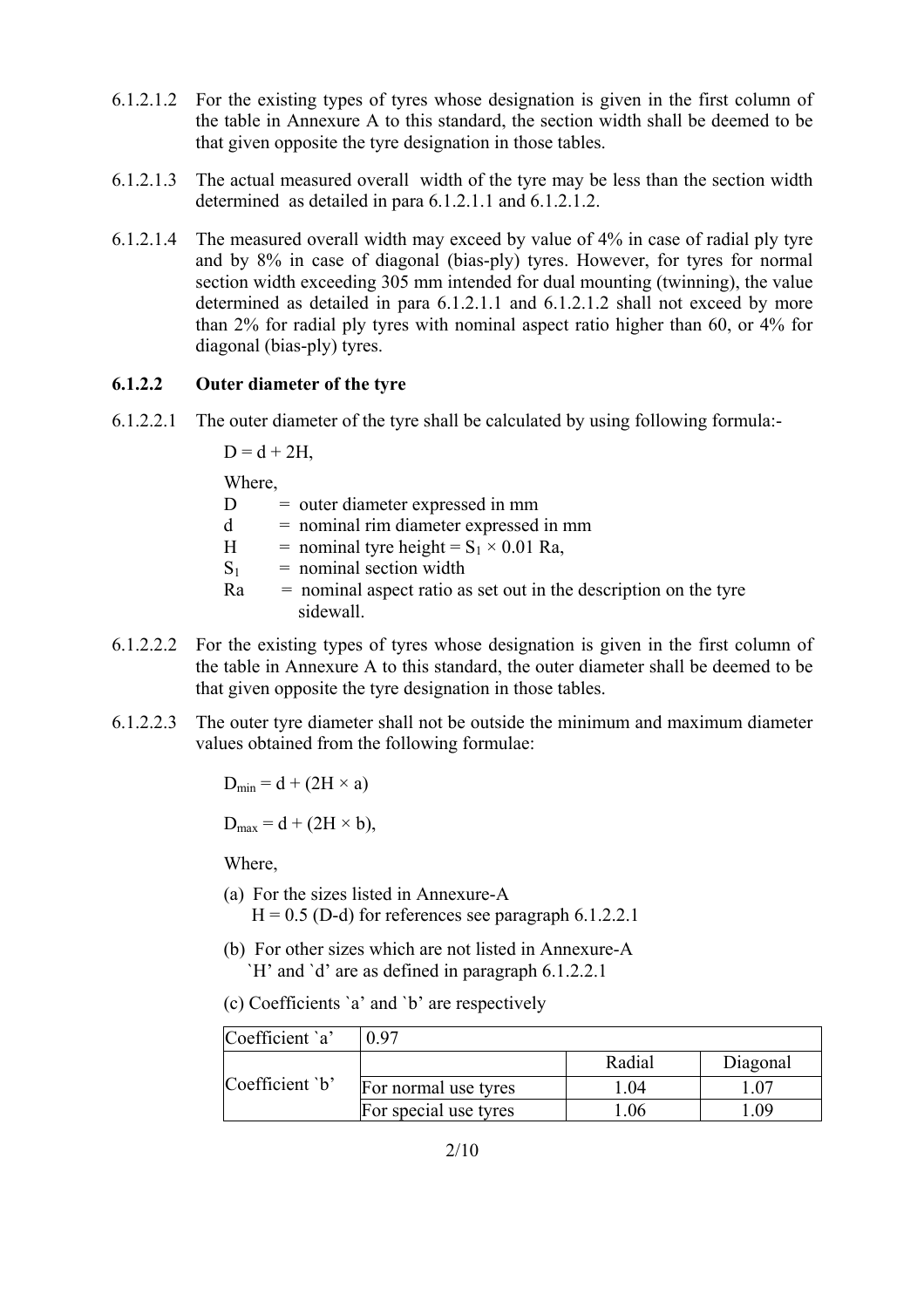6.1.2.1.2 For the existing types of tyres whose designation is given in the first column of the table in Annexure A to this standard, the section width shall be deemed to be that given opposite the tyre designation in those tables.

6.1.2.1.3 The actual measured overall width of the tyre may be less than the section width determined as detailed in para 6.1.2.1.1 and 6.1.2.1.2.

6.1.2.1.4 The measured overall width may exceed by value of 4% in case of radial ply tyre and by 8% in case of diagonal (bias-ply) tyres. However, for tyres for normal section width exceeding 305 mm intended for dual mounting (twinning), the value determined as detailed in para 6.1.2.1.1 and 6.1.2.1.2 shall not exceed by more than 2% for radial ply tyres with nominal aspect ratio higher than 60, or 4% for diagonal (bias-ply) tyres.

**6.1.2.2 Outer diameter of the tyre**

6.1.2.2.1 The outer diameter of the tyre shall be calculated by using following formula:-

$D = d + 2H$,

Where,

$D$ = outer diameter expressed in mm

$d$ = nominal rim diameter expressed in mm

$H$ = nominal tyre height = $S_1 \times 0.01$ Ra,

$S_1$ = nominal section width

Ra = nominal aspect ratio as set out in the description on the tyre sidewall.

6.1.2.2.2 For the existing types of tyres whose designation is given in the first column of the table in Annexure A to this standard, the outer diameter shall be deemed to be that given opposite the tyre designation in those tables.

6.1.2.2.3 The outer tyre diameter shall not be outside the minimum and maximum diameter values obtained from the following formulae:

$D_{min} = d + (2H \times a)$

$D_{max} = d + (2H \times b)$,

Where,

(a) For the sizes listed in Annexure-A
$H = 0.5 (D-d)$ for references see paragraph 6.1.2.2.1

(b) For other sizes which are not listed in Annexure-A
`H' and `d' are as defined in paragraph 6.1.2.2.1

(c) Coefficients `a' and `b' are respectively

| Coefficient `a' | 0.97 | | |
|---|---|---|---|
| Coefficient `b' | | Radial | Diagonal |
| | For normal use tyres | 1.04 | 1.07 |
| | For special use tyres | 1.06 | 1.09 |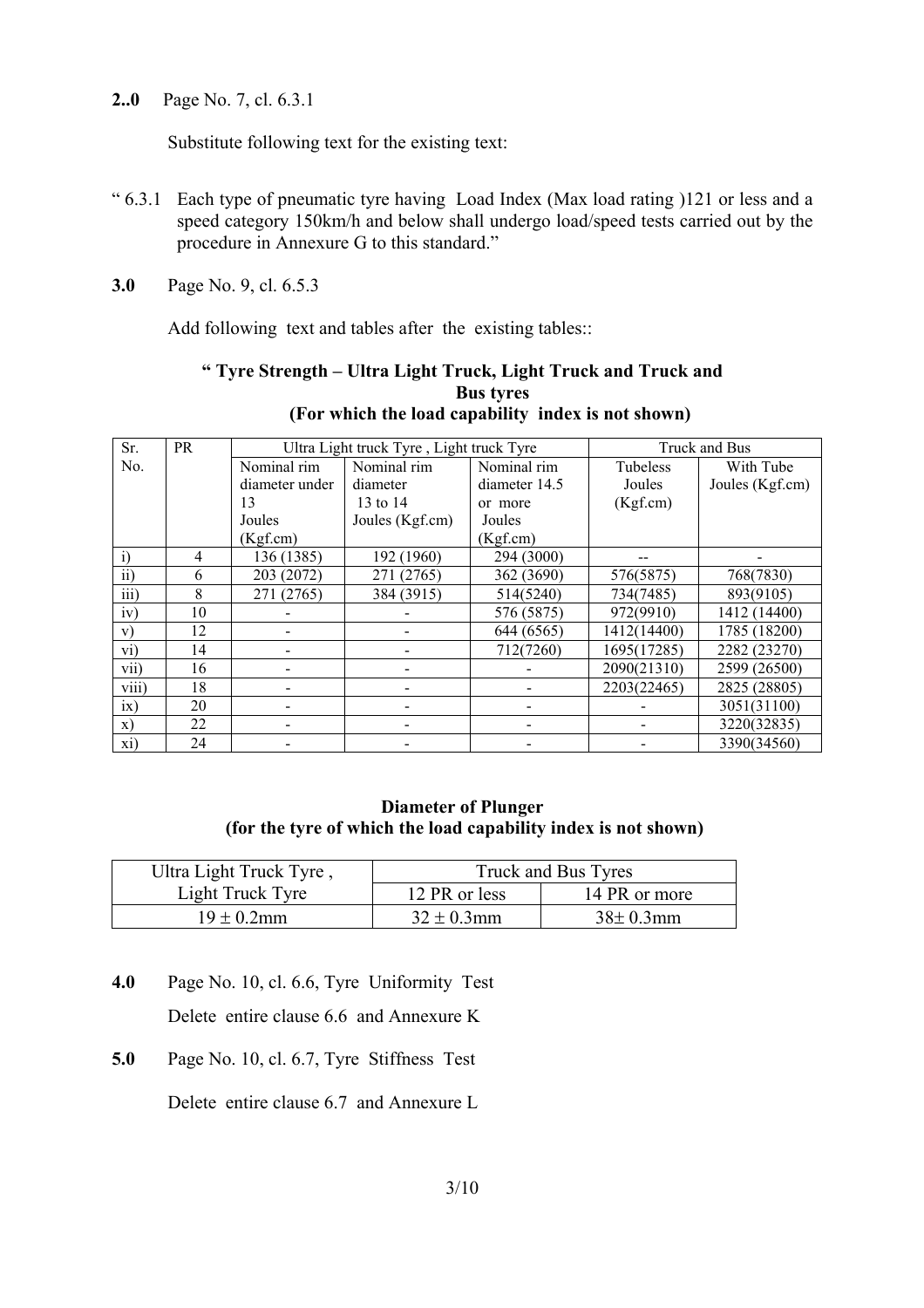**2..0** Page No. 7, cl. 6.3.1

Substitute following text for the existing text:

" 6.3.1 Each type of pneumatic tyre having Load Index (Max load rating )121 or less and a speed category 150km/h and below shall undergo load/speed tests carried out by the procedure in Annexure G to this standard."

**3.0** Page No. 9, cl. 6.5.3

Add following text and tables after the existing tables::

**" Tyre Strength – Ultra Light Truck, Light Truck and Truck and Bus tyres**
**(For which the load capability index is not shown)**

| Sr. No. | PR | Ultra Light truck Tyre , Light truck Tyre | | | Truck and Bus | |
|---|---|---|---|---|---|---|
| | | Nominal rim diameter under 13 Joules (Kgf.cm) | Nominal rim diameter 13 to 14 Joules (Kgf.cm) | Nominal rim diameter 14.5 or more Joules (Kgf.cm) | Tubeless Joules (Kgf.cm) | With Tube Joules (Kgf.cm) |
| i) | 4 | 136 (1385) | 192 (1960) | 294 (3000) | -- | - |
| ii) | 6 | 203 (2072) | 271 (2765) | 362 (3690) | 576(5875) | 768(7830) |
| iii) | 8 | 271 (2765) | 384 (3915) | 514(5240) | 734(7485) | 893(9105) |
| iv) | 10 | - | - | 576 (5875) | 972(9910) | 1412 (14400) |
| v) | 12 | - | - | 644 (6565) | 1412(14400) | 1785 (18200) |
| vi) | 14 | - | - | 712(7260) | 1695(17285) | 2282 (23270) |
| vii) | 16 | - | - | - | 2090(21310) | 2599 (26500) |
| viii) | 18 | - | - | - | 2203(22465) | 2825 (28805) |
| ix) | 20 | - | - | - | - | 3051(31100) |
| x) | 22 | - | - | - | - | 3220(32835) |
| xi) | 24 | - | - | - | - | 3390(34560) |

**Diameter of Plunger**
**(for the tyre of which the load capability index is not shown)**

| Ultra Light Truck Tyre , Light Truck Tyre | Truck and Bus Tyres | |
|---|---|---|
| | 12 PR or less | 14 PR or more |
| 19 ± 0.2mm | 32 ± 0.3mm | 38± 0.3mm |

**4.0** Page No. 10, cl. 6.6, Tyre Uniformity Test

Delete entire clause 6.6 and Annexure K

**5.0** Page No. 10, cl. 6.7, Tyre Stiffness Test

Delete entire clause 6.7 and Annexure L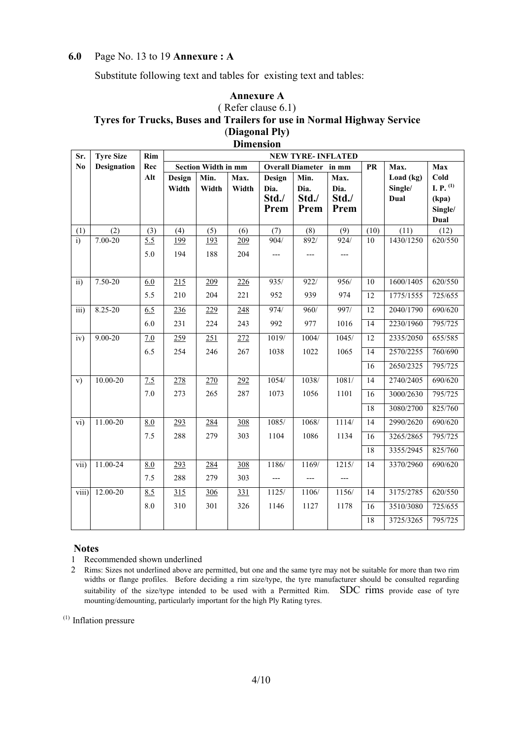**6.0** Page No. 13 to 19 **Annexure : A**

Substitute following text and tables for existing text and tables:

## Annexure A

( Refer clause 6.1)

### Tyres for Trucks, Buses and Trailers for use in Normal Highway Service (Diagonal Ply)

**Dimension**

| Sr. No | Tyre Size Designation | Rim Rec Alt | NEW TYRE- INFLATED | | | | | | | | |
|---|---|---|---|---|---|---|---|---|---|---|---|
| | | | Section Width in mm | | | Overall Diameter in mm | | | PR | Max. Load (kg) Single/ Dual | Max Cold I. P. [(1)] (kpa) Single/ Dual |
| | | | Design Width | Min. Width | Max. Width | Design Dia. Std./ Prem | Min. Dia. Std./ Prem | Max. Dia. Std./ Prem | | | |
| (1) | (2) | (3) | (4) | (5) | (6) | (7) | (8) | (9) | (10) | (11) | (12) |
| i) | 7.00-20 | <u>5.5</u> | <u>199</u> | <u>193</u> | <u>209</u> | 904/ | 892/ | 924/ | 10 | 1430/1250 | 620/550 |
| | | 5.0 | 194 | 188 | 204 | --- | --- | --- | | | |
| ii) | 7.50-20 | <u>6.0</u> | <u>215</u> | <u>209</u> | <u>226</u> | 935/ | 922/ | 956/ | 10 | 1600/1405 | 620/550 |
| | | 5.5 | 210 | 204 | 221 | 952 | 939 | 974 | 12 | 1775/1555 | 725/655 |
| iii) | 8.25-20 | <u>6.5</u> | <u>236</u> | <u>229</u> | <u>248</u> | 974/ | 960/ | 997/ | 12 | 2040/1790 | 690/620 |
| | | 6.0 | 231 | 224 | 243 | 992 | 977 | 1016 | 14 | 2230/1960 | 795/725 |
| iv) | 9.00-20 | <u>7.0</u> | <u>259</u> | <u>251</u> | <u>272</u> | 1019/ | 1004/ | 1045/ | 12 | 2335/2050 | 655/585 |
| | | 6.5 | 254 | 246 | 267 | 1038 | 1022 | 1065 | 14 | 2570/2255 | 760/690 |
| | | | | | | | | | 16 | 2650/2325 | 795/725 |
| v) | 10.00-20 | <u>7.5</u> | <u>278</u> | <u>270</u> | <u>292</u> | 1054/ | 1038/ | 1081/ | 14 | 2740/2405 | 690/620 |
| | | 7.0 | 273 | 265 | 287 | 1073 | 1056 | 1101 | 16 | 3000/2630 | 795/725 |
| | | | | | | | | | 18 | 3080/2700 | 825/760 |
| vi) | 11.00-20 | <u>8.0</u> | <u>293</u> | <u>284</u> | <u>308</u> | 1085/ | 1068/ | 1114/ | 14 | 2990/2620 | 690/620 |
| | | 7.5 | 288 | 279 | 303 | 1104 | 1086 | 1134 | 16 | 3265/2865 | 795/725 |
| | | | | | | | | | 18 | 3355/2945 | 825/760 |
| vii) | 11.00-24 | <u>8.0</u> | <u>293</u> | <u>284</u> | <u>308</u> | 1186/ | 1169/ | 1215/ | 14 | 3370/2960 | 690/620 |
| | | 7.5 | 288 | 279 | 303 | --- | --- | --- | | | |
| viii) | 12.00-20 | <u>8.5</u> | <u>315</u> | <u>306</u> | <u>331</u> | 1125/ | 1106/ | 1156/ | 14 | 3175/2785 | 620/550 |
| | | 8.0 | 310 | 301 | 326 | 1146 | 1127 | 1178 | 16 | 3510/3080 | 725/655 |
| | | | | | | | | | 18 | 3725/3265 | 795/725 |

**Notes**

1. Recommended shown underlined
2. Rims: Sizes not underlined above are permitted, but one and the same tyre may not be suitable for more than two rim widths or flange profiles. Before deciding a rim size/type, the tyre manufacturer should be consulted regarding suitability of the size/type intended to be used with a Permitted Rim. SDC rims provide ease of tyre mounting/demounting, particularly important for the high Ply Rating tyres.

[(1)] Inflation pressure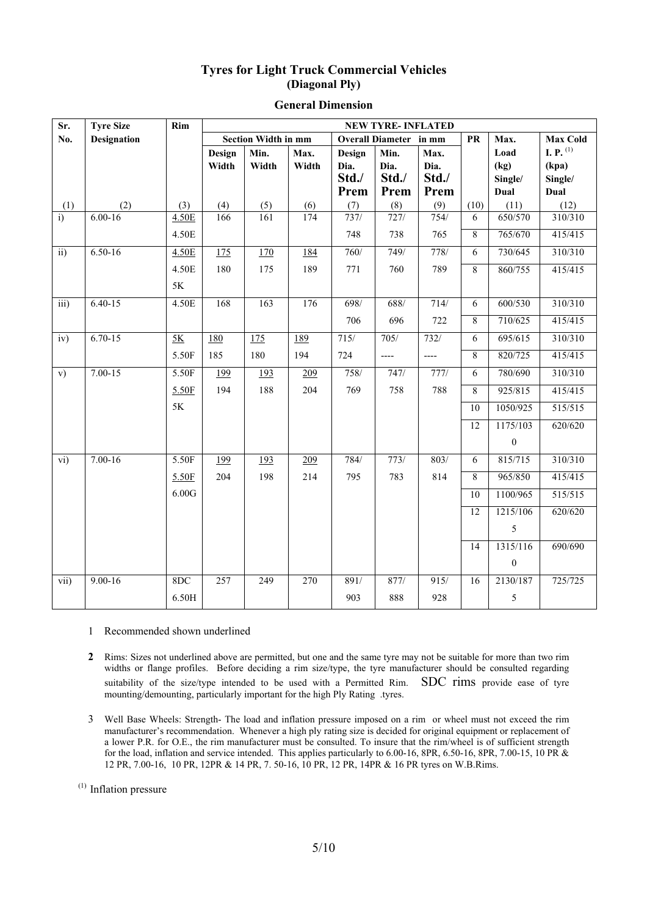## Tyres for Light Truck Commercial Vehicles
### (Diagonal Ply)

### General Dimension

| Sr. No. | Tyre Size Designation | Rim | NEW TYRE- INFLATED | | | | | | | | |
|---|---|---|---|---|---|---|---|---|---|---|---|
| | | | Section Width in mm | | | Overall Diameter in mm | | | PR | Max. Load (kg) Single/ Dual | Max Cold I. P. [1] (kpa) Single/ Dual |
| | | | Design Width | Min. Width | Max. Width | Design Dia. Std./ Prem | Min. Dia. Std./ Prem | Max. Dia. Std./ Prem | | | |
| (1) | (2) | (3) | (4) | (5) | (6) | (7) | (8) | (9) | (10) | (11) | (12) |
| i) | 6.00-16 | <u>4.50E</u> | 166 | 161 | 174 | 737/ | 727/ | 754/ | 6 | 650/570 | 310/310 |
| | | 4.50E | | | | 748 | 738 | 765 | 8 | 765/670 | 415/415 |
| ii) | 6.50-16 | <u>4.50E</u> | <u>175</u> | <u>170</u> | <u>184</u> | 760/ | 749/ | 778/ | 6 | 730/645 | 310/310 |
| | | 4.50E | 180 | 175 | 189 | 771 | 760 | 789 | 8 | 860/755 | 415/415 |
| | | 5K | | | | | | | | | |
| iii) | 6.40-15 | 4.50E | 168 | 163 | 176 | 698/ | 688/ | 714/ | 6 | 600/530 | 310/310 |
| | | | | | | 706 | 696 | 722 | 8 | 710/625 | 415/415 |
| iv) | 6.70-15 | <u>5K</u> | <u>180</u> | <u>175</u> | <u>189</u> | 715/ | 705/ | 732/ | 6 | 695/615 | 310/310 |
| | | 5.50F | 185 | 180 | 194 | 724 | ---- | ---- | 8 | 820/725 | 415/415 |
| v) | 7.00-15 | 5.50F | <u>199</u> | <u>193</u> | <u>209</u> | 758/ | 747/ | 777/ | 6 | 780/690 | 310/310 |
| | | <u>5.50F</u> | 194 | 188 | 204 | 769 | 758 | 788 | 8 | 925/815 | 415/415 |
| | | 5K | | | | | | | 10 | 1050/925 | 515/515 |
| | | | | | | | | | 12 | 1175/1030 | 620/620 |
| vi) | 7.00-16 | 5.50F | <u>199</u> | <u>193</u> | <u>209</u> | 784/ | 773/ | 803/ | 6 | 815/715 | 310/310 |
| | | <u>5.50F</u> | 204 | 198 | 214 | 795 | 783 | 814 | 8 | 965/850 | 415/415 |
| | | 6.00G | | | | | | | 10 | 1100/965 | 515/515 |
| | | | | | | | | | 12 | 1215/1065 | 620/620 |
| | | | | | | | | | 14 | 1315/1160 | 690/690 |
| vii) | 9.00-16 | 8DC | 257 | 249 | 270 | 891/ | 877/ | 915/ | 16 | 2130/1875 | 725/725 |
| | | 6.50H | | | | 903 | 888 | 928 | | | |

1 Recommended shown underlined

**2** Rims: Sizes not underlined above are permitted, but one and the same tyre may not be suitable for more than two rim widths or flange profiles. Before deciding a rim size/type, the tyre manufacturer should be consulted regarding suitability of the size/type intended to be used with a Permitted Rim. SDC rims provide ease of tyre mounting/demounting, particularly important for the high Ply Rating .tyres.

3 Well Base Wheels: Strength- The load and inflation pressure imposed on a rim or wheel must not exceed the rim manufacturer's recommendation. Whenever a high ply rating size is decided for original equipment or replacement of a lower P.R. for O.E., the rim manufacturer must be consulted. To insure that the rim/wheel is of sufficient strength for the load, inflation and service intended. This applies particularly to 6.00-16, 8PR, 6.50-16, 8PR, 7.00-15, 10 PR & 12 PR, 7.00-16, 10 PR, 12PR & 14 PR, 7. 50-16, 10 PR, 12 PR, 14PR & 16 PR tyres on W.B.Rims.

[1] Inflation pressure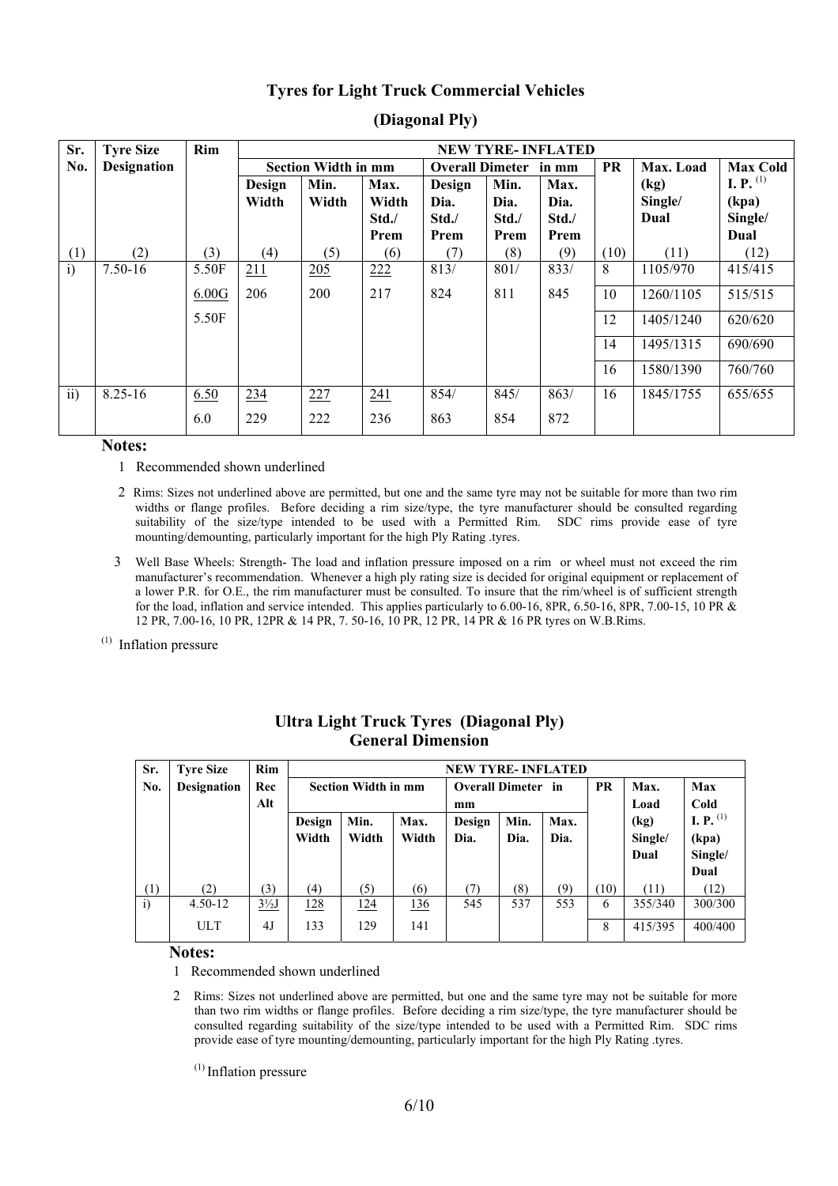## Tyres for Light Truck Commercial Vehicles

### (Diagonal Ply)

| Sr. No. | Tyre Size Designation | Rim | NEW TYRE- INFLATED | | | | | | | | |
|---|---|---|---|---|---|---|---|---|---|---|---|
| | | | Section Width in mm | | | Overall Dimeter in mm | | | PR | Max. Load (kg) Single/ Dual | Max Cold I. P. [(1)] (kpa) Single/ Dual |
| | | | Design Width | Min. Width | Max. Width Std./ Prem | Design Dia. Std./ Prem | Min. Dia. Std./ Prem | Max. Dia. Std./ Prem | | | |
| (1) | (2) | (3) | (4) | (5) | (6) | (7) | (8) | (9) | (10) | (11) | (12) |
| i) | 7.50-16 | 5.50F | 211 | 205 | 222 | 813/ | 801/ | 833/ | 8 | 1105/970 | 415/415 |
| | | 6.00G | 206 | 200 | 217 | 824 | 811 | 845 | 10 | 1260/1105 | 515/515 |
| | | 5.50F | | | | | | | 12 | 1405/1240 | 620/620 |
| | | | | | | | | | 14 | 1495/1315 | 690/690 |
| | | | | | | | | | 16 | 1580/1390 | 760/760 |
| ii) | 8.25-16 | 6.50 | 234 | 227 | 241 | 854/ | 845/ | 863/ | 16 | 1845/1755 | 655/655 |
| | | 6.0 | 229 | 222 | 236 | 863 | 854 | 872 | | | |

**Notes:**

1 Recommended shown underlined

2 Rims: Sizes not underlined above are permitted, but one and the same tyre may not be suitable for more than two rim widths or flange profiles. Before deciding a rim size/type, the tyre manufacturer should be consulted regarding suitability of the size/type intended to be used with a Permitted Rim. SDC rims provide ease of tyre mounting/demounting, particularly important for the high Ply Rating .tyres.

3 Well Base Wheels: Strength- The load and inflation pressure imposed on a rim or wheel must not exceed the rim manufacturer's recommendation. Whenever a high ply rating size is decided for original equipment or replacement of a lower P.R. for O.E., the rim manufacturer must be consulted. To insure that the rim/wheel is of sufficient strength for the load, inflation and service intended. This applies particularly to 6.00-16, 8PR, 6.50-16, 8PR, 7.00-15, 10 PR & 12 PR, 7.00-16, 10 PR, 12PR & 14 PR, 7. 50-16, 10 PR, 12 PR, 14 PR & 16 PR tyres on W.B.Rims.

[(1)] Inflation pressure

## Ultra Light Truck Tyres (Diagonal Ply)
### General Dimension

| Sr. No. | Tyre Size Designation | Rim Rec Alt | NEW TYRE- INFLATED | | | | | | | | |
|---|---|---|---|---|---|---|---|---|---|---|---|
| | | | Section Width in mm | | | Overall Dimeter in mm | | | PR | Max. Load (kg) Single/ Dual | Max Cold I. P. [(1)] (kpa) Single/ Dual |
| | | | Design Width | Min. Width | Max. Width | Design Dia. | Min. Dia. | Max. Dia. | | | |
| (1) | (2) | (3) | (4) | (5) | (6) | (7) | (8) | (9) | (10) | (11) | (12) |
| i) | 4.50-12 | 3½J | 128 | 124 | 136 | 545 | 537 | 553 | 6 | 355/340 | 300/300 |
| | ULT | 4J | 133 | 129 | 141 | | | | 8 | 415/395 | 400/400 |

**Notes:**

1 Recommended shown underlined

2 Rims: Sizes not underlined above are permitted, but one and the same tyre may not be suitable for more than two rim widths or flange profiles. Before deciding a rim size/type, the tyre manufacturer should be consulted regarding suitability of the size/type intended to be used with a Permitted Rim. SDC rims provide ease of tyre mounting/demounting, particularly important for the high Ply Rating .tyres.

[(1)] Inflation pressure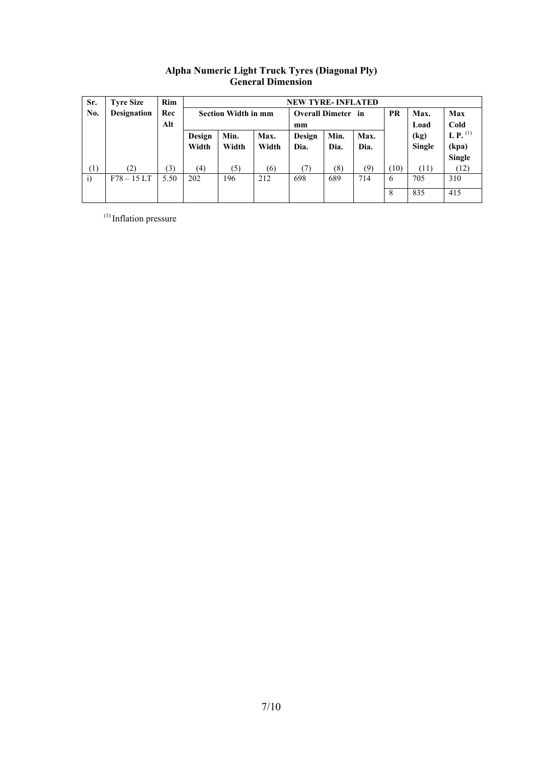**Alpha Numeric Light Truck Tyres (Diagonal Ply)**
**General Dimension**

| Sr. No. | Tyre Size Designation | Rim Rec Alt | NEW TYRE- INFLATED | | | | | | | | |
|---|---|---|---|---|---|---|---|---|---|---|---|
| | | | Section Width in mm | | | Overall Dimeter in mm | | | PR | Max. Load (kg) Single | Max Cold I. P. [(1)] (kpa) Single |
| | | | Design Width | Min. Width | Max. Width | Design Dia. | Min. Dia. | Max. Dia. | | | |
| (1) | (2) | (3) | (4) | (5) | (6) | (7) | (8) | (9) | (10) | (11) | (12) |
| i) | F78 – 15 LT | 5.50 | 202 | 196 | 212 | 698 | 689 | 714 | 6 | 705 | 310 |
| | | | | | | | | | 8 | 835 | 415 |

[(1)] Inflation pressure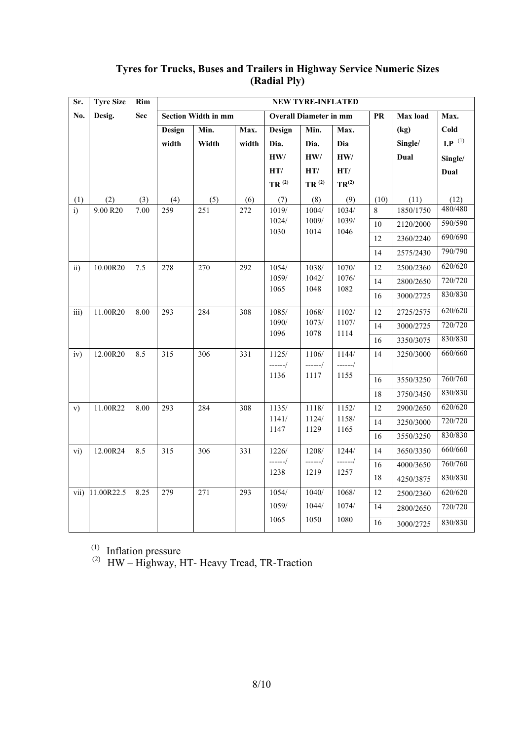# Tyres for Trucks, Buses and Trailers in Highway Service Numeric Sizes (Radial Ply)

| Sr. No. | Tyre Size Desig. | Rim Sec | NEW TYRE-INFLATED | | | | | | | | |
|---|---|---|---|---|---|---|---|---|---|---|---|
| | | | Section Width in mm | | | Overall Diameter in mm | | | PR | Max load (kg) Single/ Dual | Max. Cold I.P [1] Single/ Dual |
| | | | Design width | Min. Width | Max. width | Design Dia. HW/ HT/ TR [2] | Min. Dia. HW/ HT/ TR [2] | Max. Dia HW/ HT/ TR[2] | | | |
| (1) | (2) | (3) | (4) | (5) | (6) | (7) | (8) | (9) | (10) | (11) | (12) |
| i) | 9.00 R20 | 7.00 | 259 | 251 | 272 | 1019/ 1024/ 1030 | 1004/ 1009/ 1014 | 1034/ 1039/ 1046 | 8 | 1850/1750 | 480/480 |
| | | | | | | | | | 10 | 2120/2000 | 590/590 |
| | | | | | | | | | 12 | 2360/2240 | 690/690 |
| | | | | | | | | | 14 | 2575/2430 | 790/790 |
| ii) | 10.00R20 | 7.5 | 278 | 270 | 292 | 1054/ 1059/ 1065 | 1038/ 1042/ 1048 | 1070/ 1076/ 1082 | 12 | 2500/2360 | 620/620 |
| | | | | | | | | | 14 | 2800/2650 | 720/720 |
| | | | | | | | | | 16 | 3000/2725 | 830/830 |
| iii) | 11.00R20 | 8.00 | 293 | 284 | 308 | 1085/ 1090/ 1096 | 1068/ 1073/ 1078 | 1102/ 1107/ 1114 | 12 | 2725/2575 | 620/620 |
| | | | | | | | | | 14 | 3000/2725 | 720/720 |
| | | | | | | | | | 16 | 3350/3075 | 830/830 |
| iv) | 12.00R20 | 8.5 | 315 | 306 | 331 | 1125/ ------/ 1136 | 1106/ ------/ 1117 | 1144/ ------/ 1155 | 14 | 3250/3000 | 660/660 |
| | | | | | | | | | 16 | 3550/3250 | 760/760 |
| | | | | | | | | | 18 | 3750/3450 | 830/830 |
| v) | 11.00R22 | 8.00 | 293 | 284 | 308 | 1135/ 1141/ 1147 | 1118/ 1124/ 1129 | 1152/ 1158/ 1165 | 12 | 2900/2650 | 620/620 |
| | | | | | | | | | 14 | 3250/3000 | 720/720 |
| | | | | | | | | | 16 | 3550/3250 | 830/830 |
| vi) | 12.00R24 | 8.5 | 315 | 306 | 331 | 1226/ ------/ 1238 | 1208/ ------/ 1219 | 1244/ ------/ 1257 | 14 | 3650/3350 | 660/660 |
| | | | | | | | | | 16 | 4000/3650 | 760/760 |
| | | | | | | | | | 18 | 4250/3875 | 830/830 |
| vii) | 11.00R22.5 | 8.25 | 279 | 271 | 293 | 1054/ 1059/ 1065 | 1040/ 1044/ 1050 | 1068/ 1074/ 1080 | 12 | 2500/2360 | 620/620 |
| | | | | | | | | | 14 | 2800/2650 | 720/720 |
| | | | | | | | | | 16 | 3000/2725 | 830/830 |

[1] Inflation pressure

[2] HW – Highway, HT- Heavy Tread, TR-Traction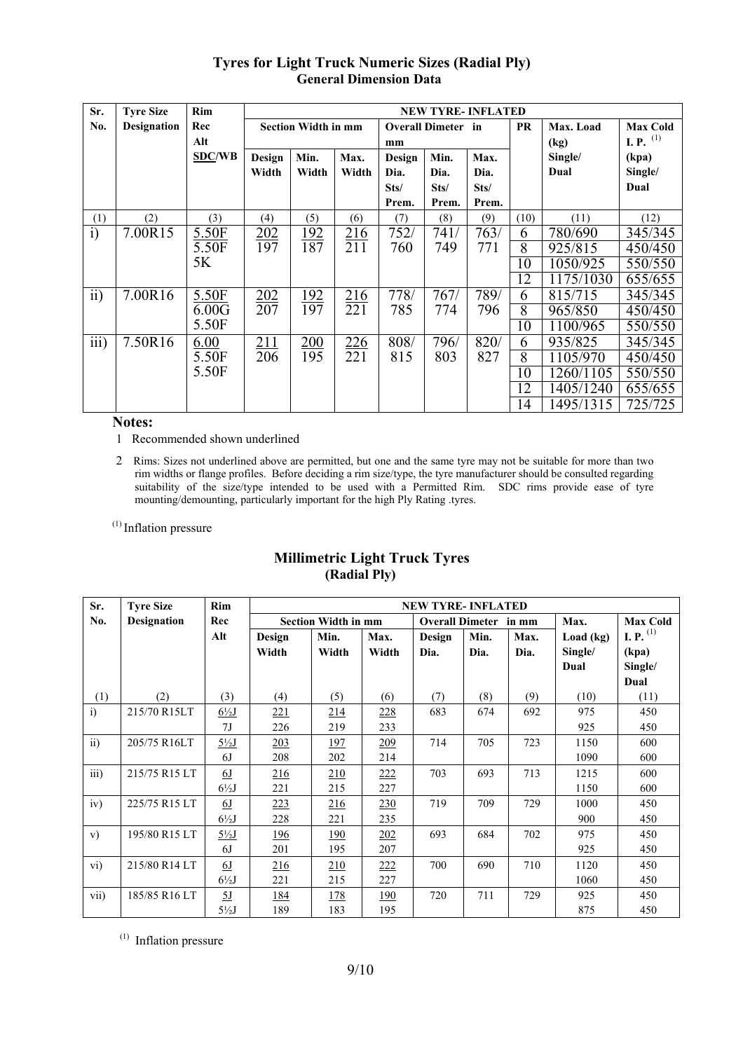## Tyres for Light Truck Numeric Sizes (Radial Ply)
### General Dimension Data

| Sr. No. | Tyre Size Designation | Rim Rec Alt SDC/WB | NEW TYRE- INFLATED | | | | | | | | |
|---|---|---|---|---|---|---|---|---|---|---|---|
| | | | Section Width in mm | | | Overall Dimeter in mm | | | PR | Max. Load (kg) Single/ Dual | Max Cold I. P. [(1)] (kpa) Single/ Dual |
| | | | Design Width | Min. Width | Max. Width | Design Dia. Sts/ Prem. | Min. Dia. Sts/ Prem. | Max. Dia. Sts/ Prem. | | | |
| (1) | (2) | (3) | (4) | (5) | (6) | (7) | (8) | (9) | (10) | (11) | (12) |
| i) | 7.00R15 | 5.50F | 202 | 192 | 216 | 752/ | 741/ | 763/ | 6 | 780/690 | 345/345 |
| | | 5.50F | 197 | 187 | 211 | 760 | 749 | 771 | 8 | 925/815 | 450/450 |
| | | 5K | | | | | | | 10 | 1050/925 | 550/550 |
| | | | | | | | | | 12 | 1175/1030 | 655/655 |
| ii) | 7.00R16 | 5.50F | 202 | 192 | 216 | 778/ | 767/ | 789/ | 6 | 815/715 | 345/345 |
| | | 6.00G | 207 | 197 | 221 | 785 | 774 | 796 | 8 | 965/850 | 450/450 |
| | | 5.50F | | | | | | | 10 | 1100/965 | 550/550 |
| iii) | 7.50R16 | 6.00 | 211 | 200 | 226 | 808/ | 796/ | 820/ | 6 | 935/825 | 345/345 |
| | | 5.50F | 206 | 195 | 221 | 815 | 803 | 827 | 8 | 1105/970 | 450/450 |
| | | 5.50F | | | | | | | 10 | 1260/1105 | 550/550 |
| | | | | | | | | | 12 | 1405/1240 | 655/655 |
| | | | | | | | | | 14 | 1495/1315 | 725/725 |

**Notes:**

1 Recommended shown underlined

2 Rims: Sizes not underlined above are permitted, but one and the same tyre may not be suitable for more than two rim widths or flange profiles. Before deciding a rim size/type, the tyre manufacturer should be consulted regarding suitability of the size/type intended to be used with a Permitted Rim. SDC rims provide ease of tyre mounting/demounting, particularly important for the high Ply Rating .tyres.

[(1)] Inflation pressure

## Millimetric Light Truck Tyres
### (Radial Ply)

| Sr. No. | Tyre Size Designation | Rim Rec Alt | NEW TYRE- INFLATED | | | | | | | |
|---|---|---|---|---|---|---|---|---|---|---|
| | | | Section Width in mm | | | Overall Dimeter in mm | | | Max. Load (kg) Single/ Dual | Max Cold I. P. [(1)] (kpa) Single/ Dual |
| | | | Design Width | Min. Width | Max. Width | Design Dia. | Min. Dia. | Max. Dia. | | |
| (1) | (2) | (3) | (4) | (5) | (6) | (7) | (8) | (9) | (10) | (11) |
| i) | 215/70 R15LT | 6½J | 221 | 214 | 228 | 683 | 674 | 692 | 975 | 450 |
| | | 7J | 226 | 219 | 233 | | | | 925 | 450 |
| ii) | 205/75 R16LT | 5½J | 203 | 197 | 209 | 714 | 705 | 723 | 1150 | 600 |
| | | 6J | 208 | 202 | 214 | | | | 1090 | 600 |
| iii) | 215/75 R15 LT | 6J | 216 | 210 | 222 | 703 | 693 | 713 | 1215 | 600 |
| | | 6½J | 221 | 215 | 227 | | | | 1150 | 600 |
| iv) | 225/75 R15 LT | 6J | 223 | 216 | 230 | 719 | 709 | 729 | 1000 | 450 |
| | | 6½J | 228 | 221 | 235 | | | | 900 | 450 |
| v) | 195/80 R15 LT | 5½J | 196 | 190 | 202 | 693 | 684 | 702 | 975 | 450 |
| | | 6J | 201 | 195 | 207 | | | | 925 | 450 |
| vi) | 215/80 R14 LT | 6J | 216 | 210 | 222 | 700 | 690 | 710 | 1120 | 450 |
| | | 6½J | 221 | 215 | 227 | | | | 1060 | 450 |
| vii) | 185/85 R16 LT | 5J | 184 | 178 | 190 | 720 | 711 | 729 | 925 | 450 |
| | | 5½J | 189 | 183 | 195 | | | | 875 | 450 |

[(1)] Inflation pressure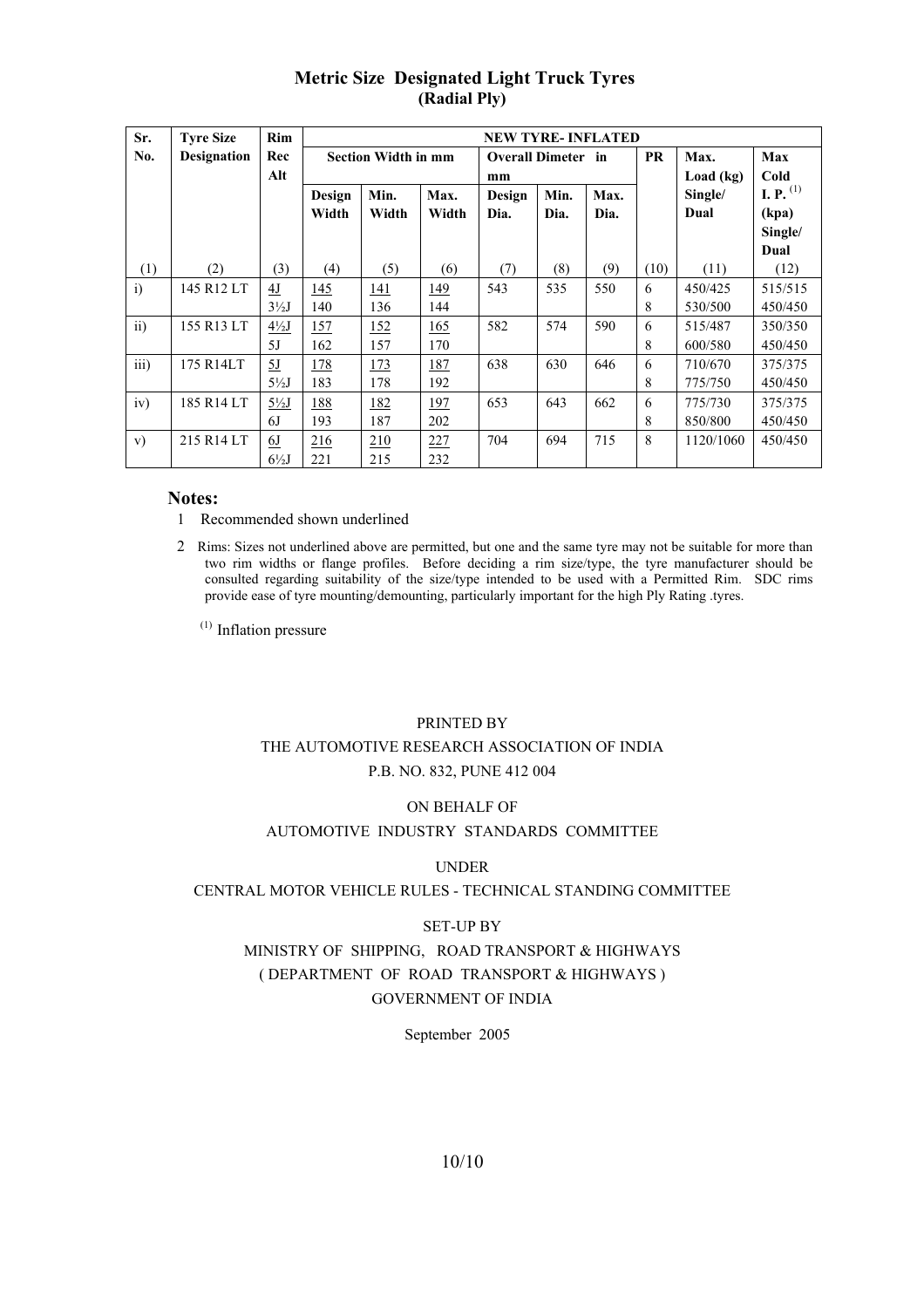## Metric Size Designated Light Truck Tyres
### (Radial Ply)

| Sr. No. | Tyre Size Designation | Rim Rec Alt | NEW TYRE- INFLATED | | | | | | | | |
|---|---|---|---|---|---|---|---|---|---|---|---|
| | | | Section Width in mm | | | Overall Dimeter in mm | | | PR | Max. Load (kg) Single/ Dual | Max Cold I. P. [(1)] (kpa) Single/ Dual |
| | | | Design Width | Min. Width | Max. Width | Design Dia. | Min. Dia. | Max. Dia. | | | |
| (1) | (2) | (3) | (4) | (5) | (6) | (7) | (8) | (9) | (10) | (11) | (12) |
| i) | 145 R12 LT | 4J | 145 | 141 | 149 | 543 | 535 | 550 | 6 | 450/425 | 515/515 |
| | | 3½J | 140 | 136 | 144 | | | | 8 | 530/500 | 450/450 |
| ii) | 155 R13 LT | 4½J | 157 | 152 | 165 | 582 | 574 | 590 | 6 | 515/487 | 350/350 |
| | | 5J | 162 | 157 | 170 | | | | 8 | 600/580 | 450/450 |
| iii) | 175 R14LT | 5J | 178 | 173 | 187 | 638 | 630 | 646 | 6 | 710/670 | 375/375 |
| | | 5½J | 183 | 178 | 192 | | | | 8 | 775/750 | 450/450 |
| iv) | 185 R14 LT | 5½J | 188 | 182 | 197 | 653 | 643 | 662 | 6 | 775/730 | 375/375 |
| | | 6J | 193 | 187 | 202 | | | | 8 | 850/800 | 450/450 |
| v) | 215 R14 LT | 6J | 216 | 210 | 227 | 704 | 694 | 715 | 8 | 1120/1060 | 450/450 |
| | | 6½J | 221 | 215 | 232 | | | | | | |

**Notes:**

1 Recommended shown underlined

2 Rims: Sizes not underlined above are permitted, but one and the same tyre may not be suitable for more than two rim widths or flange profiles. Before deciding a rim size/type, the tyre manufacturer should be consulted regarding suitability of the size/type intended to be used with a Permitted Rim. SDC rims provide ease of tyre mounting/demounting, particularly important for the high Ply Rating .tyres.

[(1)] Inflation pressure

PRINTED BY

THE AUTOMOTIVE RESEARCH ASSOCIATION OF INDIA

P.B. NO. 832, PUNE 412 004

ON BEHALF OF

AUTOMOTIVE INDUSTRY STANDARDS COMMITTEE

UNDER

CENTRAL MOTOR VEHICLE RULES - TECHNICAL STANDING COMMITTEE

SET-UP BY

MINISTRY OF SHIPPING, ROAD TRANSPORT & HIGHWAYS

( DEPARTMENT OF ROAD TRANSPORT & HIGHWAYS )

GOVERNMENT OF INDIA

September 2005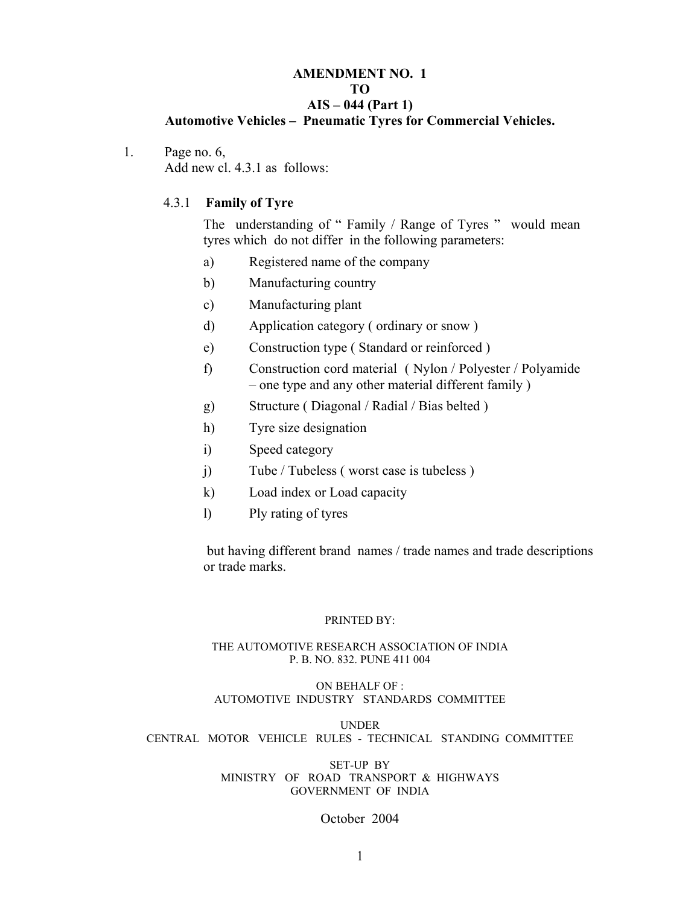# AMENDMENT NO. 1
# TO
# AIS – 044 (Part 1)
## Automotive Vehicles – Pneumatic Tyres for Commercial Vehicles.

1. Page no. 6,
   Add new cl. 4.3.1 as follows:

   4.3.1 **Family of Tyre**

   The understanding of " Family / Range of Tyres " would mean tyres which do not differ in the following parameters:

   a) Registered name of the company
   b) Manufacturing country
   c) Manufacturing plant
   d) Application category ( ordinary or snow )
   e) Construction type ( Standard or reinforced )
   f) Construction cord material ( Nylon / Polyester / Polyamide – one type and any other material different family )
   g) Structure ( Diagonal / Radial / Bias belted )
   h) Tyre size designation
   i) Speed category
   j) Tube / Tubeless ( worst case is tubeless )
   k) Load index or Load capacity
   l) Ply rating of tyres

   but having different brand names / trade names and trade descriptions or trade marks.

PRINTED BY:

THE AUTOMOTIVE RESEARCH ASSOCIATION OF INDIA
P. B. NO. 832. PUNE 411 004

ON BEHALF OF :
AUTOMOTIVE INDUSTRY STANDARDS COMMITTEE

UNDER
CENTRAL MOTOR VEHICLE RULES - TECHNICAL STANDING COMMITTEE

SET-UP BY
MINISTRY OF ROAD TRANSPORT & HIGHWAYS
GOVERNMENT OF INDIA

October 2004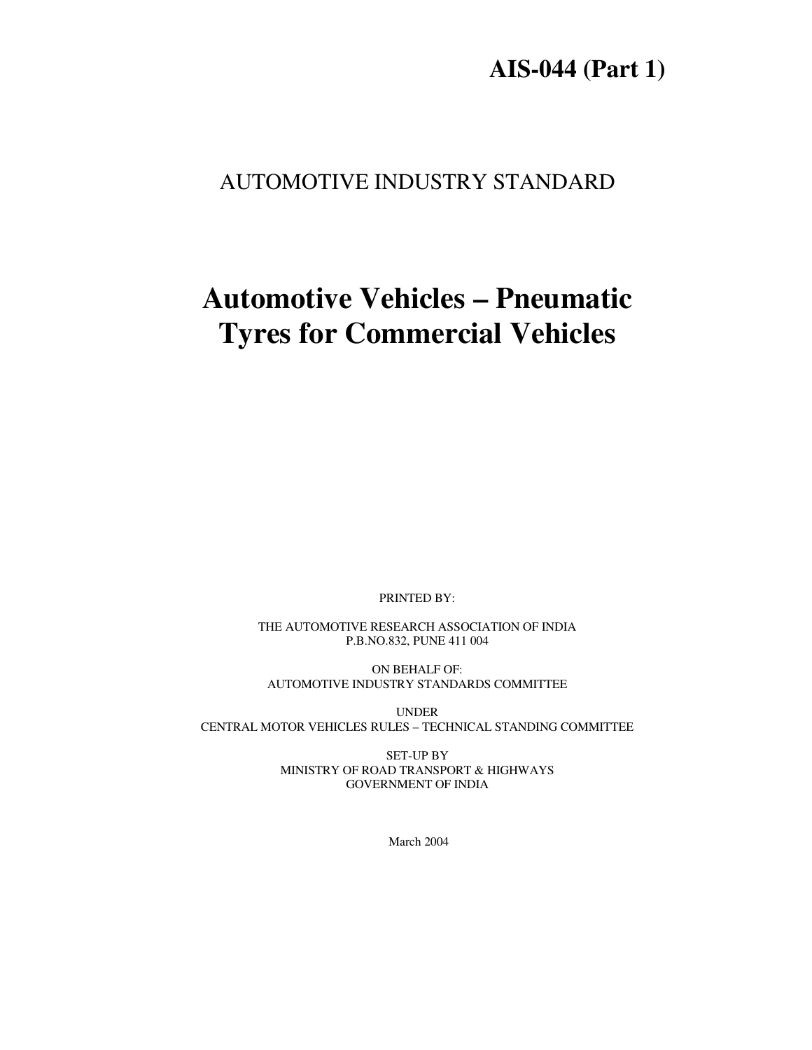# AIS-044 (Part 1)

AUTOMOTIVE INDUSTRY STANDARD

# Automotive Vehicles – Pneumatic Tyres for Commercial Vehicles

PRINTED BY:

THE AUTOMOTIVE RESEARCH ASSOCIATION OF INDIA
P.B.NO.832, PUNE 411 004

ON BEHALF OF:
AUTOMOTIVE INDUSTRY STANDARDS COMMITTEE

UNDER
CENTRAL MOTOR VEHICLES RULES – TECHNICAL STANDING COMMITTEE

SET-UP BY
MINISTRY OF ROAD TRANSPORT & HIGHWAYS
GOVERNMENT OF INDIA

March 2004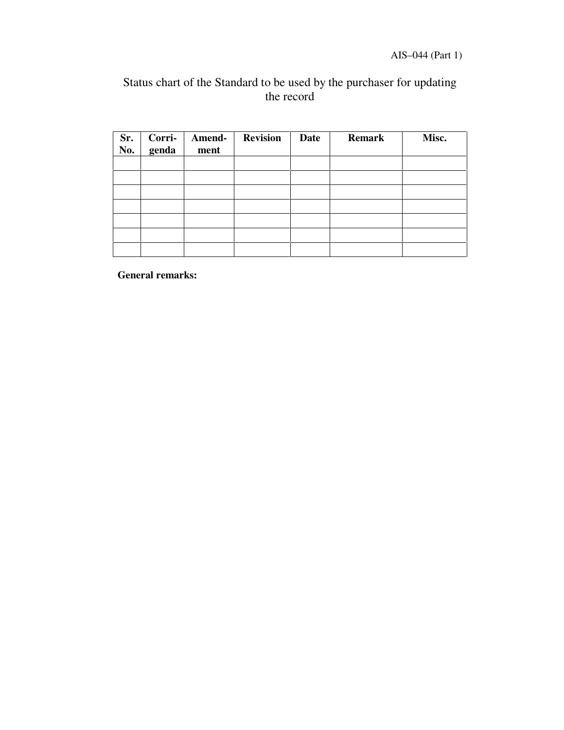Status chart of the Standard to be used by the purchaser for updating the record

| Sr. No. | Corri-genda | Amend-ment | Revision | Date | Remark | Misc. |
|---|---|---|---|---|---|---|
| | | | | | | |
| | | | | | | |
| | | | | | | |
| | | | | | | |
| | | | | | | |
| | | | | | | |
| | | | | | | |

**General remarks:**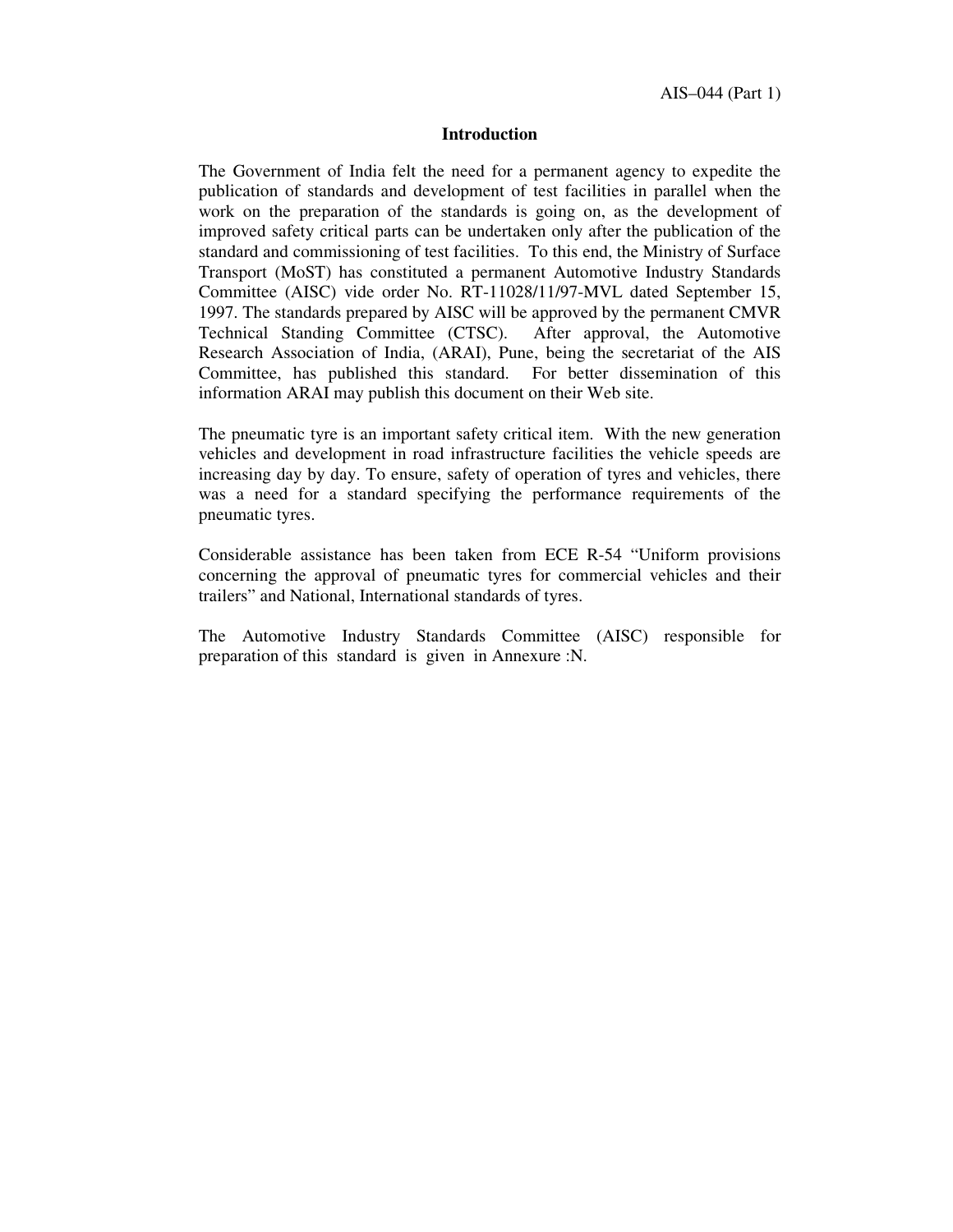# Introduction

The Government of India felt the need for a permanent agency to expedite the publication of standards and development of test facilities in parallel when the work on the preparation of the standards is going on, as the development of improved safety critical parts can be undertaken only after the publication of the standard and commissioning of test facilities. To this end, the Ministry of Surface Transport (MoST) has constituted a permanent Automotive Industry Standards Committee (AISC) vide order No. RT-11028/11/97-MVL dated September 15, 1997. The standards prepared by AISC will be approved by the permanent CMVR Technical Standing Committee (CTSC). After approval, the Automotive Research Association of India, (ARAI), Pune, being the secretariat of the AIS Committee, has published this standard. For better dissemination of this information ARAI may publish this document on their Web site.

The pneumatic tyre is an important safety critical item. With the new generation vehicles and development in road infrastructure facilities the vehicle speeds are increasing day by day. To ensure, safety of operation of tyres and vehicles, there was a need for a standard specifying the performance requirements of the pneumatic tyres.

Considerable assistance has been taken from ECE R-54 "Uniform provisions concerning the approval of pneumatic tyres for commercial vehicles and their trailers" and National, International standards of tyres.

The Automotive Industry Standards Committee (AISC) responsible for preparation of this standard is given in Annexure :N.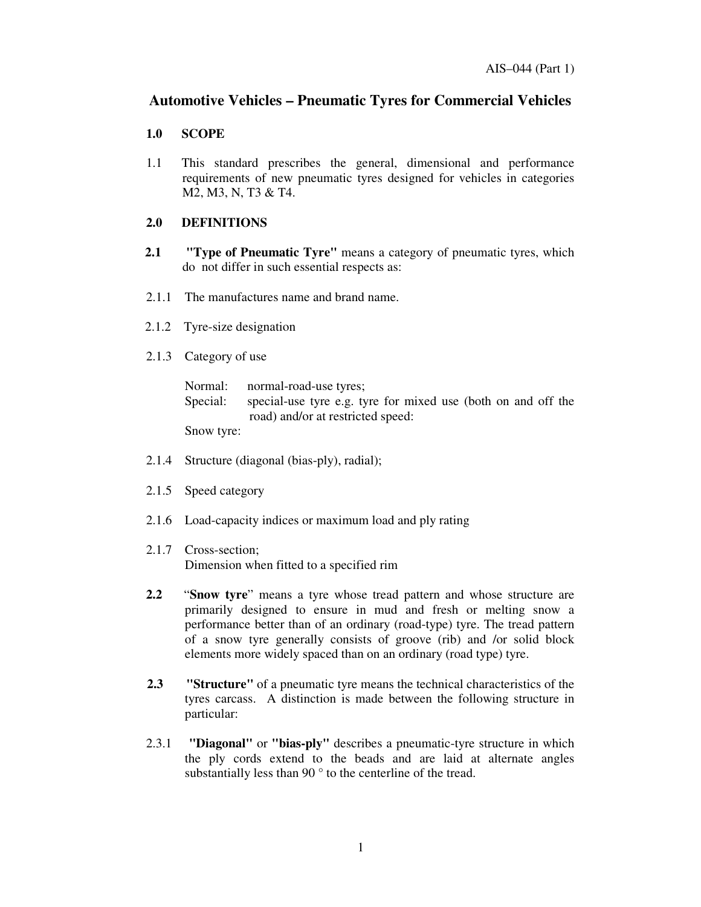# Automotive Vehicles – Pneumatic Tyres for Commercial Vehicles

## 1.0 SCOPE

1.1 This standard prescribes the general, dimensional and performance requirements of new pneumatic tyres designed for vehicles in categories M2, M3, N, T3 & T4.

## 2.0 DEFINITIONS

**2.1** **"Type of Pneumatic Tyre"** means a category of pneumatic tyres, which do not differ in such essential respects as:

2.1.1 The manufactures name and brand name.

2.1.2 Tyre-size designation

2.1.3 Category of use

Normal: normal-road-use tyres;
Special: special-use tyre e.g. tyre for mixed use (both on and off the road) and/or at restricted speed:
Snow tyre:

2.1.4 Structure (diagonal (bias-ply), radial);

2.1.5 Speed category

2.1.6 Load-capacity indices or maximum load and ply rating

2.1.7 Cross-section;
Dimension when fitted to a specified rim

**2.2** "**Snow tyre**" means a tyre whose tread pattern and whose structure are primarily designed to ensure in mud and fresh or melting snow a performance better than of an ordinary (road-type) tyre. The tread pattern of a snow tyre generally consists of groove (rib) and /or solid block elements more widely spaced than on an ordinary (road type) tyre.

**2.3** **"Structure"** of a pneumatic tyre means the technical characteristics of the tyres carcass. A distinction is made between the following structure in particular:

2.3.1 **"Diagonal"** or **"bias-ply"** describes a pneumatic-tyre structure in which the ply cords extend to the beads and are laid at alternate angles substantially less than 90 ° to the centerline of the tread.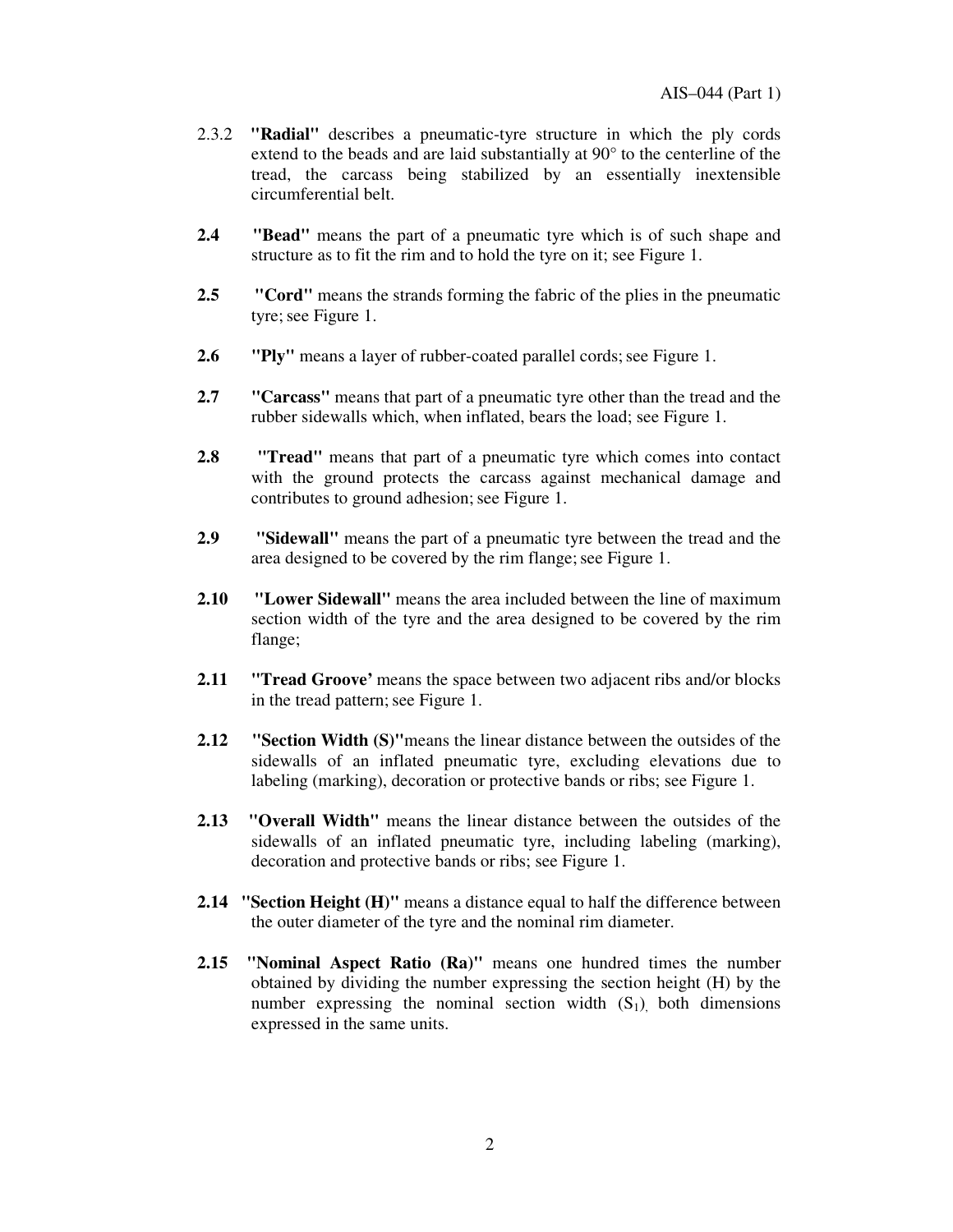2.3.2 **"Radial"** describes a pneumatic-tyre structure in which the ply cords extend to the beads and are laid substantially at 90° to the centerline of the tread, the carcass being stabilized by an essentially inextensible circumferential belt.

**2.4** **"Bead"** means the part of a pneumatic tyre which is of such shape and structure as to fit the rim and to hold the tyre on it; see Figure 1.

**2.5** **"Cord"** means the strands forming the fabric of the plies in the pneumatic tyre; see Figure 1.

**2.6** **"Ply"** means a layer of rubber-coated parallel cords; see Figure 1.

**2.7** **"Carcass"** means that part of a pneumatic tyre other than the tread and the rubber sidewalls which, when inflated, bears the load; see Figure 1.

**2.8** **"Tread"** means that part of a pneumatic tyre which comes into contact with the ground protects the carcass against mechanical damage and contributes to ground adhesion; see Figure 1.

**2.9** **"Sidewall"** means the part of a pneumatic tyre between the tread and the area designed to be covered by the rim flange; see Figure 1.

**2.10** **"Lower Sidewall"** means the area included between the line of maximum section width of the tyre and the area designed to be covered by the rim flange;

**2.11** **"Tread Groove'** means the space between two adjacent ribs and/or blocks in the tread pattern; see Figure 1.

**2.12** **"Section Width (S)"**means the linear distance between the outsides of the sidewalls of an inflated pneumatic tyre, excluding elevations due to labeling (marking), decoration or protective bands or ribs; see Figure 1.

**2.13** **"Overall Width"** means the linear distance between the outsides of the sidewalls of an inflated pneumatic tyre, including labeling (marking), decoration and protective bands or ribs; see Figure 1.

**2.14** **"Section Height (H)"** means a distance equal to half the difference between the outer diameter of the tyre and the nominal rim diameter.

**2.15** **"Nominal Aspect Ratio (Ra)"** means one hundred times the number obtained by dividing the number expressing the section height (H) by the number expressing the nominal section width ($S_1$), both dimensions expressed in the same units.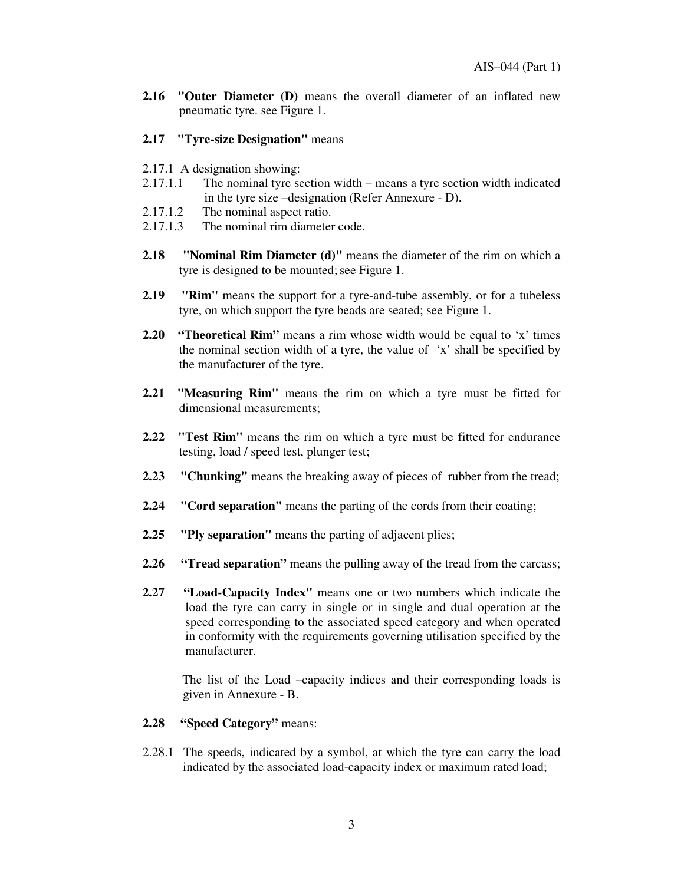**2.16 "Outer Diameter (D)** means the overall diameter of an inflated new pneumatic tyre. see Figure 1.

**2.17 "Tyre-size Designation"** means

2.17.1 A designation showing:

2.17.1.1 The nominal tyre section width – means a tyre section width indicated in the tyre size –designation (Refer Annexure - D).

2.17.1.2 The nominal aspect ratio.

2.17.1.3 The nominal rim diameter code.

**2.18 "Nominal Rim Diameter (d)"** means the diameter of the rim on which a tyre is designed to be mounted; see Figure 1.

**2.19 "Rim"** means the support for a tyre-and-tube assembly, or for a tubeless tyre, on which support the tyre beads are seated; see Figure 1.

**2.20 "Theoretical Rim"** means a rim whose width would be equal to 'x' times the nominal section width of a tyre, the value of 'x' shall be specified by the manufacturer of the tyre.

**2.21 "Measuring Rim"** means the rim on which a tyre must be fitted for dimensional measurements;

**2.22 "Test Rim"** means the rim on which a tyre must be fitted for endurance testing, load / speed test, plunger test;

**2.23 "Chunking"** means the breaking away of pieces of rubber from the tread;

**2.24 "Cord separation"** means the parting of the cords from their coating;

**2.25 "Ply separation"** means the parting of adjacent plies;

**2.26 "Tread separation"** means the pulling away of the tread from the carcass;

**2.27 "Load-Capacity Index"** means one or two numbers which indicate the load the tyre can carry in single or in single and dual operation at the speed corresponding to the associated speed category and when operated in conformity with the requirements governing utilisation specified by the manufacturer.

The list of the Load –capacity indices and their corresponding loads is given in Annexure - B.

**2.28 "Speed Category"** means:

2.28.1 The speeds, indicated by a symbol, at which the tyre can carry the load indicated by the associated load-capacity index or maximum rated load;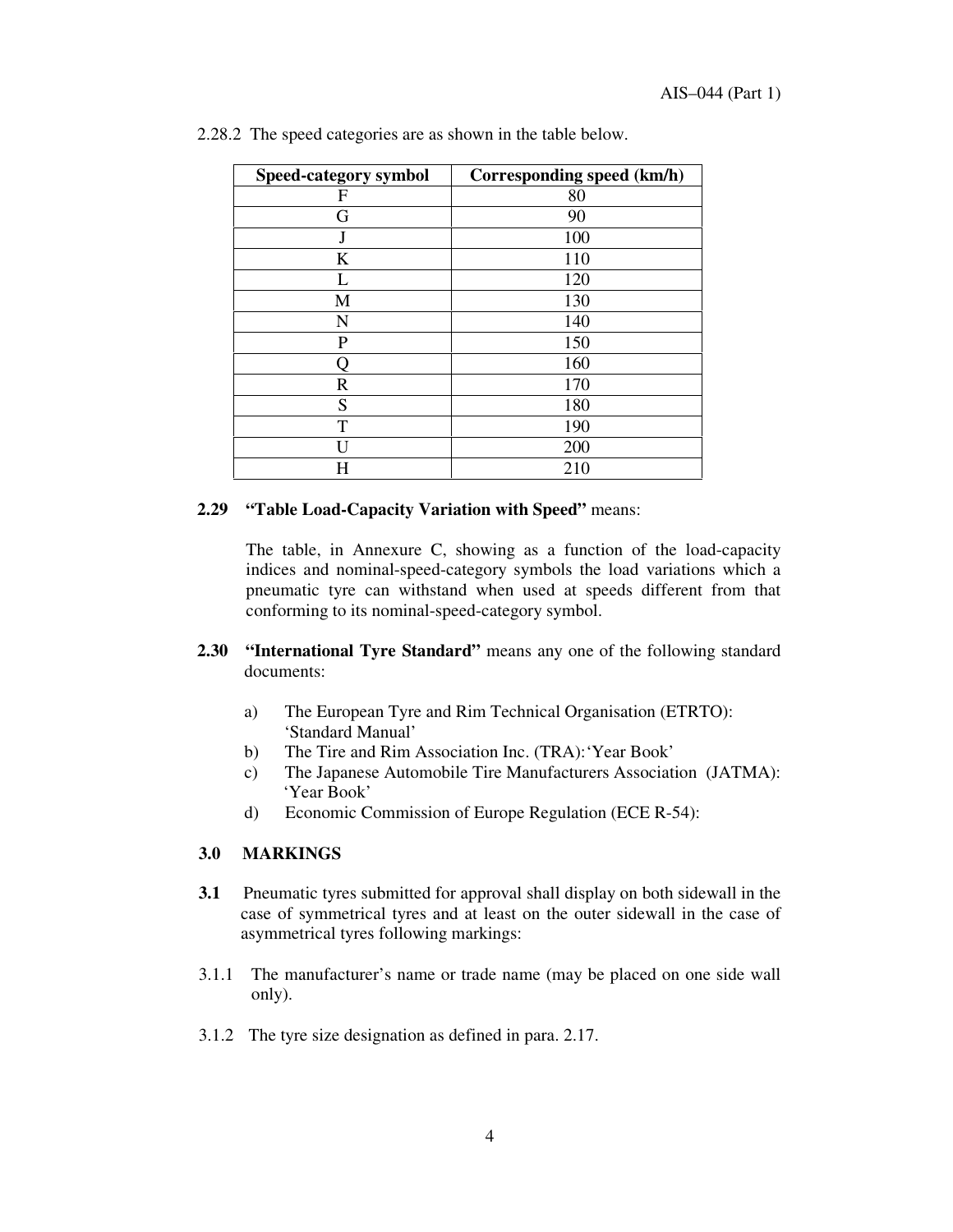2.28.2 The speed categories are as shown in the table below.

| Speed-category symbol | Corresponding speed (km/h) |
|---|---|
| F | 80 |
| G | 90 |
| J | 100 |
| K | 110 |
| L | 120 |
| M | 130 |
| N | 140 |
| P | 150 |
| Q | 160 |
| R | 170 |
| S | 180 |
| T | 190 |
| U | 200 |
| H | 210 |

**2.29 "Table Load-Capacity Variation with Speed"** means:

The table, in Annexure C, showing as a function of the load-capacity indices and nominal-speed-category symbols the load variations which a pneumatic tyre can withstand when used at speeds different from that conforming to its nominal-speed-category symbol.

**2.30 "International Tyre Standard"** means any one of the following standard documents:

a) The European Tyre and Rim Technical Organisation (ETRTO): 'Standard Manual'
b) The Tire and Rim Association Inc. (TRA): 'Year Book'
c) The Japanese Automobile Tire Manufacturers Association (JATMA): 'Year Book'
d) Economic Commission of Europe Regulation (ECE R-54):

## 3.0 MARKINGS

**3.1** Pneumatic tyres submitted for approval shall display on both sidewall in the case of symmetrical tyres and at least on the outer sidewall in the case of asymmetrical tyres following markings:

3.1.1 The manufacturer's name or trade name (may be placed on one side wall only).

3.1.2 The tyre size designation as defined in para. 2.17.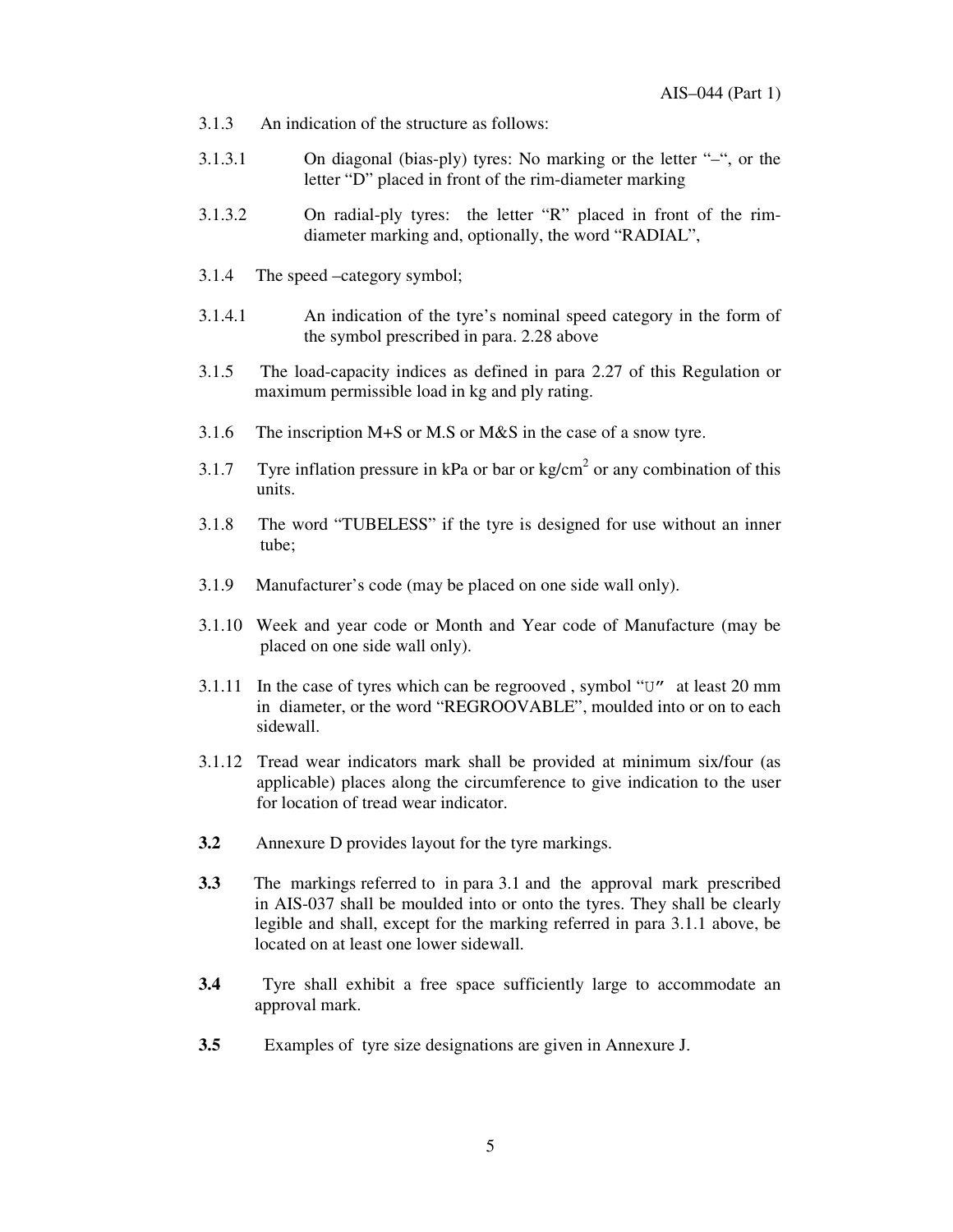3.1.3 An indication of the structure as follows:

3.1.3.1 On diagonal (bias-ply) tyres: No marking or the letter "–", or the letter "D" placed in front of the rim-diameter marking

3.1.3.2 On radial-ply tyres: the letter "R" placed in front of the rim-diameter marking and, optionally, the word "RADIAL",

3.1.4 The speed –category symbol;

3.1.4.1 An indication of the tyre's nominal speed category in the form of the symbol prescribed in para. 2.28 above

3.1.5 The load-capacity indices as defined in para 2.27 of this Regulation or maximum permissible load in kg and ply rating.

3.1.6 The inscription M+S or M.S or M&S in the case of a snow tyre.

3.1.7 Tyre inflation pressure in kPa or bar or kg/cm$^2$ or any combination of this units.

3.1.8 The word "TUBELESS" if the tyre is designed for use without an inner tube;

3.1.9 Manufacturer's code (may be placed on one side wall only).

3.1.10 Week and year code or Month and Year code of Manufacture (may be placed on one side wall only).

3.1.11 In the case of tyres which can be regrooved , symbol "U" at least 20 mm in diameter, or the word "REGROOVABLE", moulded into or on to each sidewall.

3.1.12 Tread wear indicators mark shall be provided at minimum six/four (as applicable) places along the circumference to give indication to the user for location of tread wear indicator.

**3.2** Annexure D provides layout for the tyre markings.

**3.3** The markings referred to in para 3.1 and the approval mark prescribed in AIS-037 shall be moulded into or onto the tyres. They shall be clearly legible and shall, except for the marking referred in para 3.1.1 above, be located on at least one lower sidewall.

**3.4** Tyre shall exhibit a free space sufficiently large to accommodate an approval mark.

**3.5** Examples of tyre size designations are given in Annexure J.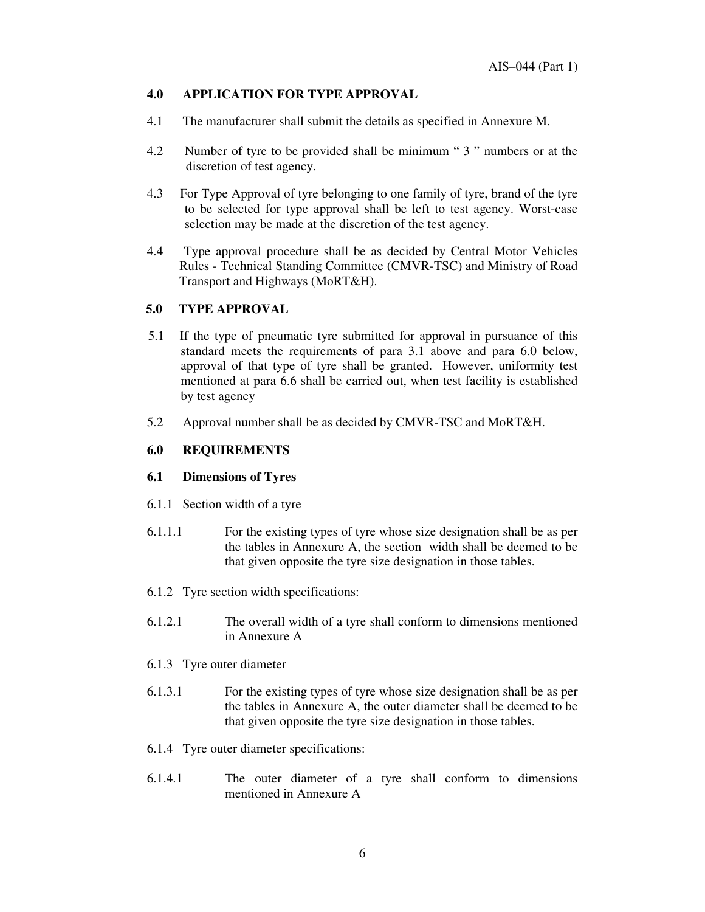## 4.0 APPLICATION FOR TYPE APPROVAL

4.1 The manufacturer shall submit the details as specified in Annexure M.

4.2 Number of tyre to be provided shall be minimum " 3 " numbers or at the discretion of test agency.

4.3 For Type Approval of tyre belonging to one family of tyre, brand of the tyre to be selected for type approval shall be left to test agency. Worst-case selection may be made at the discretion of the test agency.

4.4 Type approval procedure shall be as decided by Central Motor Vehicles Rules - Technical Standing Committee (CMVR-TSC) and Ministry of Road Transport and Highways (MoRT&H).

## 5.0 TYPE APPROVAL

5.1 If the type of pneumatic tyre submitted for approval in pursuance of this standard meets the requirements of para 3.1 above and para 6.0 below, approval of that type of tyre shall be granted. However, uniformity test mentioned at para 6.6 shall be carried out, when test facility is established by test agency

5.2 Approval number shall be as decided by CMVR-TSC and MoRT&H.

## 6.0 REQUIREMENTS

### 6.1 Dimensions of Tyres

6.1.1 Section width of a tyre

6.1.1.1 For the existing types of tyre whose size designation shall be as per the tables in Annexure A, the section width shall be deemed to be that given opposite the tyre size designation in those tables.

6.1.2 Tyre section width specifications:

6.1.2.1 The overall width of a tyre shall conform to dimensions mentioned in Annexure A

6.1.3 Tyre outer diameter

6.1.3.1 For the existing types of tyre whose size designation shall be as per the tables in Annexure A, the outer diameter shall be deemed to be that given opposite the tyre size designation in those tables.

6.1.4 Tyre outer diameter specifications:

6.1.4.1 The outer diameter of a tyre shall conform to dimensions mentioned in Annexure A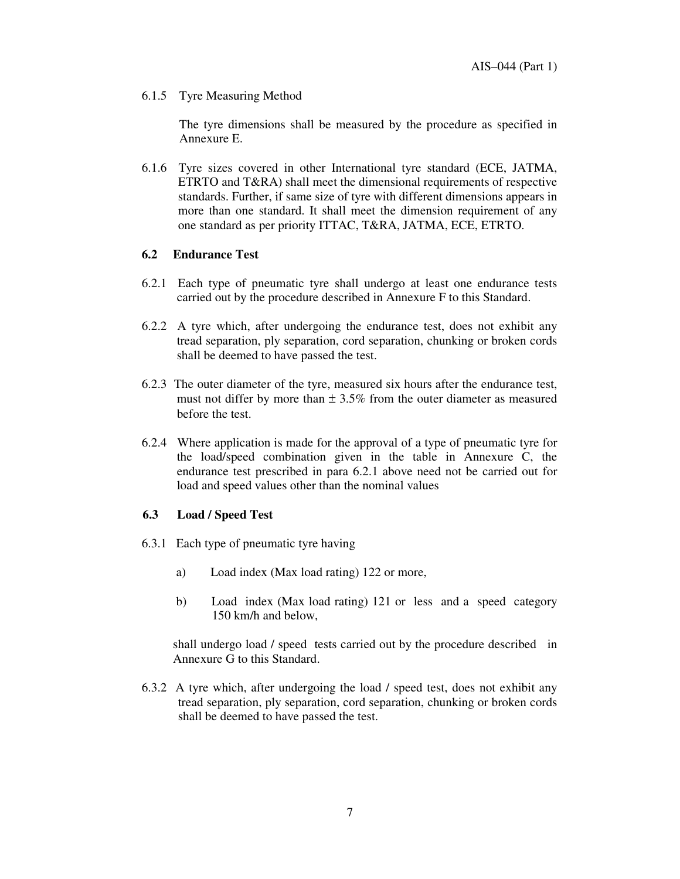6.1.5 Tyre Measuring Method

The tyre dimensions shall be measured by the procedure as specified in Annexure E.

6.1.6 Tyre sizes covered in other International tyre standard (ECE, JATMA, ETRTO and T&RA) shall meet the dimensional requirements of respective standards. Further, if same size of tyre with different dimensions appears in more than one standard. It shall meet the dimension requirement of any one standard as per priority ITTAC, T&RA, JATMA, ECE, ETRTO.

### 6.2 Endurance Test

6.2.1 Each type of pneumatic tyre shall undergo at least one endurance tests carried out by the procedure described in Annexure F to this Standard.

6.2.2 A tyre which, after undergoing the endurance test, does not exhibit any tread separation, ply separation, cord separation, chunking or broken cords shall be deemed to have passed the test.

6.2.3 The outer diameter of the tyre, measured six hours after the endurance test, must not differ by more than $\pm$ 3.5% from the outer diameter as measured before the test.

6.2.4 Where application is made for the approval of a type of pneumatic tyre for the load/speed combination given in the table in Annexure C, the endurance test prescribed in para 6.2.1 above need not be carried out for load and speed values other than the nominal values

### 6.3 Load / Speed Test

6.3.1 Each type of pneumatic tyre having

a) Load index (Max load rating) 122 or more,

b) Load index (Max load rating) 121 or less and a speed category 150 km/h and below,

shall undergo load / speed tests carried out by the procedure described in Annexure G to this Standard.

6.3.2 A tyre which, after undergoing the load / speed test, does not exhibit any tread separation, ply separation, cord separation, chunking or broken cords shall be deemed to have passed the test.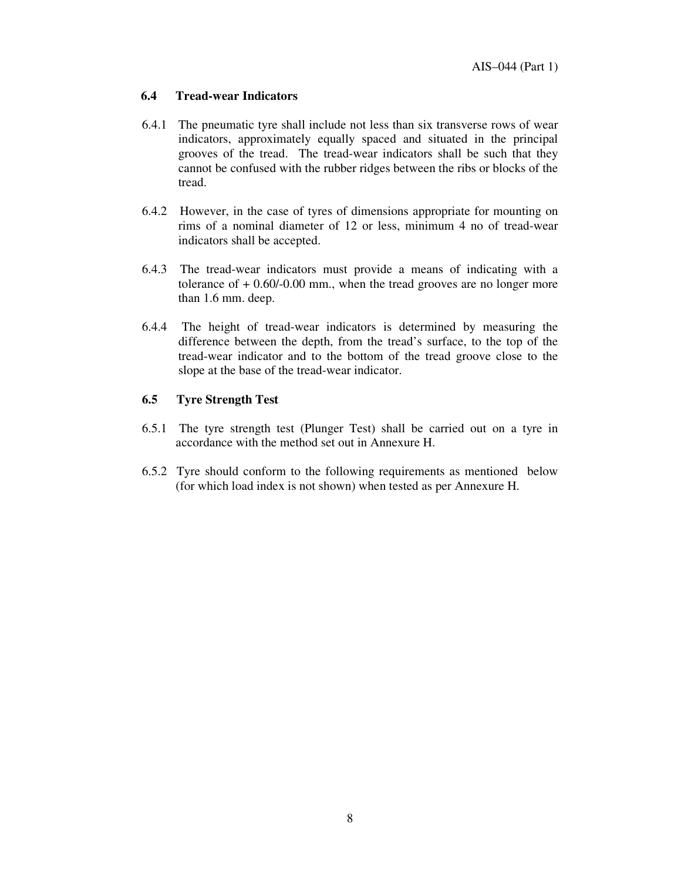### 6.4 Tread-wear Indicators

6.4.1 The pneumatic tyre shall include not less than six transverse rows of wear indicators, approximately equally spaced and situated in the principal grooves of the tread. The tread-wear indicators shall be such that they cannot be confused with the rubber ridges between the ribs or blocks of the tread.

6.4.2 However, in the case of tyres of dimensions appropriate for mounting on rims of a nominal diameter of 12 or less, minimum 4 no of tread-wear indicators shall be accepted.

6.4.3 The tread-wear indicators must provide a means of indicating with a tolerance of + 0.60/-0.00 mm., when the tread grooves are no longer more than 1.6 mm. deep.

6.4.4 The height of tread-wear indicators is determined by measuring the difference between the depth, from the tread's surface, to the top of the tread-wear indicator and to the bottom of the tread groove close to the slope at the base of the tread-wear indicator.

### 6.5 Tyre Strength Test

6.5.1 The tyre strength test (Plunger Test) shall be carried out on a tyre in accordance with the method set out in Annexure H.

6.5.2 Tyre should conform to the following requirements as mentioned below (for which load index is not shown) when tested as per Annexure H.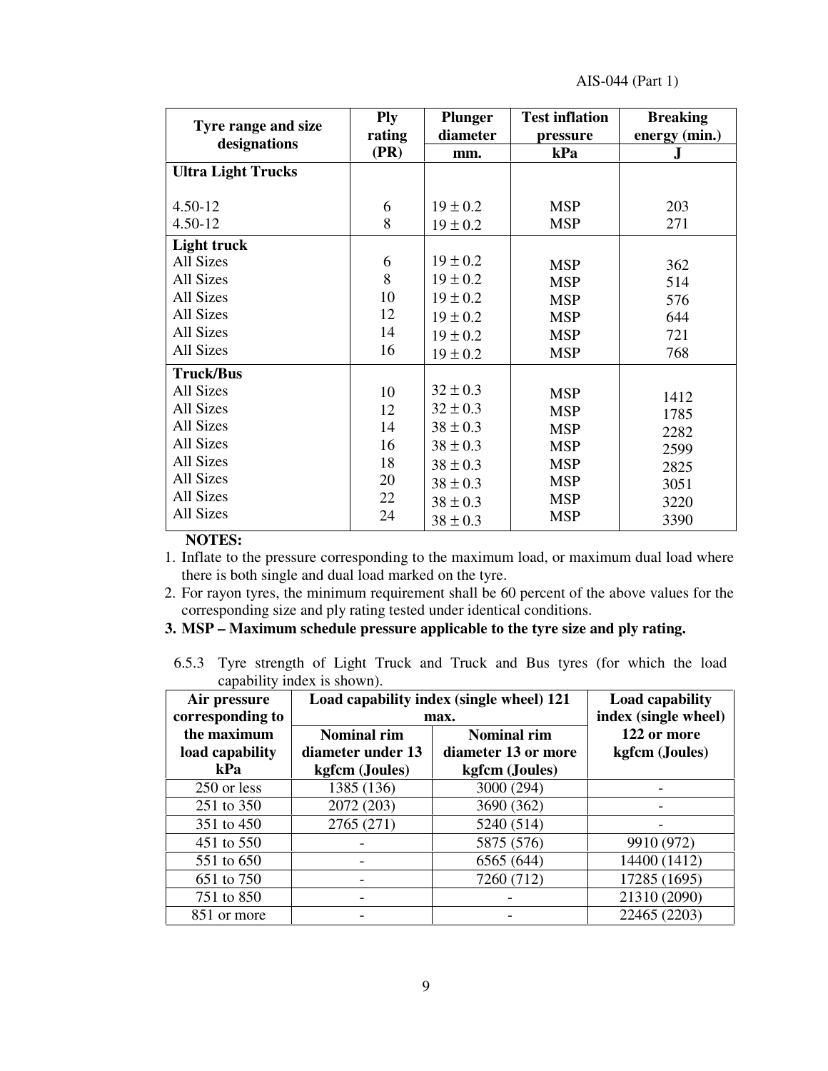| Tyre range and size designations | Ply rating (PR) | Plunger diameter | Test inflation pressure | Breaking energy (min.) |
|---|---|---|---|---|
| | | mm. | kPa | J |
| **Ultra Light Trucks** | | | | |
| 4.50-12 | 6 | 19 ± 0.2 | MSP | 203 |
| 4.50-12 | 8 | 19 ± 0.2 | MSP | 271 |
| **Light truck** | | | | |
| All Sizes | 6 | 19 ± 0.2 | MSP | 362 |
| All Sizes | 8 | 19 ± 0.2 | MSP | 514 |
| All Sizes | 10 | 19 ± 0.2 | MSP | 576 |
| All Sizes | 12 | 19 ± 0.2 | MSP | 644 |
| All Sizes | 14 | 19 ± 0.2 | MSP | 721 |
| All Sizes | 16 | 19 ± 0.2 | MSP | 768 |
| **Truck/Bus** | | | | |
| All Sizes | 10 | 32 ± 0.3 | MSP | 1412 |
| All Sizes | 12 | 32 ± 0.3 | MSP | 1785 |
| All Sizes | 14 | 38 ± 0.3 | MSP | 2282 |
| All Sizes | 16 | 38 ± 0.3 | MSP | 2599 |
| All Sizes | 18 | 38 ± 0.3 | MSP | 2825 |
| All Sizes | 20 | 38 ± 0.3 | MSP | 3051 |
| All Sizes | 22 | 38 ± 0.3 | MSP | 3220 |
| All Sizes | 24 | 38 ± 0.3 | MSP | 3390 |

**NOTES:**

1. Inflate to the pressure corresponding to the maximum load, or maximum dual load where there is both single and dual load marked on the tyre.
2. For rayon tyres, the minimum requirement shall be 60 percent of the above values for the corresponding size and ply rating tested under identical conditions.
3. **MSP – Maximum schedule pressure applicable to the tyre size and ply rating.**

6.5.3 Tyre strength of Light Truck and Truck and Bus tyres (for which the load capability index is shown).

| Air pressure corresponding to the maximum load capability kPa | Load capability index (single wheel) 121 max. | | Load capability index (single wheel) 122 or more kgfcm (Joules) |
|---|---|---|---|
| | Nominal rim diameter under 13 kgfcm (Joules) | Nominal rim diameter 13 or more kgfcm (Joules) | |
| 250 or less | 1385 (136) | 3000 (294) | - |
| 251 to 350 | 2072 (203) | 3690 (362) | - |
| 351 to 450 | 2765 (271) | 5240 (514) | - |
| 451 to 550 | - | 5875 (576) | 9910 (972) |
| 551 to 650 | - | 6565 (644) | 14400 (1412) |
| 651 to 750 | - | 7260 (712) | 17285 (1695) |
| 751 to 850 | - | - | 21310 (2090) |
| 851 or more | - | - | 22465 (2203) |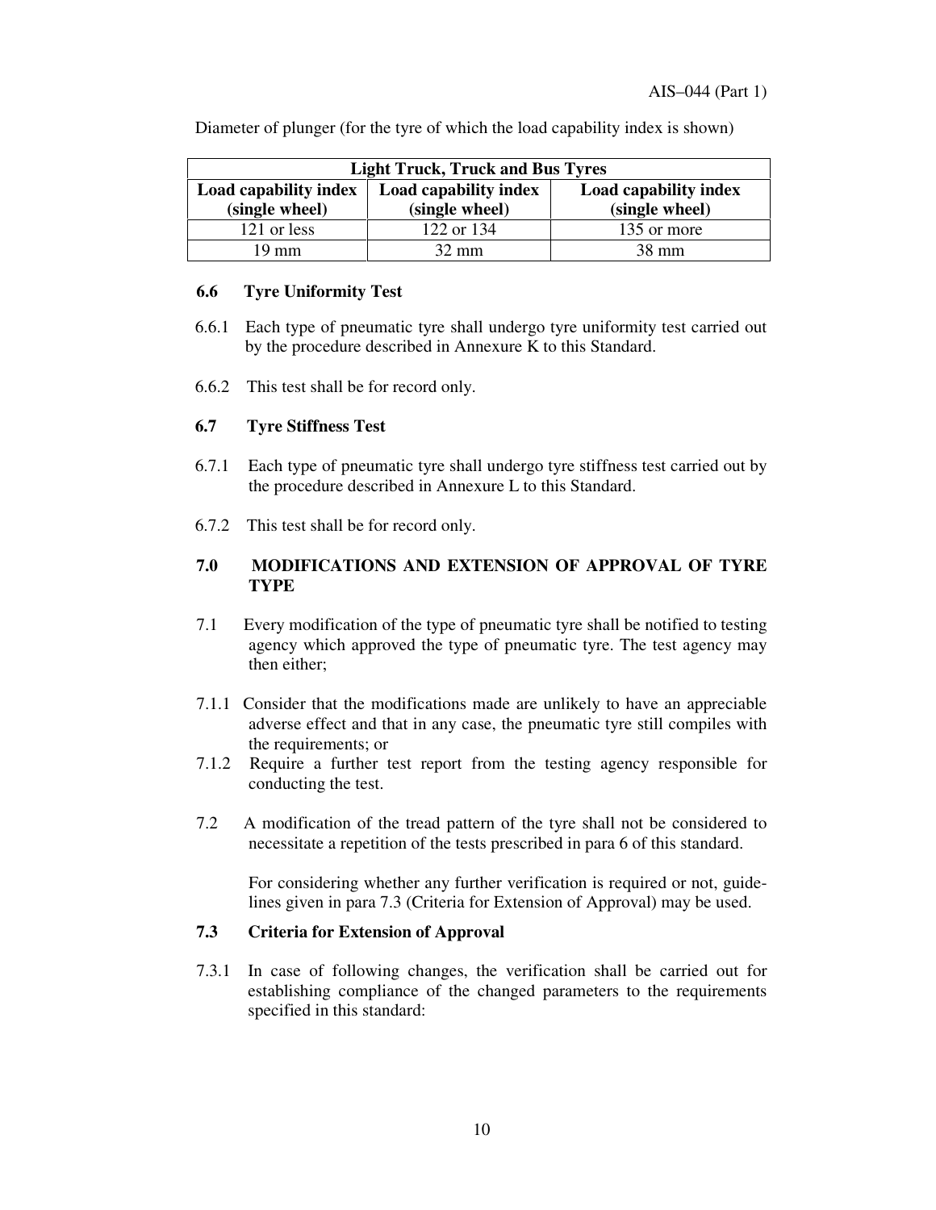Diameter of plunger (for the tyre of which the load capability index is shown)

| Light Truck, Truck and Bus Tyres | | |
|---|---|---|
| **Load capability index (single wheel)** | **Load capability index (single wheel)** | **Load capability index (single wheel)** |
| 121 or less | 122 or 134 | 135 or more |
| 19 mm | 32 mm | 38 mm |

### 6.6 Tyre Uniformity Test

6.6.1 Each type of pneumatic tyre shall undergo tyre uniformity test carried out by the procedure described in Annexure K to this Standard.

6.6.2 This test shall be for record only.

### 6.7 Tyre Stiffness Test

6.7.1 Each type of pneumatic tyre shall undergo tyre stiffness test carried out by the procedure described in Annexure L to this Standard.

6.7.2 This test shall be for record only.

## 7.0 MODIFICATIONS AND EXTENSION OF APPROVAL OF TYRE TYPE

7.1 Every modification of the type of pneumatic tyre shall be notified to testing agency which approved the type of pneumatic tyre. The test agency may then either;

7.1.1 Consider that the modifications made are unlikely to have an appreciable adverse effect and that in any case, the pneumatic tyre still compiles with the requirements; or

7.1.2 Require a further test report from the testing agency responsible for conducting the test.

7.2 A modification of the tread pattern of the tyre shall not be considered to necessitate a repetition of the tests prescribed in para 6 of this standard.

For considering whether any further verification is required or not, guide-lines given in para 7.3 (Criteria for Extension of Approval) may be used.

### 7.3 Criteria for Extension of Approval

7.3.1 In case of following changes, the verification shall be carried out for establishing compliance of the changed parameters to the requirements specified in this standard: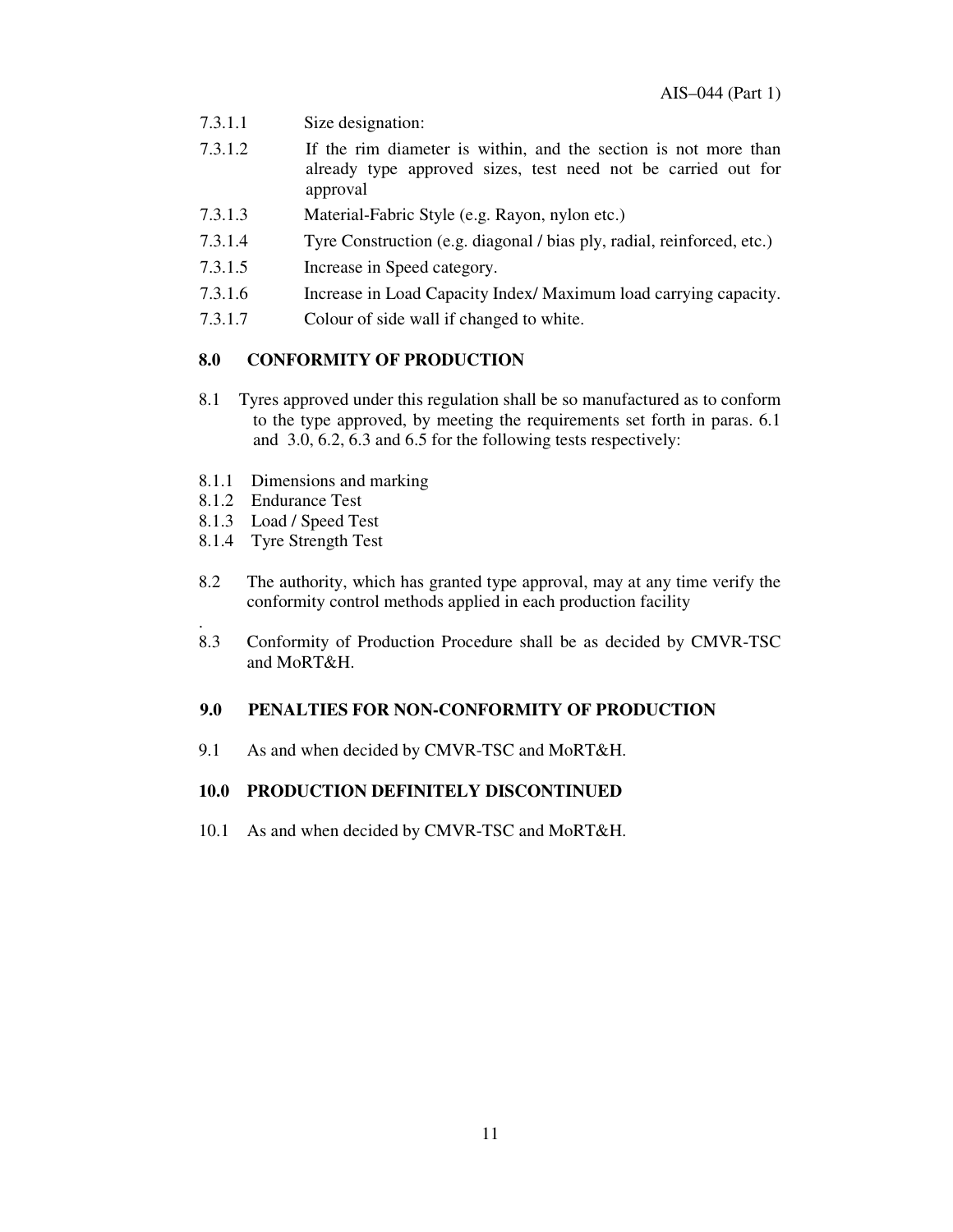7.3.1.1 Size designation:

7.3.1.2 If the rim diameter is within, and the section is not more than already type approved sizes, test need not be carried out for approval

7.3.1.3 Material-Fabric Style (e.g. Rayon, nylon etc.)

7.3.1.4 Tyre Construction (e.g. diagonal / bias ply, radial, reinforced, etc.)

7.3.1.5 Increase in Speed category.

7.3.1.6 Increase in Load Capacity Index/ Maximum load carrying capacity.

7.3.1.7 Colour of side wall if changed to white.

## 8.0 CONFORMITY OF PRODUCTION

8.1 Tyres approved under this regulation shall be so manufactured as to conform to the type approved, by meeting the requirements set forth in paras. 6.1 and 3.0, 6.2, 6.3 and 6.5 for the following tests respectively:

8.1.1 Dimensions and marking
8.1.2 Endurance Test
8.1.3 Load / Speed Test
8.1.4 Tyre Strength Test

8.2 The authority, which has granted type approval, may at any time verify the conformity control methods applied in each production facility

.

8.3 Conformity of Production Procedure shall be as decided by CMVR-TSC and MoRT&H.

## 9.0 PENALTIES FOR NON-CONFORMITY OF PRODUCTION

9.1 As and when decided by CMVR-TSC and MoRT&H.

## 10.0 PRODUCTION DEFINITELY DISCONTINUED

10.1 As and when decided by CMVR-TSC and MoRT&H.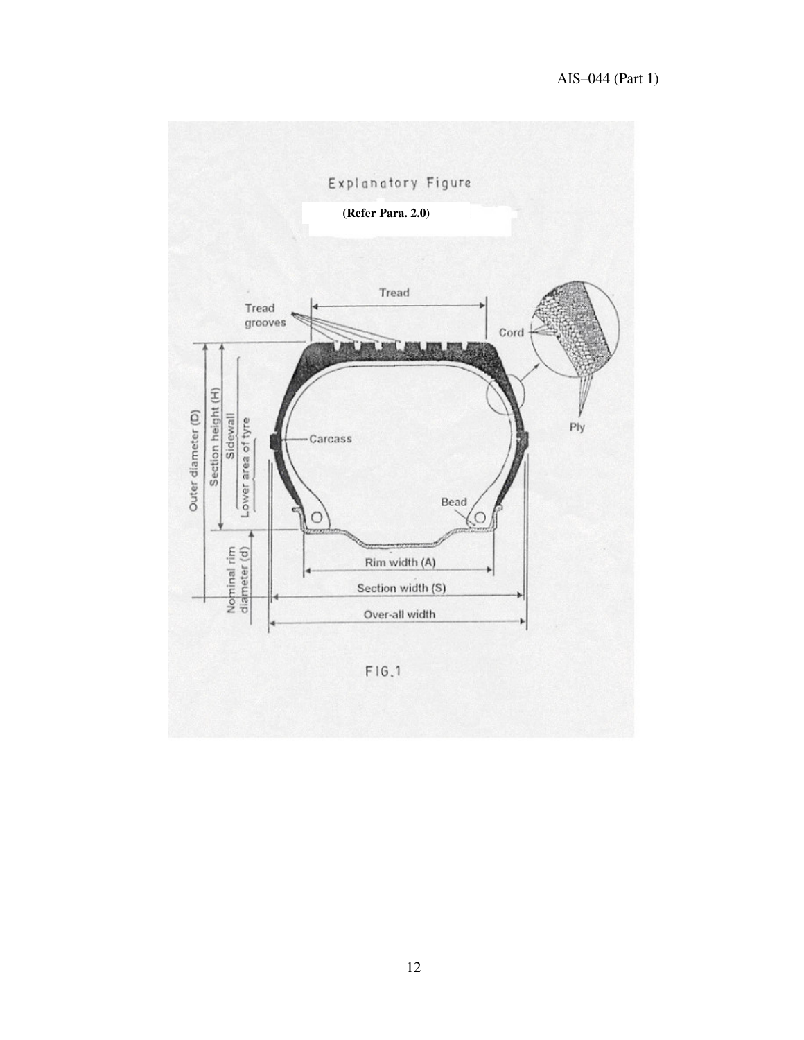Explanatory Figure

**(Refer Para. 2.0)**

Tread

Tread grooves

Cord

Ply

Outer diameter (D)

Section height (H)

Sidewall

Lower area of tyre

Carcass

Bead

Nominal rim diameter (d)

Rim width (A)

Section width (S)

Over-all width

FIG.1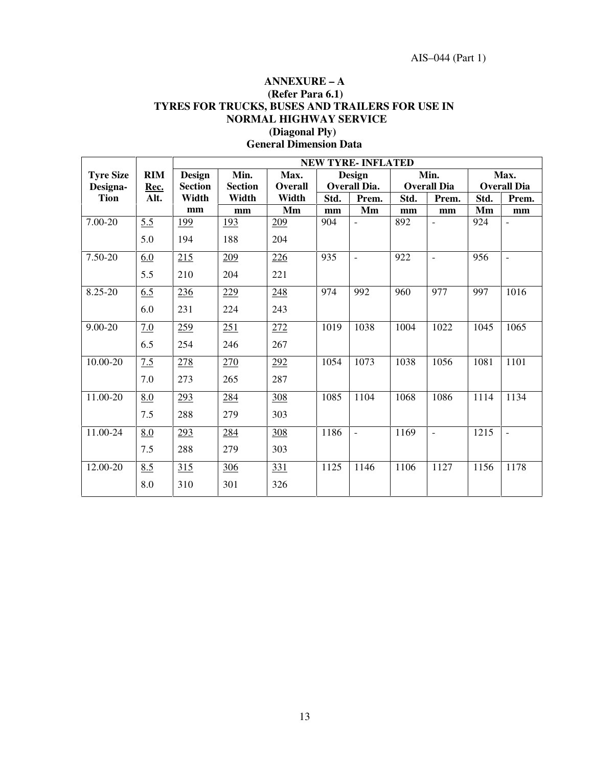## ANNEXURE – A
### (Refer Para 6.1)
### TYRES FOR TRUCKS, BUSES AND TRAILERS FOR USE IN NORMAL HIGHWAY SERVICE
### (Diagonal Ply)
### General Dimension Data

| Tyre Size Designa-Tion | RIM Rec. Alt. | NEW TYRE- INFLATED | | | | | | | | |
|---|---|---|---|---|---|---|---|---|---|---|
| | | Design Section Width | Min. Section Width | Max. Overall Width | Design Overall Dia. | | Min. Overall Dia | | Max. Overall Dia | |
| | | | | | Std. | Prem. | Std. | Prem. | Std. | Prem. |
| | | mm | mm | Mm | mm | Mm | mm | mm | Mm | mm |
| 7.00-20 | 5.5<br>5.0 | 199<br>194 | 193<br>188 | 209<br>204 | 904 | - | 892 | - | 924 | - |
| 7.50-20 | 6.0<br>5.5 | 215<br>210 | 209<br>204 | 226<br>221 | 935 | - | 922 | - | 956 | - |
| 8.25-20 | 6.5<br>6.0 | 236<br>231 | 229<br>224 | 248<br>243 | 974 | 992 | 960 | 977 | 997 | 1016 |
| 9.00-20 | 7.0<br>6.5 | 259<br>254 | 251<br>246 | 272<br>267 | 1019 | 1038 | 1004 | 1022 | 1045 | 1065 |
| 10.00-20 | 7.5<br>7.0 | 278<br>273 | 270<br>265 | 292<br>287 | 1054 | 1073 | 1038 | 1056 | 1081 | 1101 |
| 11.00-20 | 8.0<br>7.5 | 293<br>288 | 284<br>279 | 308<br>303 | 1085 | 1104 | 1068 | 1086 | 1114 | 1134 |
| 11.00-24 | 8.0<br>7.5 | 293<br>288 | 284<br>279 | 308<br>303 | 1186 | - | 1169 | - | 1215 | - |
| 12.00-20 | 8.5<br>8.0 | 315<br>310 | 306<br>301 | 331<br>326 | 1125 | 1146 | 1106 | 1127 | 1156 | 1178 |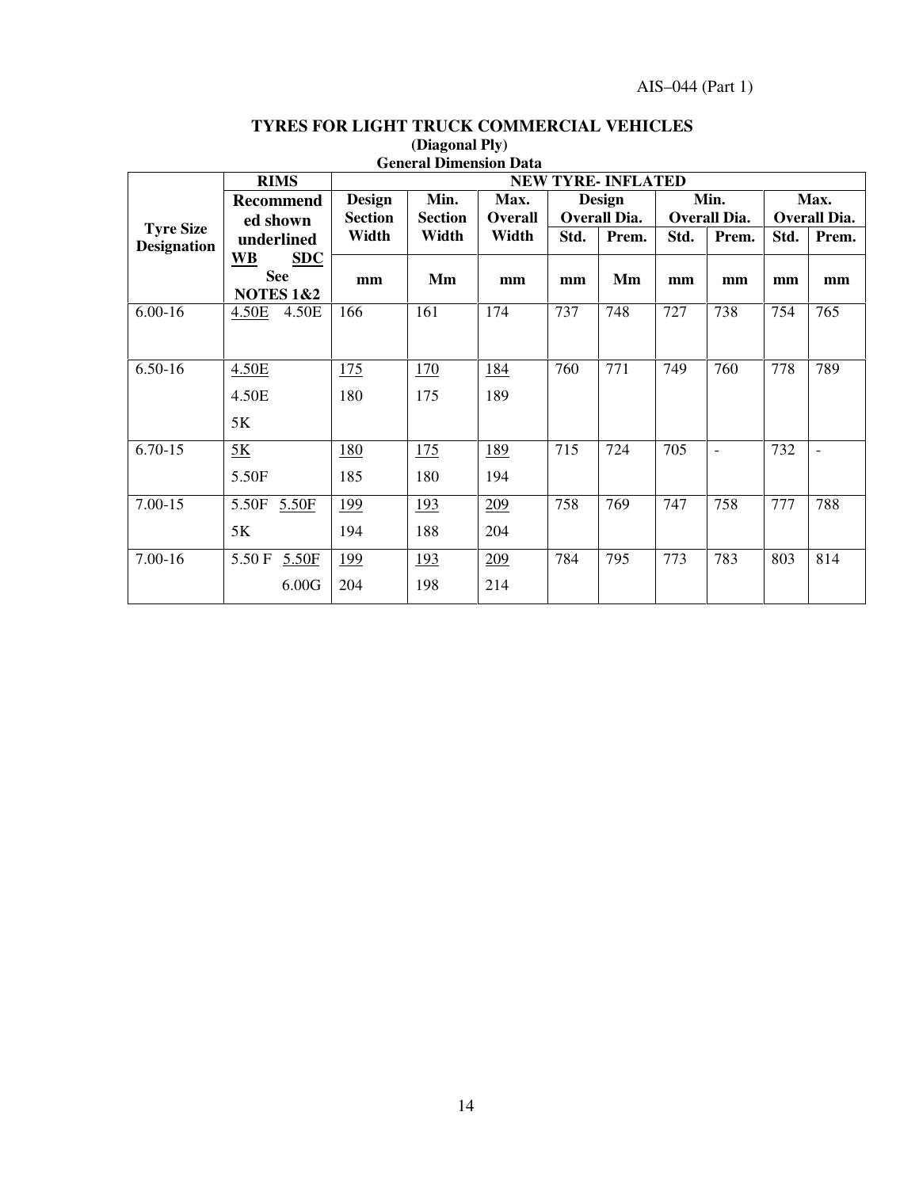## TYRES FOR LIGHT TRUCK COMMERCIAL VEHICLES

**(Diagonal Ply)**

**General Dimension Data**

| Tyre Size Designation | RIMS Recommended shown underlined WB SDC See NOTES 1&2 | NEW TYRE- INFLATED Design Section Width | Min. Section Width | Max. Overall Width | Design Overall Dia. Std. | Design Overall Dia. Prem. | Min. Overall Dia. Std. | Min. Overall Dia. Prem. | Max. Overall Dia. Std. | Max. Overall Dia. Prem. |
|---|---|---|---|---|---|---|---|---|---|---|
| | | mm | Mm | mm | mm | Mm | mm | mm | mm | mm |
| 6.00-16 | 4.50E 4.50E | 166 | 161 | 174 | 737 | 748 | 727 | 738 | 754 | 765 |
| 6.50-16 | 4.50E<br>4.50E<br>5K | 175<br>180 | 170<br>175 | 184<br>189 | 760 | 771 | 749 | 760 | 778 | 789 |
| 6.70-15 | 5K<br>5.50F | 180<br>185 | 175<br>180 | 189<br>194 | 715 | 724 | 705 | - | 732 | - |
| 7.00-15 | 5.50F 5.50F<br>5K | 199<br>194 | 193<br>188 | 209<br>204 | 758 | 769 | 747 | 758 | 777 | 788 |
| 7.00-16 | 5.50 F 5.50F<br>6.00G | 199<br>204 | 193<br>198 | 209<br>214 | 784 | 795 | 773 | 783 | 803 | 814 |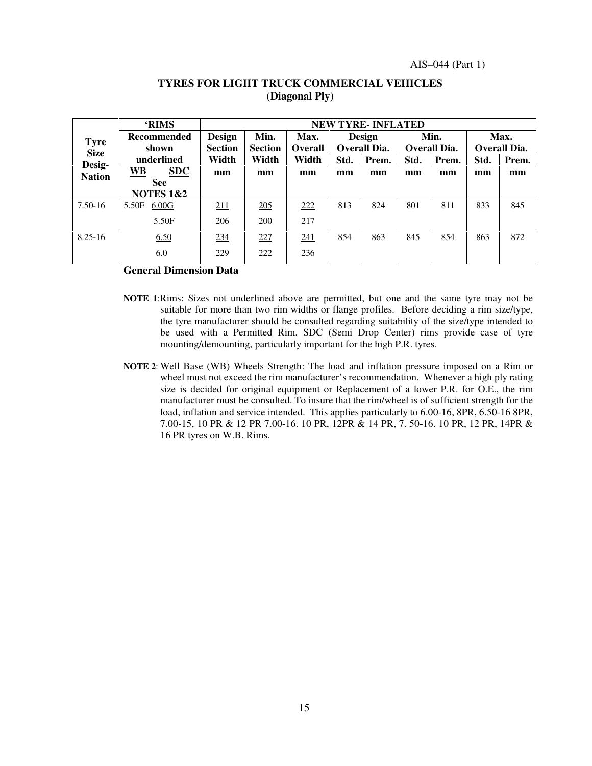## TYRES FOR LIGHT TRUCK COMMERCIAL VEHICLES (Diagonal Ply)

| Tyre Size Desig-Nation | 'RIMS Recommended shown underlined WB SDC See NOTES 1&2 | NEW TYRE- INFLATED | | | | | | | | |
|---|---|---|---|---|---|---|---|---|---|---|
| | | Design Section Width | Min. Section Width | Max. Overall Width | Design Overall Dia. | | Min. Overall Dia. | | Max. Overall Dia. | |
| | | | | | Std. | Prem. | Std. | Prem. | Std. | Prem. |
| | | mm | mm | mm | mm | mm | mm | mm | mm | mm |
| 7.50-16 | 5.50F 6.00G | 211 | 205 | 222 | 813 | 824 | 801 | 811 | 833 | 845 |
| | 5.50F | 206 | 200 | 217 | | | | | | |
| 8.25-16 | 6.50 | 234 | 227 | 241 | 854 | 863 | 845 | 854 | 863 | 872 |
| | 6.0 | 229 | 222 | 236 | | | | | | |

**General Dimension Data**

**NOTE 1**:Rims: Sizes not underlined above are permitted, but one and the same tyre may not be suitable for more than two rim widths or flange profiles. Before deciding a rim size/type, the tyre manufacturer should be consulted regarding suitability of the size/type intended to be used with a Permitted Rim. SDC (Semi Drop Center) rims provide case of tyre mounting/demounting, particularly important for the high P.R. tyres.

**NOTE 2**: Well Base (WB) Wheels Strength: The load and inflation pressure imposed on a Rim or wheel must not exceed the rim manufacturer's recommendation. Whenever a high ply rating size is decided for original equipment or Replacement of a lower P.R. for O.E., the rim manufacturer must be consulted. To insure that the rim/wheel is of sufficient strength for the load, inflation and service intended. This applies particularly to 6.00-16, 8PR, 6.50-16 8PR, 7.00-15, 10 PR & 12 PR 7.00-16. 10 PR, 12PR & 14 PR, 7. 50-16. 10 PR, 12 PR, 14PR & 16 PR tyres on W.B. Rims.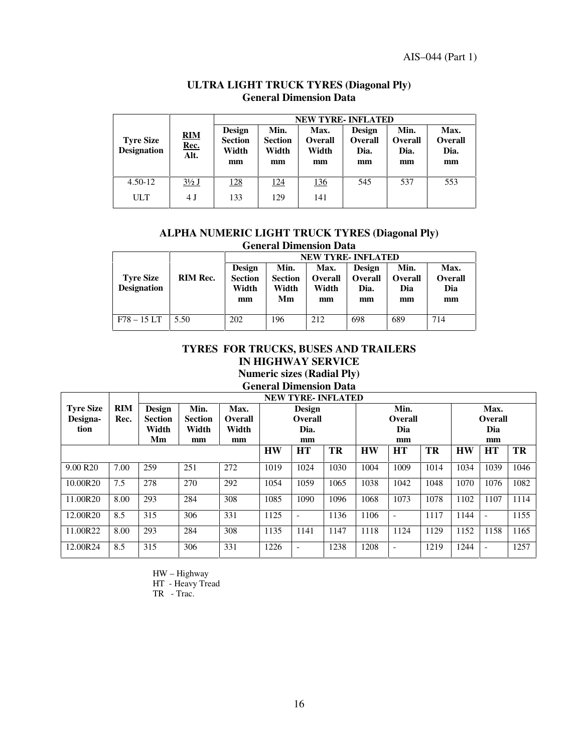## ULTRA LIGHT TRUCK TYRES (Diagonal Ply)
### General Dimension Data

| Tyre Size Designation | RIM Rec. Alt. | NEW TYRE- INFLATED | | | | | |
|---|---|---|---|---|---|---|---|
| | | Design Section Width mm | Min. Section Width mm | Max. Overall Width mm | Design Overall Dia. mm | Min. Overall Dia. mm | Max. Overall Dia. mm |
| 4.50-12 | 3½ J | 128 | 124 | 136 | 545 | 537 | 553 |
| ULT | 4 J | 133 | 129 | 141 | | | |

## ALPHA NUMERIC LIGHT TRUCK TYRES (Diagonal Ply)
### General Dimension Data

| Tyre Size Designation | RIM Rec. | NEW TYRE- INFLATED | | | | | |
|---|---|---|---|---|---|---|---|
| | | Design Section Width mm | Min. Section Width Mm | Max. Overall Width mm | Design Overall Dia. mm | Min. Overall Dia mm | Max. Overall Dia mm |
| F78 – 15 LT | 5.50 | 202 | 196 | 212 | 698 | 689 | 714 |

## TYRES FOR TRUCKS, BUSES AND TRAILERS IN HIGHWAY SERVICE
### Numeric sizes (Radial Ply)
### General Dimension Data

| Tyre Size Designa-tion | RIM Rec. | NEW TYRE- INFLATED | | | | | | | | | | | |
|---|---|---|---|---|---|---|---|---|---|---|---|---|---|
| | | Design Section Width Mm | Min. Section Width mm | Max. Overall Width mm | Design Overall Dia. mm | | | Min. Overall Dia mm | | | Max. Overall Dia mm | | |
| | | | | | HW | HT | TR | HW | HT | TR | HW | HT | TR |
| 9.00 R20 | 7.00 | 259 | 251 | 272 | 1019 | 1024 | 1030 | 1004 | 1009 | 1014 | 1034 | 1039 | 1046 |
| 10.00R20 | 7.5 | 278 | 270 | 292 | 1054 | 1059 | 1065 | 1038 | 1042 | 1048 | 1070 | 1076 | 1082 |
| 11.00R20 | 8.00 | 293 | 284 | 308 | 1085 | 1090 | 1096 | 1068 | 1073 | 1078 | 1102 | 1107 | 1114 |
| 12.00R20 | 8.5 | 315 | 306 | 331 | 1125 | - | 1136 | 1106 | - | 1117 | 1144 | - | 1155 |
| 11.00R22 | 8.00 | 293 | 284 | 308 | 1135 | 1141 | 1147 | 1118 | 1124 | 1129 | 1152 | 1158 | 1165 |
| 12.00R24 | 8.5 | 315 | 306 | 331 | 1226 | - | 1238 | 1208 | - | 1219 | 1244 | - | 1257 |

HW – Highway
HT - Heavy Tread
TR - Trac.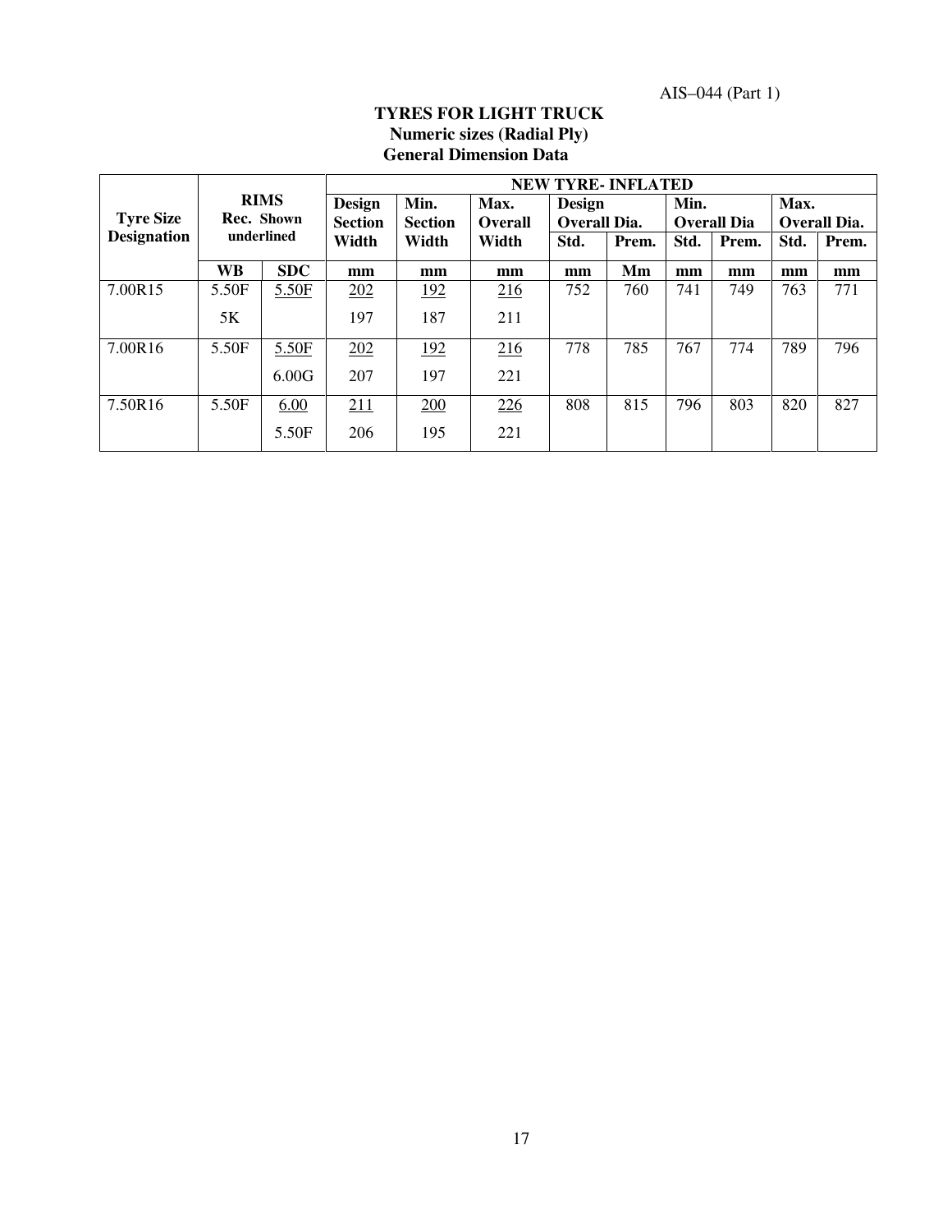### TYRES FOR LIGHT TRUCK
### Numeric sizes (Radial Ply)
### General Dimension Data

| Tyre Size Designation | RIMS Rec. Shown underlined | | NEW TYRE- INFLATED | | | | | | | | |
|---|---|---|---|---|---|---|---|---|---|---|---|
| | | | Design Section Width | Min. Section Width | Max. Overall Width | Design Overall Dia. | | Min. Overall Dia | | Max. Overall Dia. | |
| | | | | | | Std. | Prem. | Std. | Prem. | Std. | Prem. |
| | WB | SDC | mm | mm | mm | mm | Mm | mm | mm | mm | mm |
| 7.00R15 | 5.50F | <u>5.50F</u> | <u>202</u> | <u>192</u> | <u>216</u> | 752 | 760 | 741 | 749 | 763 | 771 |
| | 5K | | 197 | 187 | 211 | | | | | | |
| 7.00R16 | 5.50F | <u>5.50F</u> | <u>202</u> | <u>192</u> | <u>216</u> | 778 | 785 | 767 | 774 | 789 | 796 |
| | | 6.00G | 207 | 197 | 221 | | | | | | |
| 7.50R16 | 5.50F | <u>6.00</u> | <u>211</u> | <u>200</u> | <u>226</u> | 808 | 815 | 796 | 803 | 820 | 827 |
| | | 5.50F | 206 | 195 | 221 | | | | | | |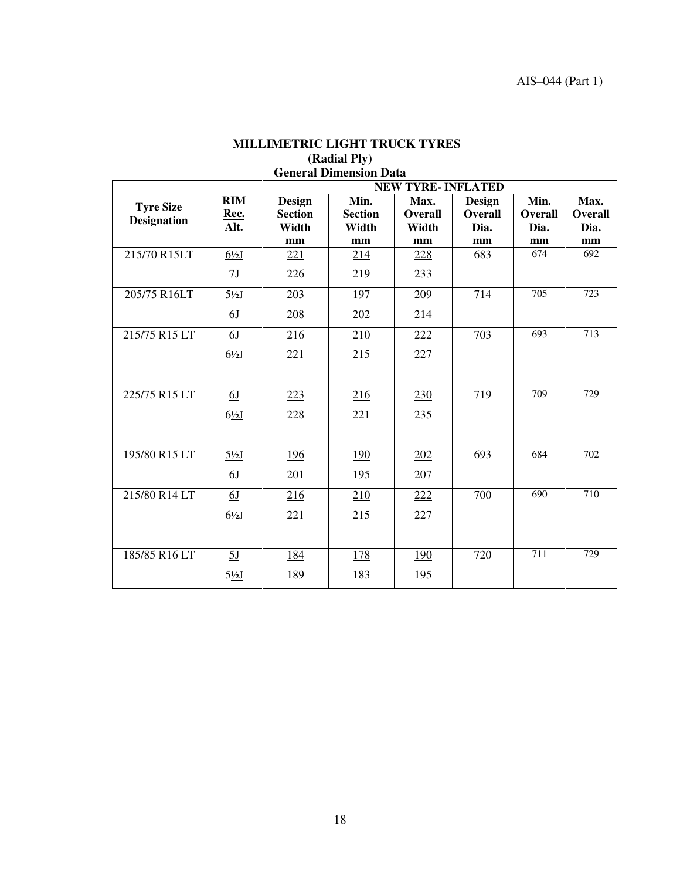## MILLIMETRIC LIGHT TRUCK TYRES
### (Radial Ply)
### General Dimension Data

| Tyre Size Designation | RIM Rec. Alt. | NEW TYRE- INFLATED | | | | | |
|---|---|---|---|---|---|---|---|
| | | Design Section Width mm | Min. Section Width mm | Max. Overall Width mm | Design Overall Dia. mm | Min. Overall Dia. mm | Max. Overall Dia. mm |
| 215/70 R15LT | 6½J | 221 | 214 | 228 | 683 | 674 | 692 |
| | 7J | 226 | 219 | 233 | | | |
| 205/75 R16LT | 5½J | 203 | 197 | 209 | 714 | 705 | 723 |
| | 6J | 208 | 202 | 214 | | | |
| 215/75 R15 LT | 6J | 216 | 210 | 222 | 703 | 693 | 713 |
| | 6½J | 221 | 215 | 227 | | | |
| 225/75 R15 LT | 6J | 223 | 216 | 230 | 719 | 709 | 729 |
| | 6½J | 228 | 221 | 235 | | | |
| 195/80 R15 LT | 5½J | 196 | 190 | 202 | 693 | 684 | 702 |
| | 6J | 201 | 195 | 207 | | | |
| 215/80 R14 LT | 6J | 216 | 210 | 222 | 700 | 690 | 710 |
| | 6½J | 221 | 215 | 227 | | | |
| 185/85 R16 LT | 5J | 184 | 178 | 190 | 720 | 711 | 729 |
| | 5½J | 189 | 183 | 195 | | | |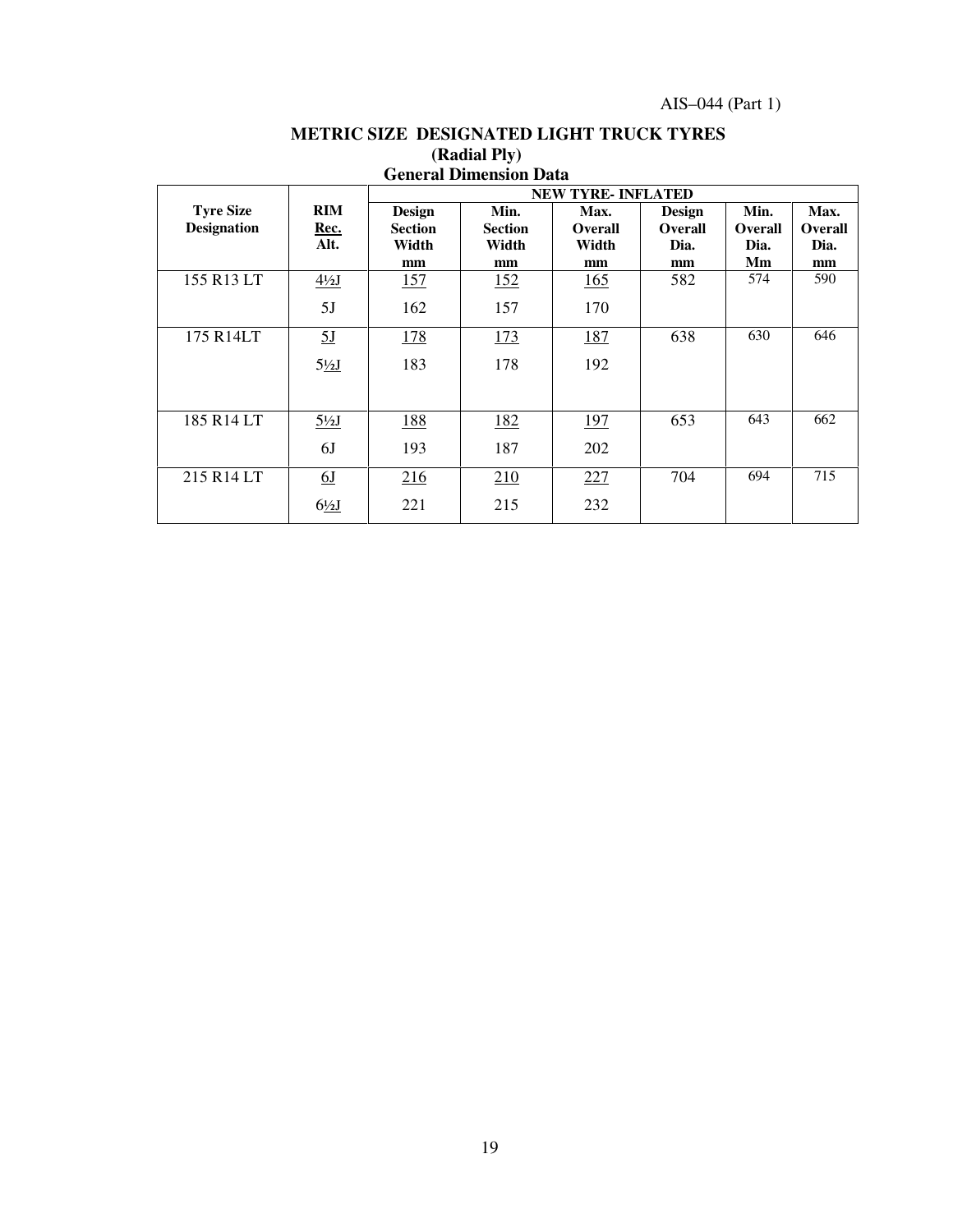**METRIC SIZE DESIGNATED LIGHT TRUCK TYRES**
**(Radial Ply)**
**General Dimension Data**

| Tyre Size Designation | RIM Rec. Alt. | NEW TYRE- INFLATED | | | | | |
|---|---|---|---|---|---|---|---|
| | | Design Section Width mm | Min. Section Width mm | Max. Overall Width mm | Design Overall Dia. mm | Min. Overall Dia. Mm | Max. Overall Dia. mm |
| 155 R13 LT | 4½J | 157 | 152 | 165 | 582 | 574 | 590 |
| | 5J | 162 | 157 | 170 | | | |
| 175 R14LT | 5J | 178 | 173 | 187 | 638 | 630 | 646 |
| | 5½J | 183 | 178 | 192 | | | |
| 185 R14 LT | 5½J | 188 | 182 | 197 | 653 | 643 | 662 |
| | 6J | 193 | 187 | 202 | | | |
| 215 R14 LT | 6J | 216 | 210 | 227 | 704 | 694 | 715 |
| | 6½J | 221 | 215 | 232 | | | |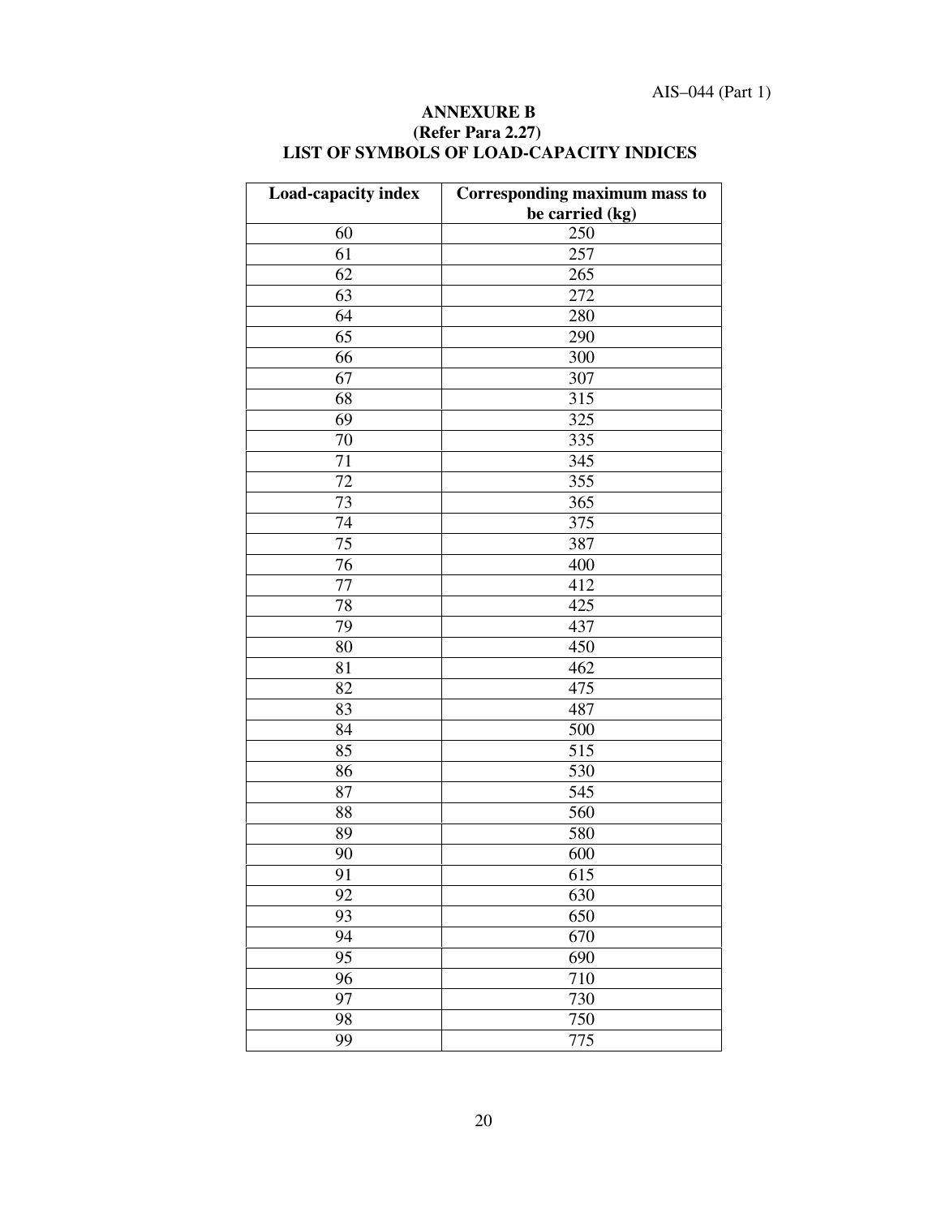**ANNEXURE B**
**(Refer Para 2.27)**
**LIST OF SYMBOLS OF LOAD-CAPACITY INDICES**

| Load-capacity index | Corresponding maximum mass to be carried (kg) |
|---|---|
| 60 | 250 |
| 61 | 257 |
| 62 | 265 |
| 63 | 272 |
| 64 | 280 |
| 65 | 290 |
| 66 | 300 |
| 67 | 307 |
| 68 | 315 |
| 69 | 325 |
| 70 | 335 |
| 71 | 345 |
| 72 | 355 |
| 73 | 365 |
| 74 | 375 |
| 75 | 387 |
| 76 | 400 |
| 77 | 412 |
| 78 | 425 |
| 79 | 437 |
| 80 | 450 |
| 81 | 462 |
| 82 | 475 |
| 83 | 487 |
| 84 | 500 |
| 85 | 515 |
| 86 | 530 |
| 87 | 545 |
| 88 | 560 |
| 89 | 580 |
| 90 | 600 |
| 91 | 615 |
| 92 | 630 |
| 93 | 650 |
| 94 | 670 |
| 95 | 690 |
| 96 | 710 |
| 97 | 730 |
| 98 | 750 |
| 99 | 775 |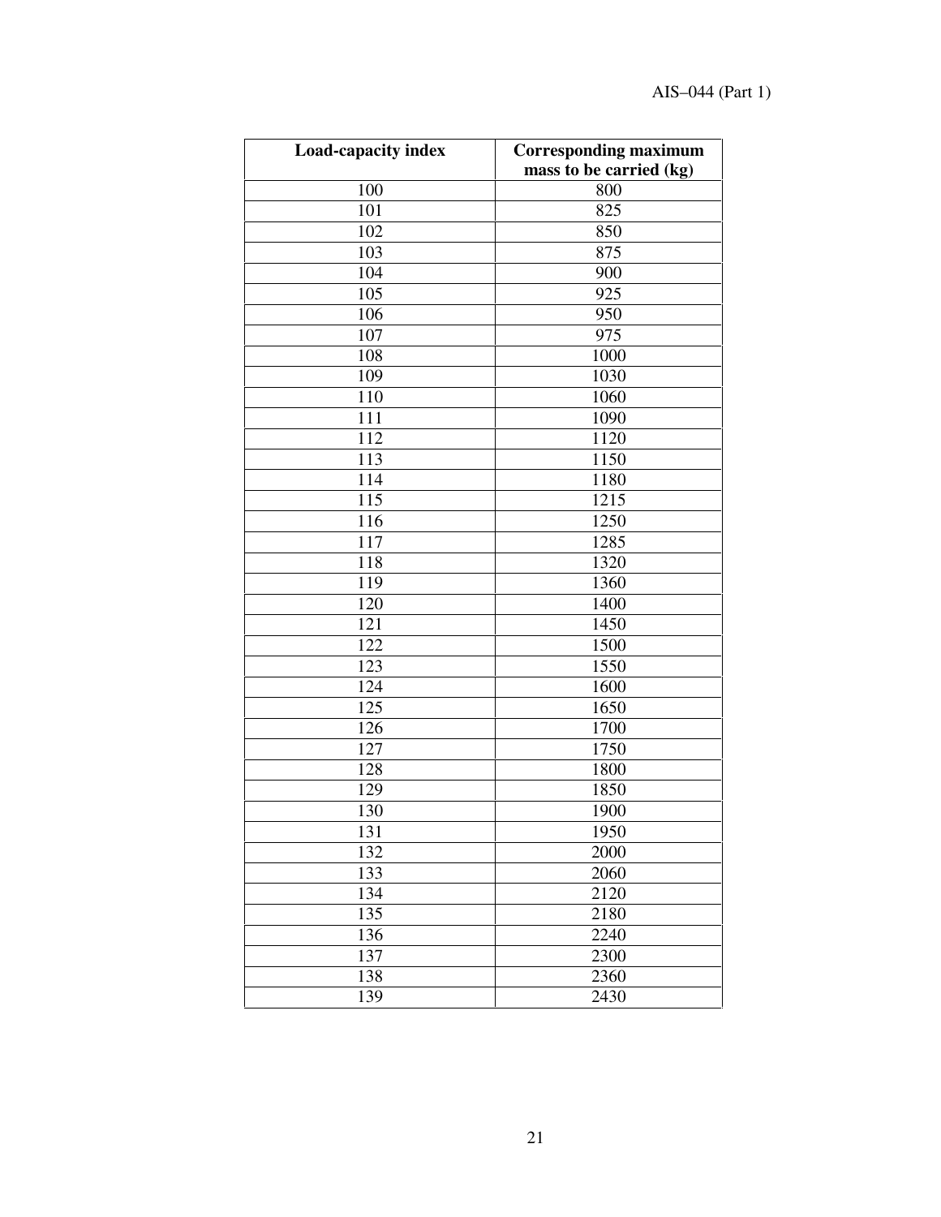| Load-capacity index | Corresponding maximum mass to be carried (kg) |
|---|---|
| 100 | 800 |
| 101 | 825 |
| 102 | 850 |
| 103 | 875 |
| 104 | 900 |
| 105 | 925 |
| 106 | 950 |
| 107 | 975 |
| 108 | 1000 |
| 109 | 1030 |
| 110 | 1060 |
| 111 | 1090 |
| 112 | 1120 |
| 113 | 1150 |
| 114 | 1180 |
| 115 | 1215 |
| 116 | 1250 |
| 117 | 1285 |
| 118 | 1320 |
| 119 | 1360 |
| 120 | 1400 |
| 121 | 1450 |
| 122 | 1500 |
| 123 | 1550 |
| 124 | 1600 |
| 125 | 1650 |
| 126 | 1700 |
| 127 | 1750 |
| 128 | 1800 |
| 129 | 1850 |
| 130 | 1900 |
| 131 | 1950 |
| 132 | 2000 |
| 133 | 2060 |
| 134 | 2120 |
| 135 | 2180 |
| 136 | 2240 |
| 137 | 2300 |
| 138 | 2360 |
| 139 | 2430 |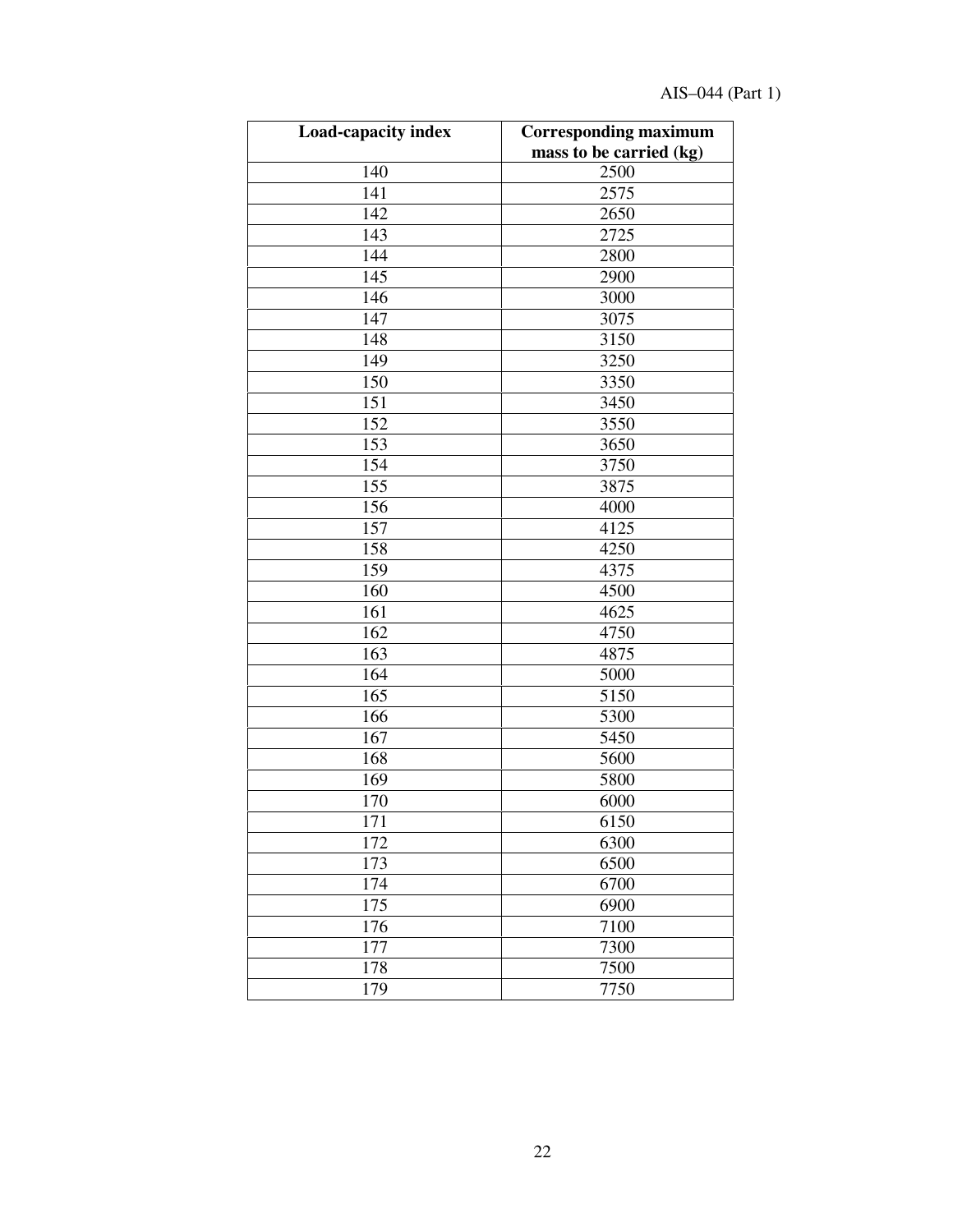| Load-capacity index | Corresponding maximum mass to be carried (kg) |
|---|---|
| 140 | 2500 |
| 141 | 2575 |
| 142 | 2650 |
| 143 | 2725 |
| 144 | 2800 |
| 145 | 2900 |
| 146 | 3000 |
| 147 | 3075 |
| 148 | 3150 |
| 149 | 3250 |
| 150 | 3350 |
| 151 | 3450 |
| 152 | 3550 |
| 153 | 3650 |
| 154 | 3750 |
| 155 | 3875 |
| 156 | 4000 |
| 157 | 4125 |
| 158 | 4250 |
| 159 | 4375 |
| 160 | 4500 |
| 161 | 4625 |
| 162 | 4750 |
| 163 | 4875 |
| 164 | 5000 |
| 165 | 5150 |
| 166 | 5300 |
| 167 | 5450 |
| 168 | 5600 |
| 169 | 5800 |
| 170 | 6000 |
| 171 | 6150 |
| 172 | 6300 |
| 173 | 6500 |
| 174 | 6700 |
| 175 | 6900 |
| 176 | 7100 |
| 177 | 7300 |
| 178 | 7500 |
| 179 | 7750 |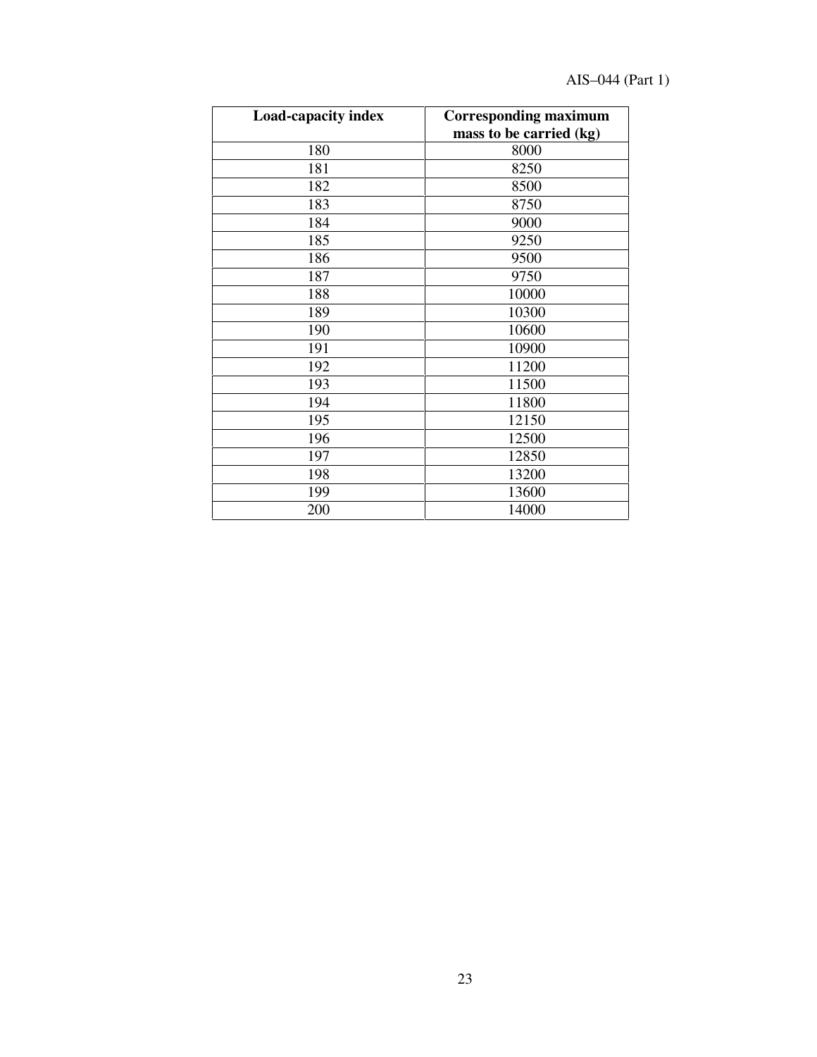| Load-capacity index | Corresponding maximum mass to be carried (kg) |
|---|---|
| 180 | 8000 |
| 181 | 8250 |
| 182 | 8500 |
| 183 | 8750 |
| 184 | 9000 |
| 185 | 9250 |
| 186 | 9500 |
| 187 | 9750 |
| 188 | 10000 |
| 189 | 10300 |
| 190 | 10600 |
| 191 | 10900 |
| 192 | 11200 |
| 193 | 11500 |
| 194 | 11800 |
| 195 | 12150 |
| 196 | 12500 |
| 197 | 12850 |
| 198 | 13200 |
| 199 | 13600 |
| 200 | 14000 |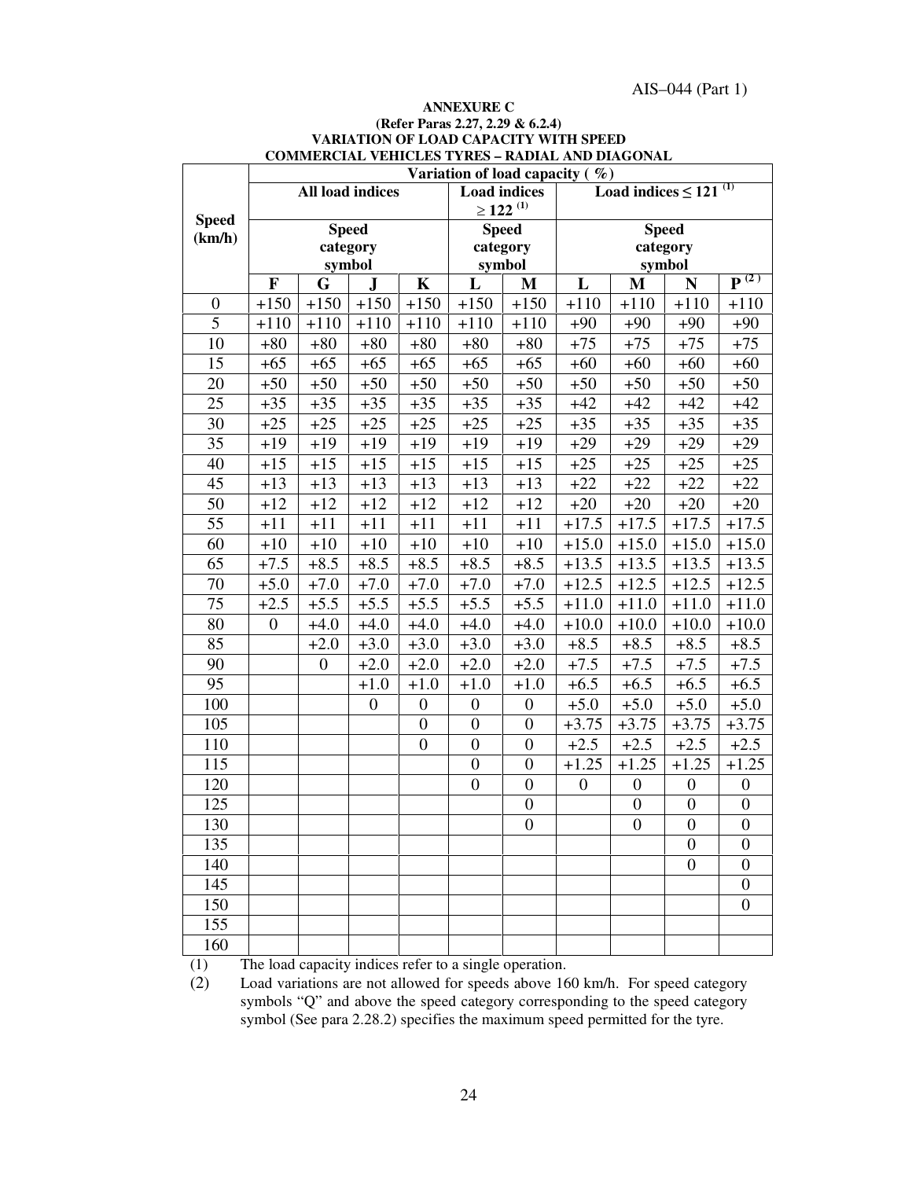**ANNEXURE C**

**(Refer Paras 2.27, 2.29 & 6.2.4)**

**VARIATION OF LOAD CAPACITY WITH SPEED**

**COMMERCIAL VEHICLES TYRES – RADIAL AND DIAGONAL**

| Speed (km/h) | Variation of load capacity ( %) | | | | | | | | | |
|---|---|---|---|---|---|---|---|---|---|---|
| | All load indices | | | | Load indices ≥ 122 [(1)] | | Load indices ≤ 121 [(1)] | | | |
| | Speed category symbol | | | | Speed category symbol | | Speed category symbol | | | |
| | F | G | J | K | L | M | L | M | N | P [(2)] |
| 0 | +150 | +150 | +150 | +150 | +150 | +150 | +110 | +110 | +110 | +110 |
| 5 | +110 | +110 | +110 | +110 | +110 | +110 | +90 | +90 | +90 | +90 |
| 10 | +80 | +80 | +80 | +80 | +80 | +80 | +75 | +75 | +75 | +75 |
| 15 | +65 | +65 | +65 | +65 | +65 | +65 | +60 | +60 | +60 | +60 |
| 20 | +50 | +50 | +50 | +50 | +50 | +50 | +50 | +50 | +50 | +50 |
| 25 | +35 | +35 | +35 | +35 | +35 | +35 | +42 | +42 | +42 | +42 |
| 30 | +25 | +25 | +25 | +25 | +25 | +25 | +35 | +35 | +35 | +35 |
| 35 | +19 | +19 | +19 | +19 | +19 | +19 | +29 | +29 | +29 | +29 |
| 40 | +15 | +15 | +15 | +15 | +15 | +15 | +25 | +25 | +25 | +25 |
| 45 | +13 | +13 | +13 | +13 | +13 | +13 | +22 | +22 | +22 | +22 |
| 50 | +12 | +12 | +12 | +12 | +12 | +12 | +20 | +20 | +20 | +20 |
| 55 | +11 | +11 | +11 | +11 | +11 | +11 | +17.5 | +17.5 | +17.5 | +17.5 |
| 60 | +10 | +10 | +10 | +10 | +10 | +10 | +15.0 | +15.0 | +15.0 | +15.0 |
| 65 | +7.5 | +8.5 | +8.5 | +8.5 | +8.5 | +8.5 | +13.5 | +13.5 | +13.5 | +13.5 |
| 70 | +5.0 | +7.0 | +7.0 | +7.0 | +7.0 | +7.0 | +12.5 | +12.5 | +12.5 | +12.5 |
| 75 | +2.5 | +5.5 | +5.5 | +5.5 | +5.5 | +5.5 | +11.0 | +11.0 | +11.0 | +11.0 |
| 80 | 0 | +4.0 | +4.0 | +4.0 | +4.0 | +4.0 | +10.0 | +10.0 | +10.0 | +10.0 |
| 85 | | +2.0 | +3.0 | +3.0 | +3.0 | +3.0 | +8.5 | +8.5 | +8.5 | +8.5 |
| 90 | | 0 | +2.0 | +2.0 | +2.0 | +2.0 | +7.5 | +7.5 | +7.5 | +7.5 |
| 95 | | | +1.0 | +1.0 | +1.0 | +1.0 | +6.5 | +6.5 | +6.5 | +6.5 |
| 100 | | | 0 | 0 | 0 | 0 | +5.0 | +5.0 | +5.0 | +5.0 |
| 105 | | | | 0 | 0 | 0 | +3.75 | +3.75 | +3.75 | +3.75 |
| 110 | | | | 0 | 0 | 0 | +2.5 | +2.5 | +2.5 | +2.5 |
| 115 | | | | | 0 | 0 | +1.25 | +1.25 | +1.25 | +1.25 |
| 120 | | | | | 0 | 0 | 0 | 0 | 0 | 0 |
| 125 | | | | | | 0 | | 0 | 0 | 0 |
| 130 | | | | | | 0 | | 0 | 0 | 0 |
| 135 | | | | | | | | | 0 | 0 |
| 140 | | | | | | | | | 0 | 0 |
| 145 | | | | | | | | | | 0 |
| 150 | | | | | | | | | | 0 |
| 155 | | | | | | | | | | |
| 160 | | | | | | | | | | |

(1) The load capacity indices refer to a single operation.

(2) Load variations are not allowed for speeds above 160 km/h. For speed category symbols "Q" and above the speed category corresponding to the speed category symbol (See para 2.28.2) specifies the maximum speed permitted for the tyre.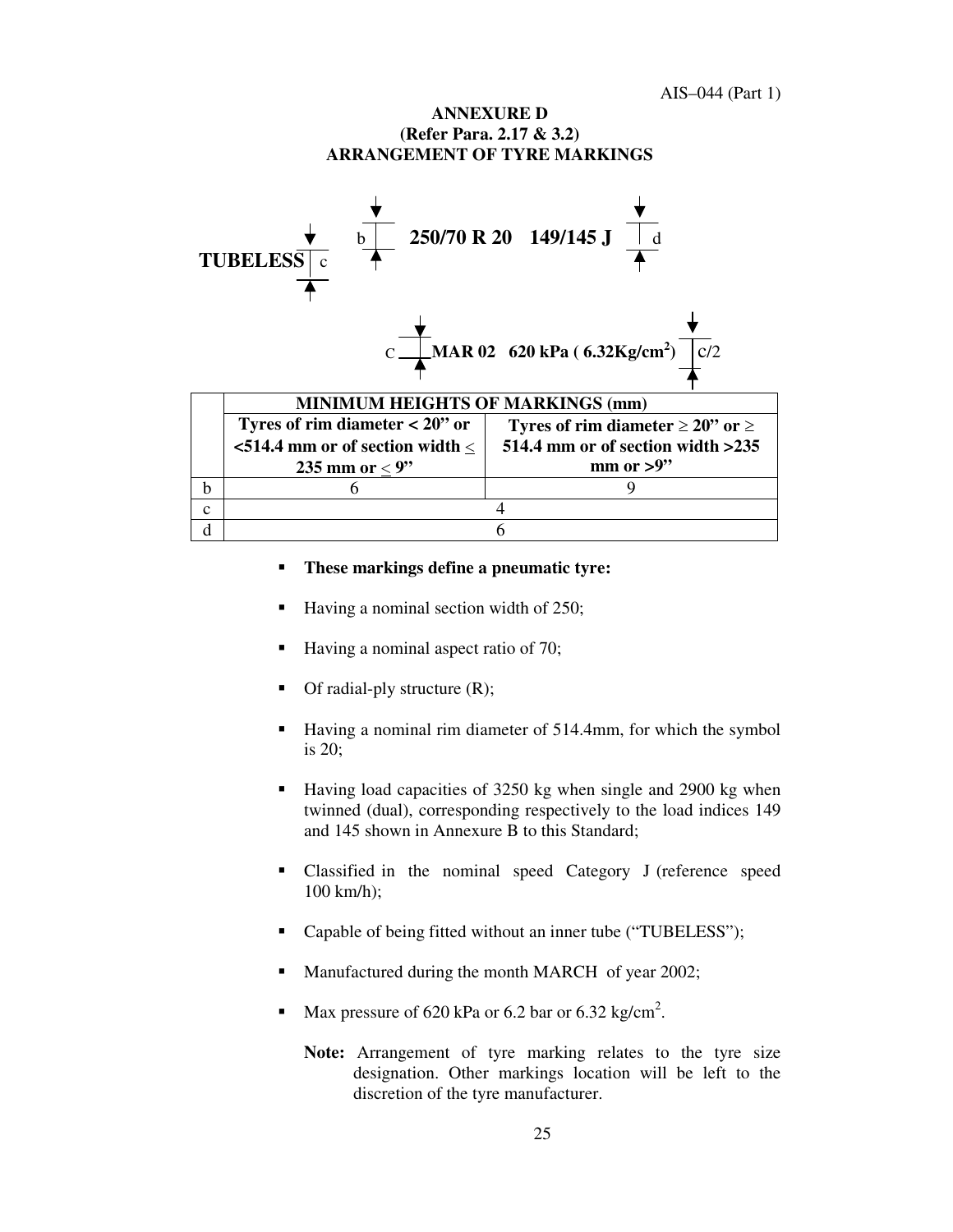**ANNEXURE D**
**(Refer Para. 2.17 & 3.2)**
**ARRANGEMENT OF TYRE MARKINGS**

**TUBELESS** c  b **250/70 R 20 149/145 J** d

c **MAR 02 620 kPa ( 6.32Kg/cm$^2$)** c/2

| | MINIMUM HEIGHTS OF MARKINGS (mm) | |
|---|---|---|
| | Tyres of rim diameter < 20” or <514.4 mm or of section width ≤ 235 mm or ≤ 9” | Tyres of rim diameter ≥ 20” or ≥ 514.4 mm or of section width >235 mm or >9” |
| b | 6 | 9 |
| c | 4 | |
| d | 6 | |

- **These markings define a pneumatic tyre:**
- Having a nominal section width of 250;
- Having a nominal aspect ratio of 70;
- Of radial-ply structure (R);
- Having a nominal rim diameter of 514.4mm, for which the symbol is 20;
- Having load capacities of 3250 kg when single and 2900 kg when twinned (dual), corresponding respectively to the load indices 149 and 145 shown in Annexure B to this Standard;
- Classified in the nominal speed Category J (reference speed 100 km/h);
- Capable of being fitted without an inner tube (“TUBELESS”);
- Manufactured during the month MARCH of year 2002;
- Max pressure of 620 kPa or 6.2 bar or 6.32 kg/cm$^2$.

**Note:** Arrangement of tyre marking relates to the tyre size designation. Other markings location will be left to the discretion of the tyre manufacturer.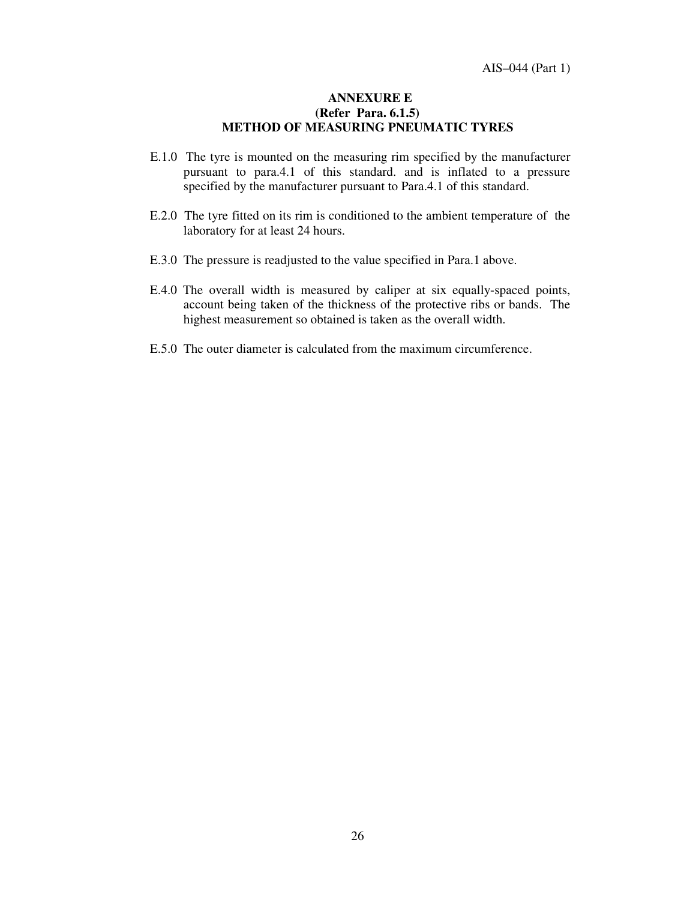## ANNEXURE E
### (Refer Para. 6.1.5)
### METHOD OF MEASURING PNEUMATIC TYRES

E.1.0 The tyre is mounted on the measuring rim specified by the manufacturer pursuant to para.4.1 of this standard. and is inflated to a pressure specified by the manufacturer pursuant to Para.4.1 of this standard.

E.2.0 The tyre fitted on its rim is conditioned to the ambient temperature of the laboratory for at least 24 hours.

E.3.0 The pressure is readjusted to the value specified in Para.1 above.

E.4.0 The overall width is measured by caliper at six equally-spaced points, account being taken of the thickness of the protective ribs or bands. The highest measurement so obtained is taken as the overall width.

E.5.0 The outer diameter is calculated from the maximum circumference.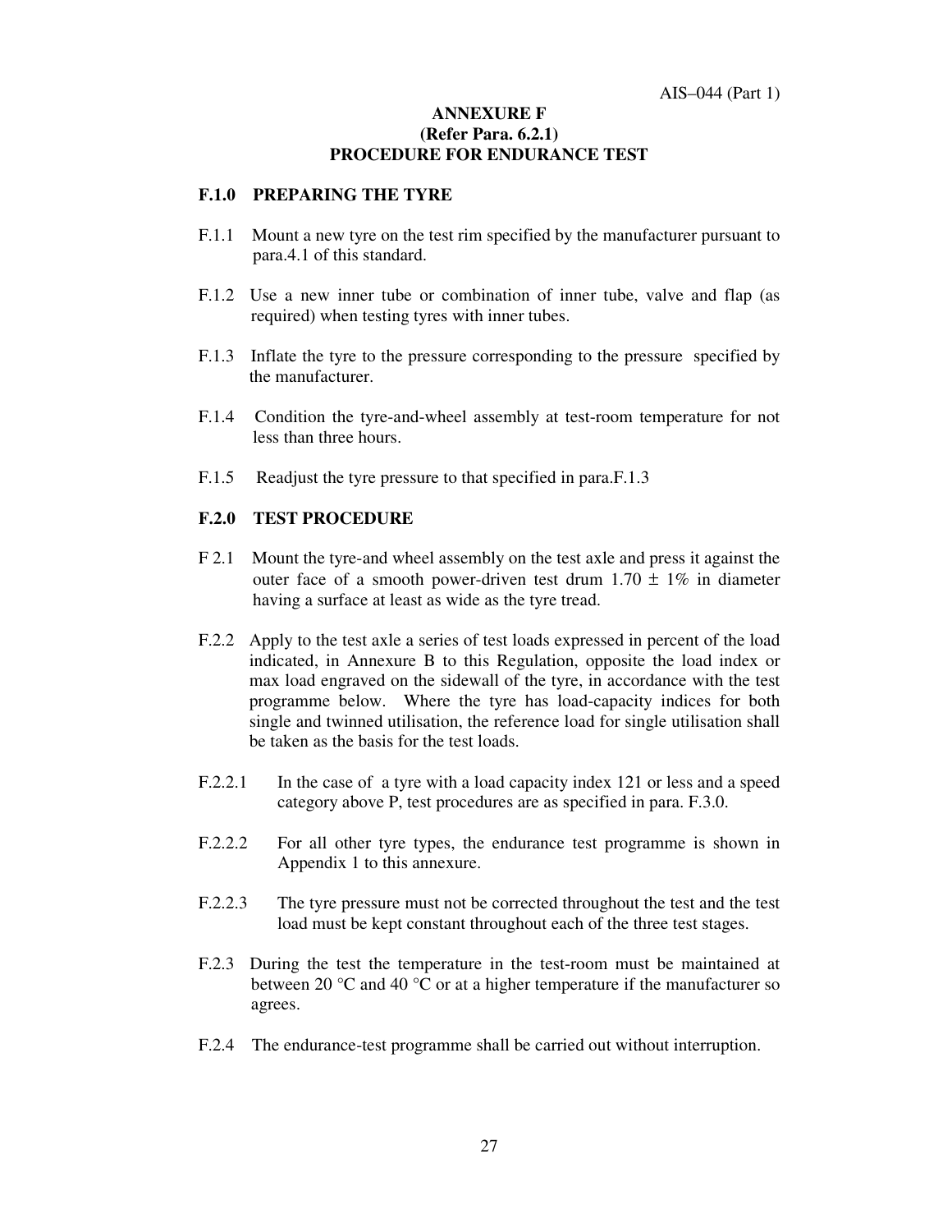## ANNEXURE F
## (Refer Para. 6.2.1)
## PROCEDURE FOR ENDURANCE TEST

### F.1.0 PREPARING THE TYRE

F.1.1 Mount a new tyre on the test rim specified by the manufacturer pursuant to para.4.1 of this standard.

F.1.2 Use a new inner tube or combination of inner tube, valve and flap (as required) when testing tyres with inner tubes.

F.1.3 Inflate the tyre to the pressure corresponding to the pressure specified by the manufacturer.

F.1.4 Condition the tyre-and-wheel assembly at test-room temperature for not less than three hours.

F.1.5 Readjust the tyre pressure to that specified in para.F.1.3

### F.2.0 TEST PROCEDURE

F 2.1 Mount the tyre-and wheel assembly on the test axle and press it against the outer face of a smooth power-driven test drum 1.70 $\pm$ 1% in diameter having a surface at least as wide as the tyre tread.

F.2.2 Apply to the test axle a series of test loads expressed in percent of the load indicated, in Annexure B to this Regulation, opposite the load index or max load engraved on the sidewall of the tyre, in accordance with the test programme below. Where the tyre has load-capacity indices for both single and twinned utilisation, the reference load for single utilisation shall be taken as the basis for the test loads.

F.2.2.1 In the case of a tyre with a load capacity index 121 or less and a speed category above P, test procedures are as specified in para. F.3.0.

F.2.2.2 For all other tyre types, the endurance test programme is shown in Appendix 1 to this annexure.

F.2.2.3 The tyre pressure must not be corrected throughout the test and the test load must be kept constant throughout each of the three test stages.

F.2.3 During the test the temperature in the test-room must be maintained at between 20 °C and 40 °C or at a higher temperature if the manufacturer so agrees.

F.2.4 The endurance-test programme shall be carried out without interruption.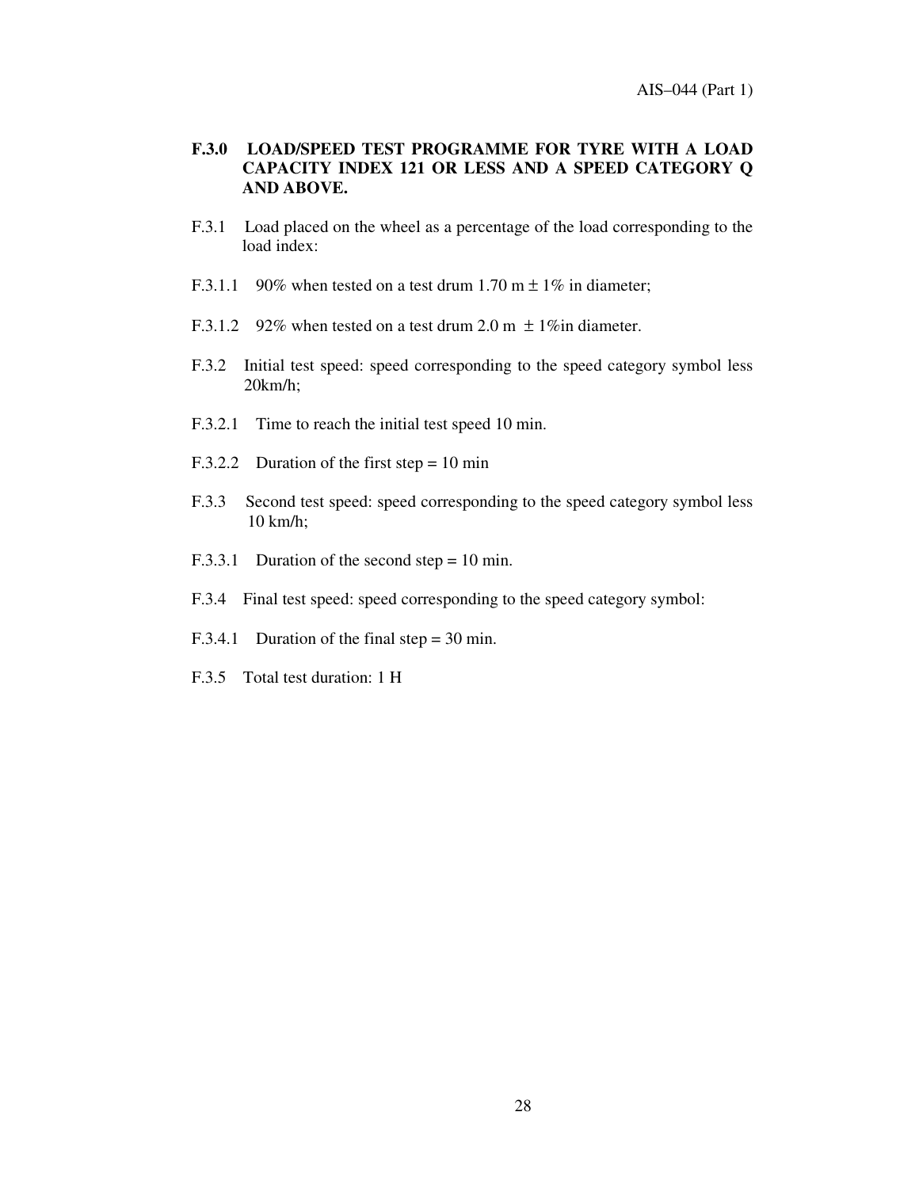## F.3.0 LOAD/SPEED TEST PROGRAMME FOR TYRE WITH A LOAD CAPACITY INDEX 121 OR LESS AND A SPEED CATEGORY Q AND ABOVE.

F.3.1 Load placed on the wheel as a percentage of the load corresponding to the load index:

F.3.1.1 90% when tested on a test drum 1.70 m ± 1% in diameter;

F.3.1.2 92% when tested on a test drum 2.0 m ± 1%in diameter.

F.3.2 Initial test speed: speed corresponding to the speed category symbol less 20km/h;

F.3.2.1 Time to reach the initial test speed 10 min.

F.3.2.2 Duration of the first step = 10 min

F.3.3 Second test speed: speed corresponding to the speed category symbol less 10 km/h;

F.3.3.1 Duration of the second step = 10 min.

F.3.4 Final test speed: speed corresponding to the speed category symbol:

F.3.4.1 Duration of the final step = 30 min.

F.3.5 Total test duration: 1 H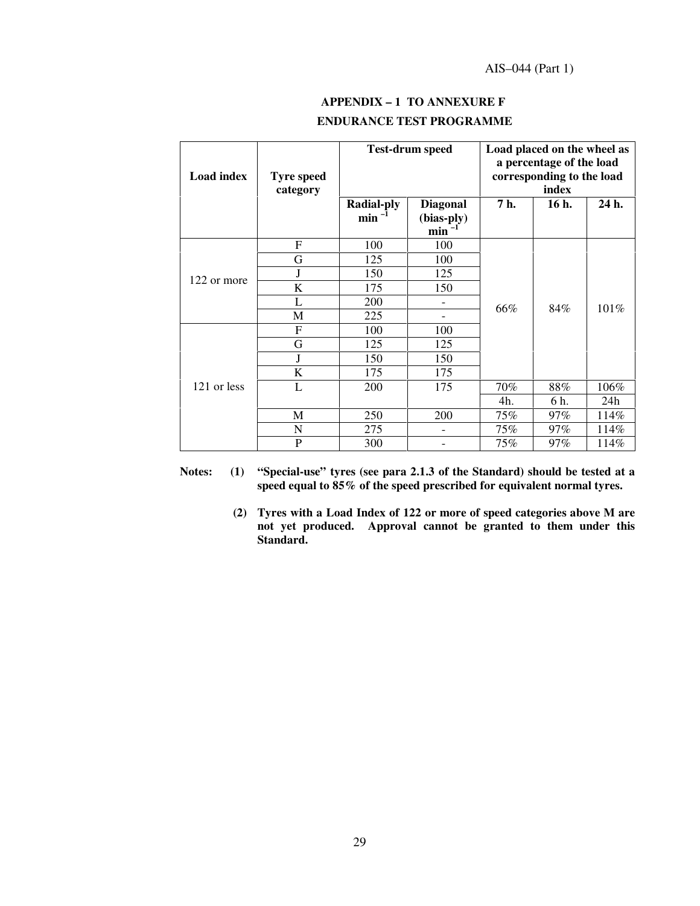## APPENDIX – 1 TO ANNEXURE F

## ENDURANCE TEST PROGRAMME

| Load index | Tyre speed category | Test-drum speed | | Load placed on the wheel as a percentage of the load corresponding to the load index | | |
|---|---|---|---|---|---|---|
| | | Radial-ply $min^{-1}$ | Diagonal (bias-ply) $min^{-1}$ | 7 h. | 16 h. | 24 h. |
| 122 or more | F | 100 | 100 | 66% | 84% | 101% |
| | G | 125 | 100 | | | |
| | J | 150 | 125 | | | |
| | K | 175 | 150 | | | |
| | L | 200 | - | | | |
| | M | 225 | - | | | |
| 121 or less | F | 100 | 100 | | | |
| | G | 125 | 125 | | | |
| | J | 150 | 150 | | | |
| | K | 175 | 175 | | | |
| | L | 200 | 175 | 70% | 88% | 106% |
| | | | | 4h. | 6 h. | 24h |
| | M | 250 | 200 | 75% | 97% | 114% |
| | N | 275 | - | 75% | 97% | 114% |
| | P | 300 | - | 75% | 97% | 114% |

**Notes:**

**(1) "Special-use" tyres (see para 2.1.3 of the Standard) should be tested at a speed equal to 85% of the speed prescribed for equivalent normal tyres.**

**(2) Tyres with a Load Index of 122 or more of speed categories above M are not yet produced. Approval cannot be granted to them under this Standard.**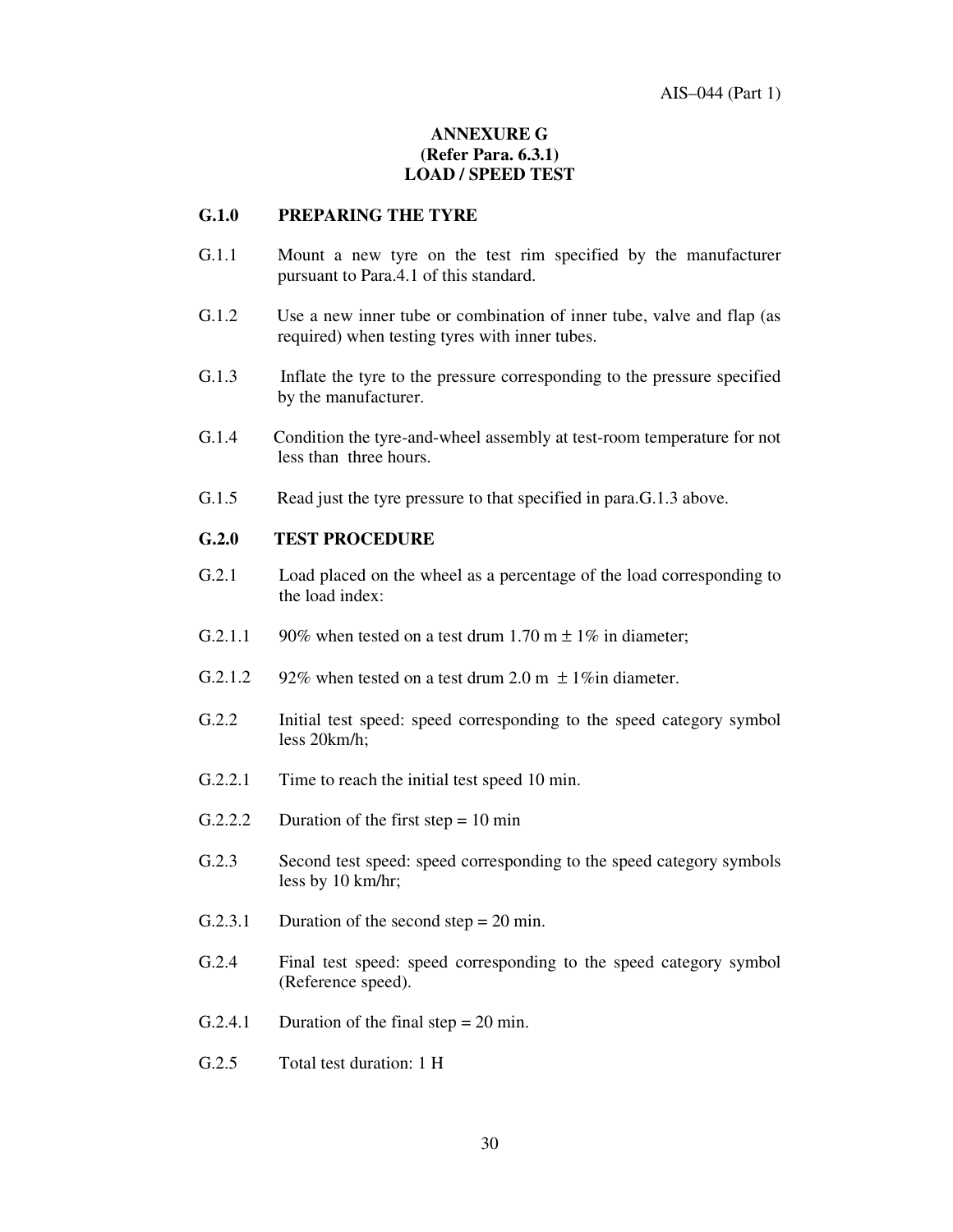## ANNEXURE G
## (Refer Para. 6.3.1)
## LOAD / SPEED TEST

**G.1.0 PREPARING THE TYRE**

G.1.1 Mount a new tyre on the test rim specified by the manufacturer pursuant to Para.4.1 of this standard.

G.1.2 Use a new inner tube or combination of inner tube, valve and flap (as required) when testing tyres with inner tubes.

G.1.3 Inflate the tyre to the pressure corresponding to the pressure specified by the manufacturer.

G.1.4 Condition the tyre-and-wheel assembly at test-room temperature for not less than three hours.

G.1.5 Read just the tyre pressure to that specified in para.G.1.3 above.

**G.2.0 TEST PROCEDURE**

G.2.1 Load placed on the wheel as a percentage of the load corresponding to the load index:

G.2.1.1 90% when tested on a test drum 1.70 m ± 1% in diameter;

G.2.1.2 92% when tested on a test drum 2.0 m ± 1%in diameter.

G.2.2 Initial test speed: speed corresponding to the speed category symbol less 20km/h;

G.2.2.1 Time to reach the initial test speed 10 min.

G.2.2.2 Duration of the first step = 10 min

G.2.3 Second test speed: speed corresponding to the speed category symbols less by 10 km/hr;

G.2.3.1 Duration of the second step = 20 min.

G.2.4 Final test speed: speed corresponding to the speed category symbol (Reference speed).

G.2.4.1 Duration of the final step = 20 min.

G.2.5 Total test duration: 1 H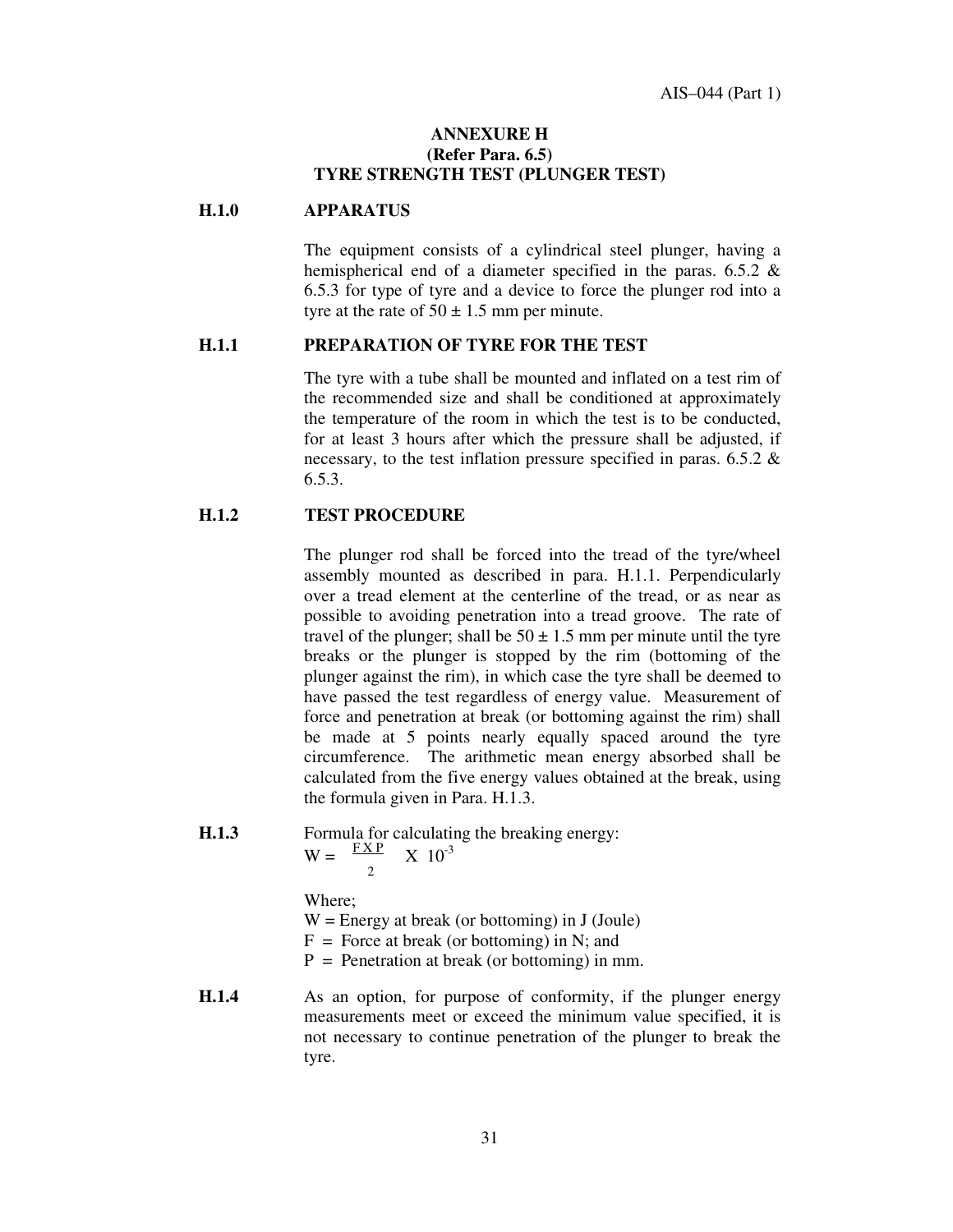# ANNEXURE H
## (Refer Para. 6.5)
## TYRE STRENGTH TEST (PLUNGER TEST)

**H.1.0 APPARATUS**

The equipment consists of a cylindrical steel plunger, having a hemispherical end of a diameter specified in the paras. 6.5.2 & 6.5.3 for type of tyre and a device to force the plunger rod into a tyre at the rate of 50 ± 1.5 mm per minute.

**H.1.1 PREPARATION OF TYRE FOR THE TEST**

The tyre with a tube shall be mounted and inflated on a test rim of the recommended size and shall be conditioned at approximately the temperature of the room in which the test is to be conducted, for at least 3 hours after which the pressure shall be adjusted, if necessary, to the test inflation pressure specified in paras. 6.5.2 & 6.5.3.

**H.1.2 TEST PROCEDURE**

The plunger rod shall be forced into the tread of the tyre/wheel assembly mounted as described in para. H.1.1. Perpendicularly over a tread element at the centerline of the tread, or as near as possible to avoiding penetration into a tread groove. The rate of travel of the plunger; shall be 50 ± 1.5 mm per minute until the tyre breaks or the plunger is stopped by the rim (bottoming of the plunger against the rim), in which case the tyre shall be deemed to have passed the test regardless of energy value. Measurement of force and penetration at break (or bottoming against the rim) shall be made at 5 points nearly equally spaced around the tyre circumference. The arithmetic mean energy absorbed shall be calculated from the five energy values obtained at the break, using the formula given in Para. H.1.3.

**H.1.3** Formula for calculating the breaking energy:

$$W = \frac{F \times P}{2} \times 10^{-3}$$

Where;

W = Energy at break (or bottoming) in J (Joule)

F = Force at break (or bottoming) in N; and

P = Penetration at break (or bottoming) in mm.

**H.1.4** As an option, for purpose of conformity, if the plunger energy measurements meet or exceed the minimum value specified, it is not necessary to continue penetration of the plunger to break the tyre.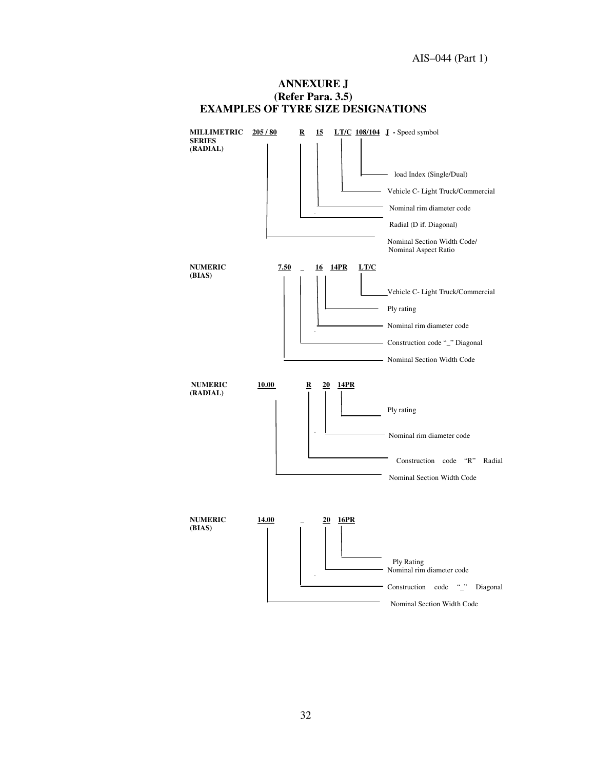# ANNEXURE J
## (Refer Para. 3.5)
## EXAMPLES OF TYRE SIZE DESIGNATIONS

**MILLIMETRIC SERIES (RADIAL)** — **205 / 80** **R** **15** **LT/C** **108/104** **J** - Speed symbol

- **108/104** — load Index (Single/Dual)
- **LT/C** — Vehicle C- Light Truck/Commercial
- **15** — Nominal rim diameter code
- **R** — Radial (D if. Diagonal)
- **205 / 80** — Nominal Section Width Code/ Nominal Aspect Ratio

**NUMERIC (BIAS)** — **7.50** **_** **16** **14PR** **LT/C**

- **LT/C** — Vehicle C- Light Truck/Commercial
- **14PR** — Ply rating
- **16** — Nominal rim diameter code
- **_** — Construction code "_" Diagonal
- **7.50** — Nominal Section Width Code

**NUMERIC (RADIAL)** — **10.00** **R** **20** **14PR**

- **14PR** — Ply rating
- **20** — Nominal rim diameter code
- **R** — Construction code "R" Radial
- **10.00** — Nominal Section Width Code

**NUMERIC (BIAS)** — **14.00** **_** **20** **16PR**

- **16PR** — Ply Rating
- **20** — Nominal rim diameter code
- **_** — Construction code "_" Diagonal
- **14.00** — Nominal Section Width Code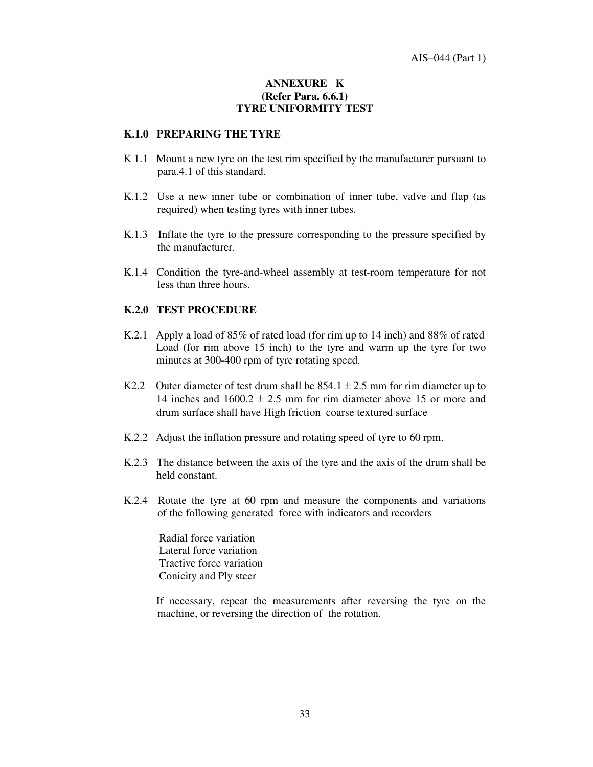# ANNEXURE K
## (Refer Para. 6.6.1)
## TYRE UNIFORMITY TEST

### K.1.0 PREPARING THE TYRE

K 1.1 Mount a new tyre on the test rim specified by the manufacturer pursuant to para.4.1 of this standard.

K.1.2 Use a new inner tube or combination of inner tube, valve and flap (as required) when testing tyres with inner tubes.

K.1.3 Inflate the tyre to the pressure corresponding to the pressure specified by the manufacturer.

K.1.4 Condition the tyre-and-wheel assembly at test-room temperature for not less than three hours.

### K.2.0 TEST PROCEDURE

K.2.1 Apply a load of 85% of rated load (for rim up to 14 inch) and 88% of rated Load (for rim above 15 inch) to the tyre and warm up the tyre for two minutes at 300-400 rpm of tyre rotating speed.

K2.2 Outer diameter of test drum shall be 854.1 ± 2.5 mm for rim diameter up to 14 inches and 1600.2 ± 2.5 mm for rim diameter above 15 or more and drum surface shall have High friction coarse textured surface

K.2.2 Adjust the inflation pressure and rotating speed of tyre to 60 rpm.

K.2.3 The distance between the axis of the tyre and the axis of the drum shall be held constant.

K.2.4 Rotate the tyre at 60 rpm and measure the components and variations of the following generated force with indicators and recorders

Radial force variation
Lateral force variation
Tractive force variation
Conicity and Ply steer

If necessary, repeat the measurements after reversing the tyre on the machine, or reversing the direction of the rotation.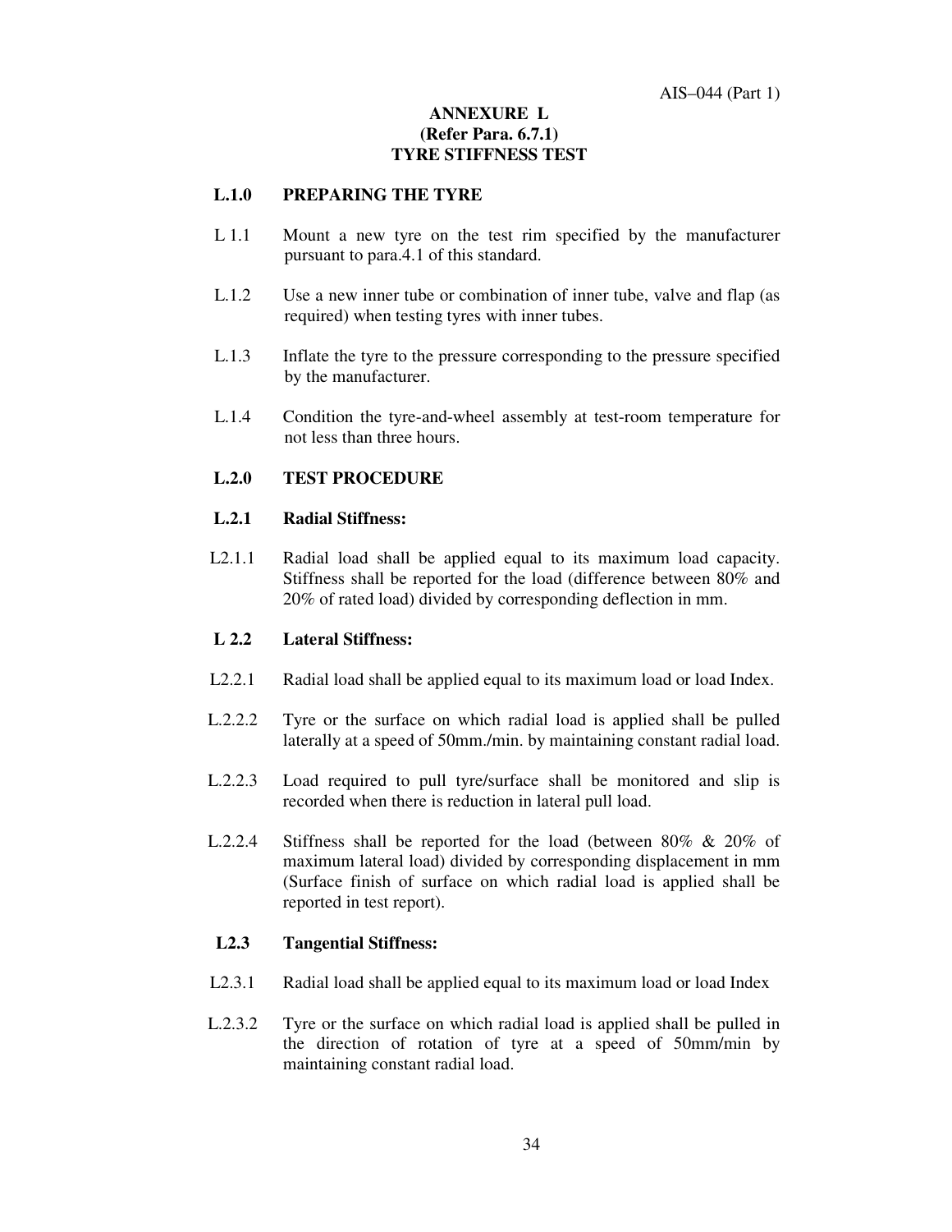## ANNEXURE L
## (Refer Para. 6.7.1)
## TYRE STIFFNESS TEST

**L.1.0 PREPARING THE TYRE**

L 1.1 Mount a new tyre on the test rim specified by the manufacturer pursuant to para.4.1 of this standard.

L.1.2 Use a new inner tube or combination of inner tube, valve and flap (as required) when testing tyres with inner tubes.

L.1.3 Inflate the tyre to the pressure corresponding to the pressure specified by the manufacturer.

L.1.4 Condition the tyre-and-wheel assembly at test-room temperature for not less than three hours.

**L.2.0 TEST PROCEDURE**

**L.2.1 Radial Stiffness:**

L2.1.1 Radial load shall be applied equal to its maximum load capacity. Stiffness shall be reported for the load (difference between 80% and 20% of rated load) divided by corresponding deflection in mm.

**L 2.2 Lateral Stiffness:**

L2.2.1 Radial load shall be applied equal to its maximum load or load Index.

L.2.2.2 Tyre or the surface on which radial load is applied shall be pulled laterally at a speed of 50mm./min. by maintaining constant radial load.

L.2.2.3 Load required to pull tyre/surface shall be monitored and slip is recorded when there is reduction in lateral pull load.

L.2.2.4 Stiffness shall be reported for the load (between 80% & 20% of maximum lateral load) divided by corresponding displacement in mm (Surface finish of surface on which radial load is applied shall be reported in test report).

**L2.3 Tangential Stiffness:**

L2.3.1 Radial load shall be applied equal to its maximum load or load Index

L.2.3.2 Tyre or the surface on which radial load is applied shall be pulled in the direction of rotation of tyre at a speed of 50mm/min by maintaining constant radial load.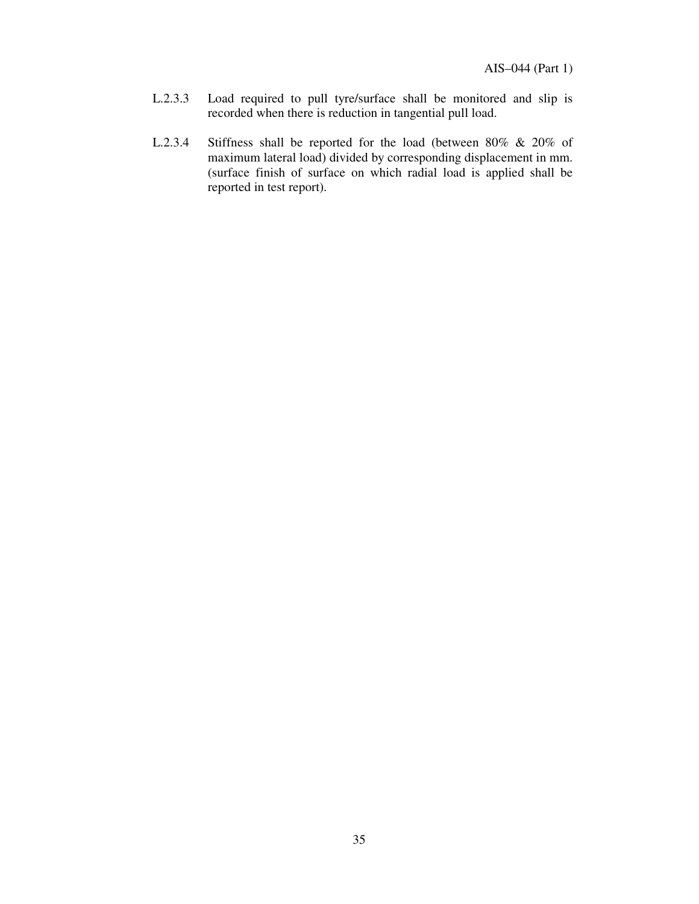L.2.3.3 Load required to pull tyre/surface shall be monitored and slip is recorded when there is reduction in tangential pull load.

L.2.3.4 Stiffness shall be reported for the load (between 80% & 20% of maximum lateral load) divided by corresponding displacement in mm. (surface finish of surface on which radial load is applied shall be reported in test report).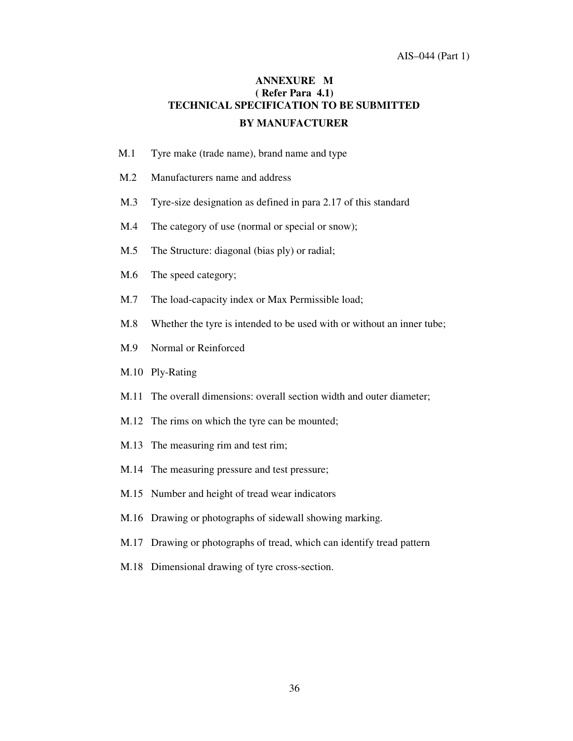## ANNEXURE M
### ( Refer Para 4.1)
### TECHNICAL SPECIFICATION TO BE SUBMITTED BY MANUFACTURER

M.1 Tyre make (trade name), brand name and type

M.2 Manufacturers name and address

M.3 Tyre-size designation as defined in para 2.17 of this standard

M.4 The category of use (normal or special or snow);

M.5 The Structure: diagonal (bias ply) or radial;

M.6 The speed category;

M.7 The load-capacity index or Max Permissible load;

M.8 Whether the tyre is intended to be used with or without an inner tube;

M.9 Normal or Reinforced

M.10 Ply-Rating

M.11 The overall dimensions: overall section width and outer diameter;

M.12 The rims on which the tyre can be mounted;

M.13 The measuring rim and test rim;

M.14 The measuring pressure and test pressure;

M.15 Number and height of tread wear indicators

M.16 Drawing or photographs of sidewall showing marking.

M.17 Drawing or photographs of tread, which can identify tread pattern

M.18 Dimensional drawing of tyre cross-section.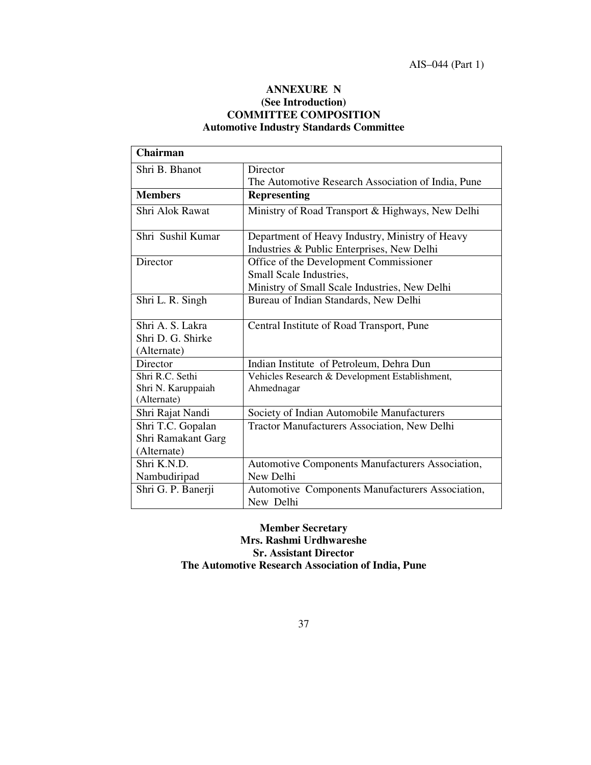**ANNEXURE N**
**(See Introduction)**
**COMMITTEE COMPOSITION**
**Automotive Industry Standards Committee**

| **Chairman** | |
|---|---|
| Shri B. Bhanot | Director<br>The Automotive Research Association of India, Pune |
| **Members** | **Representing** |
| Shri Alok Rawat | Ministry of Road Transport & Highways, New Delhi |
| Shri Sushil Kumar | Department of Heavy Industry, Ministry of Heavy Industries & Public Enterprises, New Delhi |
| Director | Office of the Development Commissioner<br>Small Scale Industries,<br>Ministry of Small Scale Industries, New Delhi |
| Shri L. R. Singh | Bureau of Indian Standards, New Delhi |
| Shri A. S. Lakra<br>Shri D. G. Shirke<br>(Alternate) | Central Institute of Road Transport, Pune |
| Director | Indian Institute of Petroleum, Dehra Dun |
| Shri R.C. Sethi<br>Shri N. Karuppaiah<br>(Alternate) | Vehicles Research & Development Establishment, Ahmednagar |
| Shri Rajat Nandi | Society of Indian Automobile Manufacturers |
| Shri T.C. Gopalan<br>Shri Ramakant Garg<br>(Alternate) | Tractor Manufacturers Association, New Delhi |
| Shri K.N.D. Nambudiripad | Automotive Components Manufacturers Association, New Delhi |
| Shri G. P. Banerji | Automotive Components Manufacturers Association, New Delhi |

**Member Secretary**
**Mrs. Rashmi Urdhwareshe**
**Sr. Assistant Director**
**The Automotive Research Association of India, Pune**